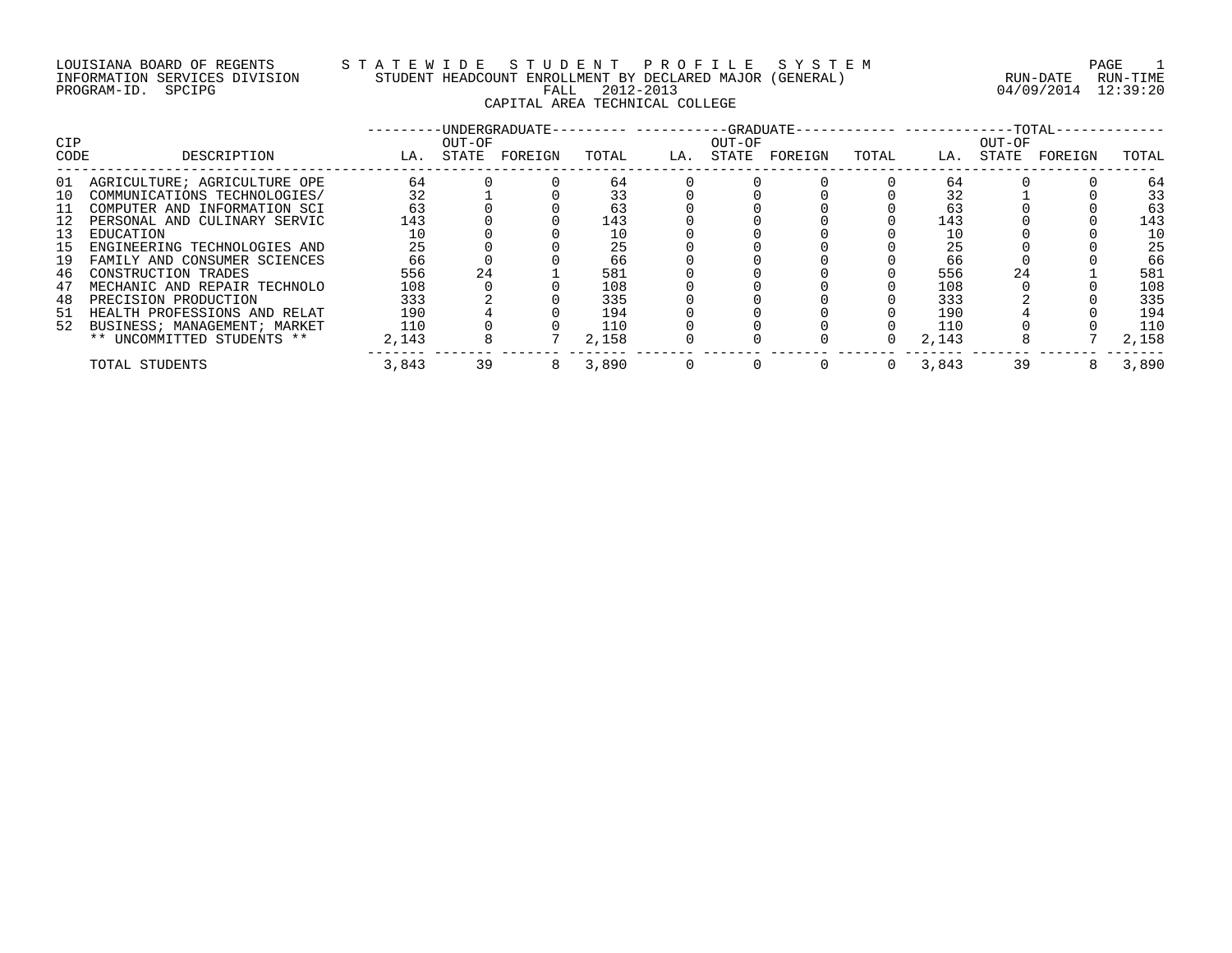LOUISIANA BOARD OF REGENTS
INFORMATION SERVICES DIVISION
PROGRAM-ID. SPCIPG

STATEWIDE STUDENT PROFILE SYSTEM
STUDENT HEADCOUNT ENROLLMENT BY DECLARED MAJOR (GENERAL)
FALL 2012-2013
CAPITAL AREA TECHNICAL COLLEGE

RUN-DATE 04/09/2014 RUN-TIME 12:39:20

| CIP CODE | DESCRIPTION | UNDERGRADUATE | | | | GRADUATE | | | | TOTAL | | | |
|---|---|---|---|---|---|---|---|---|---|---|---|---|---|
| | | LA. | OUT-OF STATE | FOREIGN | TOTAL | LA. | OUT-OF STATE | FOREIGN | TOTAL | LA. | OUT-OF STATE | FOREIGN | TOTAL |
| 01 | AGRICULTURE; AGRICULTURE OPE | 64 | 0 | 0 | 64 | 0 | 0 | 0 | 0 | 64 | 0 | 0 | 64 |
| 10 | COMMUNICATIONS TECHNOLOGIES/ | 32 | 1 | 0 | 33 | 0 | 0 | 0 | 0 | 32 | 1 | 0 | 33 |
| 11 | COMPUTER AND INFORMATION SCI | 63 | 0 | 0 | 63 | 0 | 0 | 0 | 0 | 63 | 0 | 0 | 63 |
| 12 | PERSONAL AND CULINARY SERVIC | 143 | 0 | 0 | 143 | 0 | 0 | 0 | 0 | 143 | 0 | 0 | 143 |
| 13 | EDUCATION | 10 | 0 | 0 | 10 | 0 | 0 | 0 | 0 | 10 | 0 | 0 | 10 |
| 15 | ENGINEERING TECHNOLOGIES AND | 25 | 0 | 0 | 25 | 0 | 0 | 0 | 0 | 25 | 0 | 0 | 25 |
| 19 | FAMILY AND CONSUMER SCIENCES | 66 | 0 | 0 | 66 | 0 | 0 | 0 | 0 | 66 | 0 | 0 | 66 |
| 46 | CONSTRUCTION TRADES | 556 | 24 | 1 | 581 | 0 | 0 | 0 | 0 | 556 | 24 | 1 | 581 |
| 47 | MECHANIC AND REPAIR TECHNOLO | 108 | 0 | 0 | 108 | 0 | 0 | 0 | 0 | 108 | 0 | 0 | 108 |
| 48 | PRECISION PRODUCTION | 333 | 2 | 0 | 335 | 0 | 0 | 0 | 0 | 333 | 2 | 0 | 335 |
| 51 | HEALTH PROFESSIONS AND RELAT | 190 | 4 | 0 | 194 | 0 | 0 | 0 | 0 | 190 | 4 | 0 | 194 |
| 52 | BUSINESS; MANAGEMENT; MARKET | 110 | 0 | 0 | 110 | 0 | 0 | 0 | 0 | 110 | 0 | 0 | 110 |
| | ** UNCOMMITTED STUDENTS ** | 2,143 | 8 | 7 | 2,158 | 0 | 0 | 0 | 0 | 2,143 | 8 | 7 | 2,158 |
| | TOTAL STUDENTS | 3,843 | 39 | 8 | 3,890 | 0 | 0 | 0 | 0 | 3,843 | 39 | 8 | 3,890 |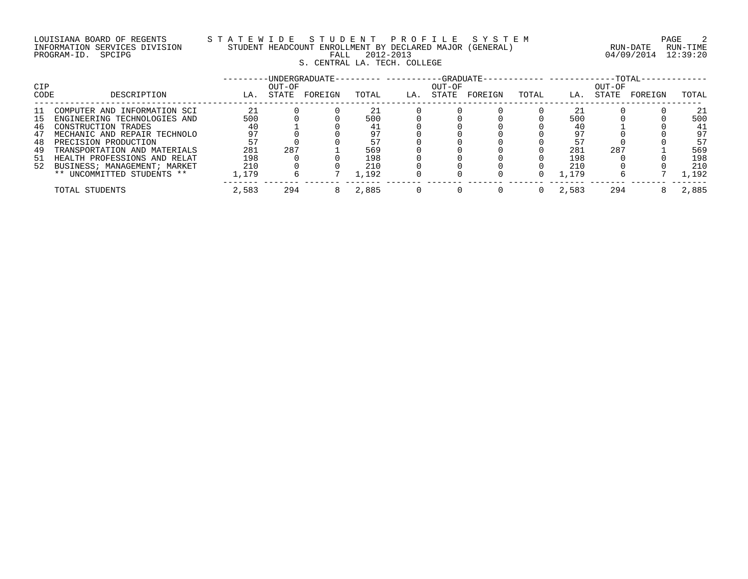LOUISIANA BOARD OF REGENTS — STATEWIDE STUDENT PROFILE SYSTEM
INFORMATION SERVICES DIVISION — STUDENT HEADCOUNT ENROLLMENT BY DECLARED MAJOR (GENERAL)
PROGRAM-ID. SPCIPG — FALL 2012-2013
RUN-DATE 04/09/2014 RUN-TIME 12:39:20

S. CENTRAL LA. TECH. COLLEGE

| CIP | | UNDERGRADUATE | | | | GRADUATE | | | | TOTAL | | | |
|---|---|---|---|---|---|---|---|---|---|---|---|---|---|
| CODE | DESCRIPTION | LA. | OUT-OF STATE | FOREIGN | TOTAL | LA. | OUT-OF STATE | FOREIGN | TOTAL | LA. | OUT-OF STATE | FOREIGN | TOTAL |
| 11 | COMPUTER AND INFORMATION SCI | 21 | 0 | 0 | 21 | 0 | 0 | 0 | 0 | 21 | 0 | 0 | 21 |
| 15 | ENGINEERING TECHNOLOGIES AND | 500 | 0 | 0 | 500 | 0 | 0 | 0 | 0 | 500 | 0 | 0 | 500 |
| 46 | CONSTRUCTION TRADES | 40 | 1 | 0 | 41 | 0 | 0 | 0 | 0 | 40 | 1 | 0 | 41 |
| 47 | MECHANIC AND REPAIR TECHNOLO | 97 | 0 | 0 | 97 | 0 | 0 | 0 | 0 | 97 | 0 | 0 | 97 |
| 48 | PRECISION PRODUCTION | 57 | 0 | 0 | 57 | 0 | 0 | 0 | 0 | 57 | 0 | 0 | 57 |
| 49 | TRANSPORTATION AND MATERIALS | 281 | 287 | 1 | 569 | 0 | 0 | 0 | 0 | 281 | 287 | 1 | 569 |
| 51 | HEALTH PROFESSIONS AND RELAT | 198 | 0 | 0 | 198 | 0 | 0 | 0 | 0 | 198 | 0 | 0 | 198 |
| 52 | BUSINESS; MANAGEMENT; MARKET | 210 | 0 | 0 | 210 | 0 | 0 | 0 | 0 | 210 | 0 | 0 | 210 |
| | ** UNCOMMITTED STUDENTS ** | 1,179 | 6 | 7 | 1,192 | 0 | 0 | 0 | 0 | 1,179 | 6 | 7 | 1,192 |
| | TOTAL STUDENTS | 2,583 | 294 | 8 | 2,885 | 0 | 0 | 0 | 0 | 2,583 | 294 | 8 | 2,885 |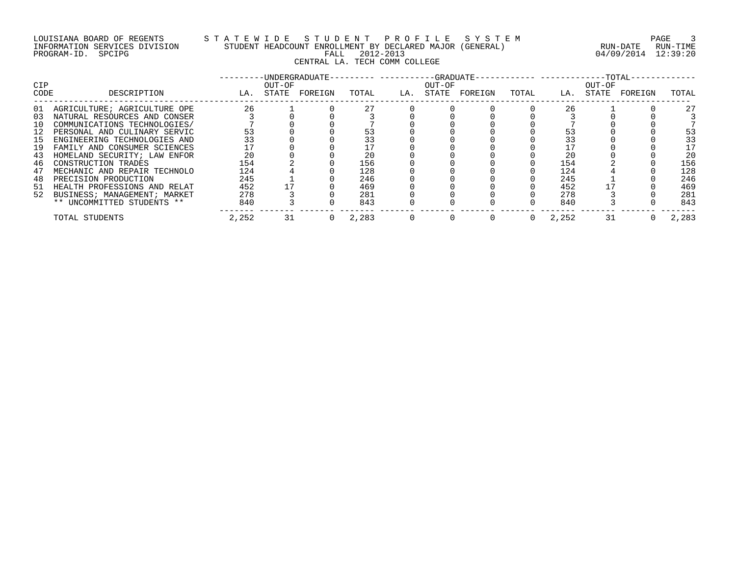LOUISIANA BOARD OF REGENTS — STATEWIDE STUDENT PROFILE SYSTEM

INFORMATION SERVICES DIVISION — STUDENT HEADCOUNT ENROLLMENT BY DECLARED MAJOR (GENERAL)

PROGRAM-ID. SPCIPG — FALL 2012-2013

RUN-DATE 04/09/2014 RUN-TIME 12:39:20

CENTRAL LA. TECH COMM COLLEGE

| CIP CODE | DESCRIPTION | UNDERGRADUATE LA. | UNDERGRADUATE OUT-OF STATE | UNDERGRADUATE FOREIGN | UNDERGRADUATE TOTAL | GRADUATE LA. | GRADUATE OUT-OF STATE | GRADUATE FOREIGN | GRADUATE TOTAL | TOTAL LA. | TOTAL OUT-OF STATE | TOTAL FOREIGN | TOTAL TOTAL |
|---|---|---|---|---|---|---|---|---|---|---|---|---|---|
| 01 | AGRICULTURE; AGRICULTURE OPE | 26 | 1 | 0 | 27 | 0 | 0 | 0 | 0 | 26 | 1 | 0 | 27 |
| 03 | NATURAL RESOURCES AND CONSER | 3 | 0 | 0 | 3 | 0 | 0 | 0 | 0 | 3 | 0 | 0 | 3 |
| 10 | COMMUNICATIONS TECHNOLOGIES/ | 7 | 0 | 0 | 7 | 0 | 0 | 0 | 0 | 7 | 0 | 0 | 7 |
| 12 | PERSONAL AND CULINARY SERVIC | 53 | 0 | 0 | 53 | 0 | 0 | 0 | 0 | 53 | 0 | 0 | 53 |
| 15 | ENGINEERING TECHNOLOGIES AND | 33 | 0 | 0 | 33 | 0 | 0 | 0 | 0 | 33 | 0 | 0 | 33 |
| 19 | FAMILY AND CONSUMER SCIENCES | 17 | 0 | 0 | 17 | 0 | 0 | 0 | 0 | 17 | 0 | 0 | 17 |
| 43 | HOMELAND SECURITY; LAW ENFOR | 20 | 0 | 0 | 20 | 0 | 0 | 0 | 0 | 20 | 0 | 0 | 20 |
| 46 | CONSTRUCTION TRADES | 154 | 2 | 0 | 156 | 0 | 0 | 0 | 0 | 154 | 2 | 0 | 156 |
| 47 | MECHANIC AND REPAIR TECHNOLO | 124 | 4 | 0 | 128 | 0 | 0 | 0 | 0 | 124 | 4 | 0 | 128 |
| 48 | PRECISION PRODUCTION | 245 | 1 | 0 | 246 | 0 | 0 | 0 | 0 | 245 | 1 | 0 | 246 |
| 51 | HEALTH PROFESSIONS AND RELAT | 452 | 17 | 0 | 469 | 0 | 0 | 0 | 0 | 452 | 17 | 0 | 469 |
| 52 | BUSINESS; MANAGEMENT; MARKET | 278 | 3 | 0 | 281 | 0 | 0 | 0 | 0 | 278 | 3 | 0 | 281 |
| | ** UNCOMMITTED STUDENTS ** | 840 | 3 | 0 | 843 | 0 | 0 | 0 | 0 | 840 | 3 | 0 | 843 |
| | TOTAL STUDENTS | 2,252 | 31 | 0 | 2,283 | 0 | 0 | 0 | 0 | 2,252 | 31 | 0 | 2,283 |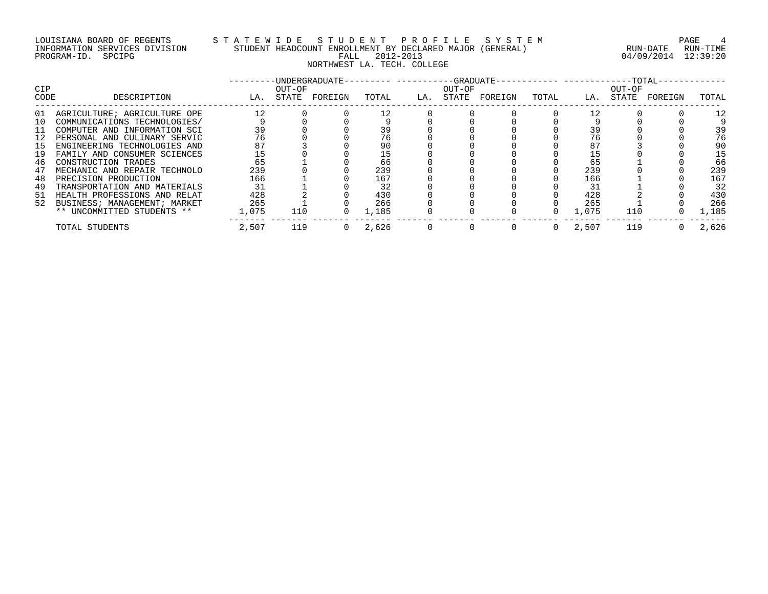LOUISIANA BOARD OF REGENTS — STATEWIDE STUDENT PROFILE SYSTEM
INFORMATION SERVICES DIVISION — STUDENT HEADCOUNT ENROLLMENT BY DECLARED MAJOR (GENERAL)
PROGRAM-ID. SPCIPG — FALL 2012-2013 — RUN-DATE 04/09/2014 RUN-TIME 12:39:20

NORTHWEST LA. TECH. COLLEGE

| CIP CODE | DESCRIPTION | UNDERGRADUATE | | | | GRADUATE | | | | TOTAL | | | |
|---|---|---|---|---|---|---|---|---|---|---|---|---|---|
| | | LA. | OUT-OF STATE | FOREIGN | TOTAL | LA. | OUT-OF STATE | FOREIGN | TOTAL | LA. | OUT-OF STATE | FOREIGN | TOTAL |
| 01 | AGRICULTURE; AGRICULTURE OPE | 12 | 0 | 0 | 12 | 0 | 0 | 0 | 0 | 12 | 0 | 0 | 12 |
| 10 | COMMUNICATIONS TECHNOLOGIES/ | 9 | 0 | 0 | 9 | 0 | 0 | 0 | 0 | 9 | 0 | 0 | 9 |
| 11 | COMPUTER AND INFORMATION SCI | 39 | 0 | 0 | 39 | 0 | 0 | 0 | 0 | 39 | 0 | 0 | 39 |
| 12 | PERSONAL AND CULINARY SERVIC | 76 | 0 | 0 | 76 | 0 | 0 | 0 | 0 | 76 | 0 | 0 | 76 |
| 15 | ENGINEERING TECHNOLOGIES AND | 87 | 3 | 0 | 90 | 0 | 0 | 0 | 0 | 87 | 3 | 0 | 90 |
| 19 | FAMILY AND CONSUMER SCIENCES | 15 | 0 | 0 | 15 | 0 | 0 | 0 | 0 | 15 | 0 | 0 | 15 |
| 46 | CONSTRUCTION TRADES | 65 | 1 | 0 | 66 | 0 | 0 | 0 | 0 | 65 | 1 | 0 | 66 |
| 47 | MECHANIC AND REPAIR TECHNOLO | 239 | 0 | 0 | 239 | 0 | 0 | 0 | 0 | 239 | 0 | 0 | 239 |
| 48 | PRECISION PRODUCTION | 166 | 1 | 0 | 167 | 0 | 0 | 0 | 0 | 166 | 1 | 0 | 167 |
| 49 | TRANSPORTATION AND MATERIALS | 31 | 1 | 0 | 32 | 0 | 0 | 0 | 0 | 31 | 1 | 0 | 32 |
| 51 | HEALTH PROFESSIONS AND RELAT | 428 | 2 | 0 | 430 | 0 | 0 | 0 | 0 | 428 | 2 | 0 | 430 |
| 52 | BUSINESS; MANAGEMENT; MARKET | 265 | 1 | 0 | 266 | 0 | 0 | 0 | 0 | 265 | 1 | 0 | 266 |
| | ** UNCOMMITTED STUDENTS ** | 1,075 | 110 | 0 | 1,185 | 0 | 0 | 0 | 0 | 1,075 | 110 | 0 | 1,185 |
| | TOTAL STUDENTS | 2,507 | 119 | 0 | 2,626 | 0 | 0 | 0 | 0 | 2,507 | 119 | 0 | 2,626 |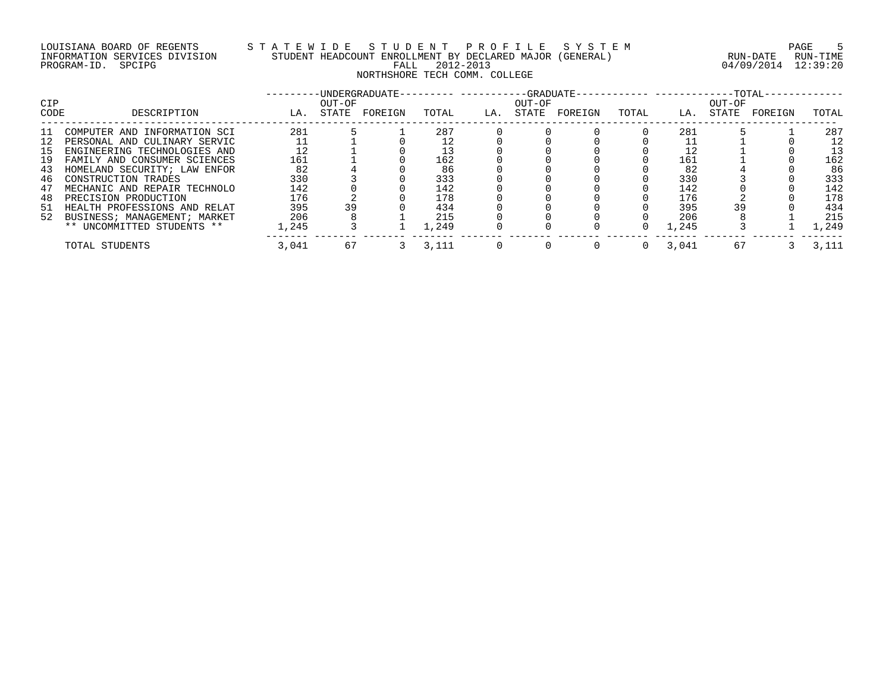LOUISIANA BOARD OF REGENTS — STATEWIDE STUDENT PROFILE SYSTEM
INFORMATION SERVICES DIVISION — STUDENT HEADCOUNT ENROLLMENT BY DECLARED MAJOR (GENERAL)
PROGRAM-ID. SPCIPG — FALL 2012-2013 — RUN-DATE 04/09/2014 RUN-TIME 12:39:20

NORTHSHORE TECH COMM. COLLEGE

| CIP CODE | DESCRIPTION | UNDERGRADUATE | | | | GRADUATE | | | | TOTAL | | | |
|---|---|---|---|---|---|---|---|---|---|---|---|---|---|
| | | LA. | OUT-OF STATE | FOREIGN | TOTAL | LA. | OUT-OF STATE | FOREIGN | TOTAL | LA. | OUT-OF STATE | FOREIGN | TOTAL |
| 11 | COMPUTER AND INFORMATION SCI | 281 | 5 | 1 | 287 | 0 | 0 | 0 | 0 | 281 | 5 | 1 | 287 |
| 12 | PERSONAL AND CULINARY SERVIC | 11 | 1 | 0 | 12 | 0 | 0 | 0 | 0 | 11 | 1 | 0 | 12 |
| 15 | ENGINEERING TECHNOLOGIES AND | 12 | 1 | 0 | 13 | 0 | 0 | 0 | 0 | 12 | 1 | 0 | 13 |
| 19 | FAMILY AND CONSUMER SCIENCES | 161 | 1 | 0 | 162 | 0 | 0 | 0 | 0 | 161 | 1 | 0 | 162 |
| 43 | HOMELAND SECURITY; LAW ENFOR | 82 | 4 | 0 | 86 | 0 | 0 | 0 | 0 | 82 | 4 | 0 | 86 |
| 46 | CONSTRUCTION TRADES | 330 | 3 | 0 | 333 | 0 | 0 | 0 | 0 | 330 | 3 | 0 | 333 |
| 47 | MECHANIC AND REPAIR TECHNOLO | 142 | 0 | 0 | 142 | 0 | 0 | 0 | 0 | 142 | 0 | 0 | 142 |
| 48 | PRECISION PRODUCTION | 176 | 2 | 0 | 178 | 0 | 0 | 0 | 0 | 176 | 2 | 0 | 178 |
| 51 | HEALTH PROFESSIONS AND RELAT | 395 | 39 | 0 | 434 | 0 | 0 | 0 | 0 | 395 | 39 | 0 | 434 |
| 52 | BUSINESS; MANAGEMENT; MARKET | 206 | 8 | 1 | 215 | 0 | 0 | 0 | 0 | 206 | 8 | 1 | 215 |
| | ** UNCOMMITTED STUDENTS ** | 1,245 | 3 | 1 | 1,249 | 0 | 0 | 0 | 0 | 1,245 | 3 | 1 | 1,249 |
| | TOTAL STUDENTS | 3,041 | 67 | 3 | 3,111 | 0 | 0 | 0 | 0 | 3,041 | 67 | 3 | 3,111 |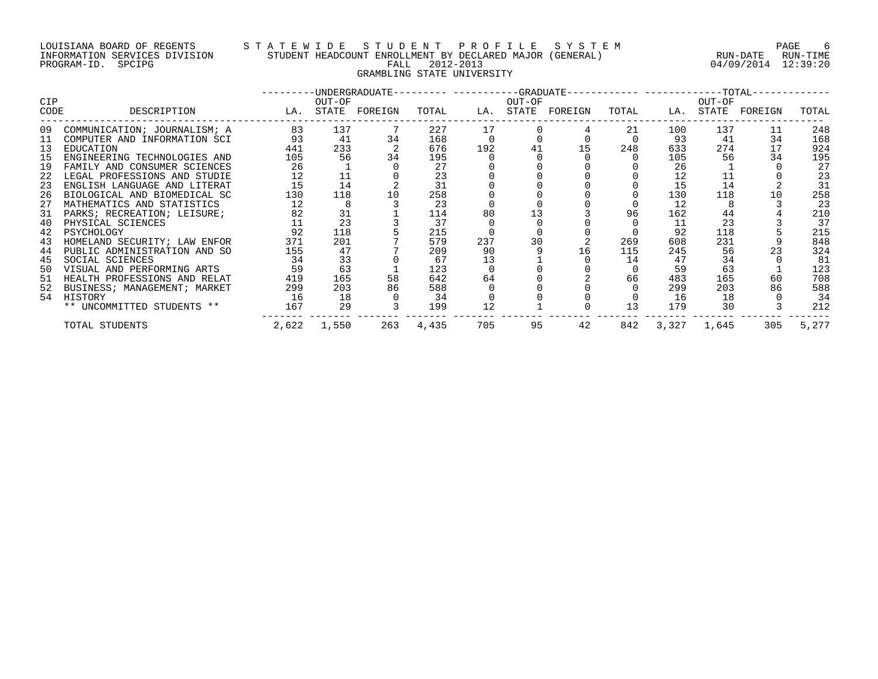LOUISIANA BOARD OF REGENTS — STATEWIDE STUDENT PROFILE SYSTEM
INFORMATION SERVICES DIVISION — STUDENT HEADCOUNT ENROLLMENT BY DECLARED MAJOR (GENERAL) — RUN-DATE 04/09/2014 RUN-TIME 12:39:20
PROGRAM-ID. SPCIPG — FALL 2012-2013

GRAMBLING STATE UNIVERSITY

| CIP CODE | DESCRIPTION | UNDERGRADUATE LA. | UNDERGRADUATE OUT-OF STATE | UNDERGRADUATE FOREIGN | UNDERGRADUATE TOTAL | GRADUATE LA. | GRADUATE OUT-OF STATE | GRADUATE FOREIGN | GRADUATE TOTAL | TOTAL LA. | TOTAL OUT-OF STATE | TOTAL FOREIGN | TOTAL |
|---|---|---|---|---|---|---|---|---|---|---|---|---|---|
| 09 | COMMUNICATION; JOURNALISM; A | 83 | 137 | 7 | 227 | 17 | 0 | 4 | 21 | 100 | 137 | 11 | 248 |
| 11 | COMPUTER AND INFORMATION SCI | 93 | 41 | 34 | 168 | 0 | 0 | 0 | 0 | 93 | 41 | 34 | 168 |
| 13 | EDUCATION | 441 | 233 | 2 | 676 | 192 | 41 | 15 | 248 | 633 | 274 | 17 | 924 |
| 15 | ENGINEERING TECHNOLOGIES AND | 105 | 56 | 34 | 195 | 0 | 0 | 0 | 0 | 105 | 56 | 34 | 195 |
| 19 | FAMILY AND CONSUMER SCIENCES | 26 | 1 | 0 | 27 | 0 | 0 | 0 | 0 | 26 | 1 | 0 | 27 |
| 22 | LEGAL PROFESSIONS AND STUDIE | 12 | 11 | 0 | 23 | 0 | 0 | 0 | 0 | 12 | 11 | 0 | 23 |
| 23 | ENGLISH LANGUAGE AND LITERAT | 15 | 14 | 2 | 31 | 0 | 0 | 0 | 0 | 15 | 14 | 2 | 31 |
| 26 | BIOLOGICAL AND BIOMEDICAL SC | 130 | 118 | 10 | 258 | 0 | 0 | 0 | 0 | 130 | 118 | 10 | 258 |
| 27 | MATHEMATICS AND STATISTICS | 12 | 8 | 3 | 23 | 0 | 0 | 0 | 0 | 12 | 8 | 3 | 23 |
| 31 | PARKS; RECREATION; LEISURE; | 82 | 31 | 1 | 114 | 80 | 13 | 3 | 96 | 162 | 44 | 4 | 210 |
| 40 | PHYSICAL SCIENCES | 11 | 23 | 3 | 37 | 0 | 0 | 0 | 0 | 11 | 23 | 3 | 37 |
| 42 | PSYCHOLOGY | 92 | 118 | 5 | 215 | 0 | 0 | 0 | 0 | 92 | 118 | 5 | 215 |
| 43 | HOMELAND SECURITY; LAW ENFOR | 371 | 201 | 7 | 579 | 237 | 30 | 2 | 269 | 608 | 231 | 9 | 848 |
| 44 | PUBLIC ADMINISTRATION AND SO | 155 | 47 | 7 | 209 | 90 | 9 | 16 | 115 | 245 | 56 | 23 | 324 |
| 45 | SOCIAL SCIENCES | 34 | 33 | 0 | 67 | 13 | 1 | 0 | 14 | 47 | 34 | 0 | 81 |
| 50 | VISUAL AND PERFORMING ARTS | 59 | 63 | 1 | 123 | 0 | 0 | 0 | 0 | 59 | 63 | 1 | 123 |
| 51 | HEALTH PROFESSIONS AND RELAT | 419 | 165 | 58 | 642 | 64 | 0 | 2 | 66 | 483 | 165 | 60 | 708 |
| 52 | BUSINESS; MANAGEMENT; MARKET | 299 | 203 | 86 | 588 | 0 | 0 | 0 | 0 | 299 | 203 | 86 | 588 |
| 54 | HISTORY | 16 | 18 | 0 | 34 | 0 | 0 | 0 | 0 | 16 | 18 | 0 | 34 |
| | ** UNCOMMITTED STUDENTS ** | 167 | 29 | 3 | 199 | 12 | 1 | 0 | 13 | 179 | 30 | 3 | 212 |
| | TOTAL STUDENTS | 2,622 | 1,550 | 263 | 4,435 | 705 | 95 | 42 | 842 | 3,327 | 1,645 | 305 | 5,277 |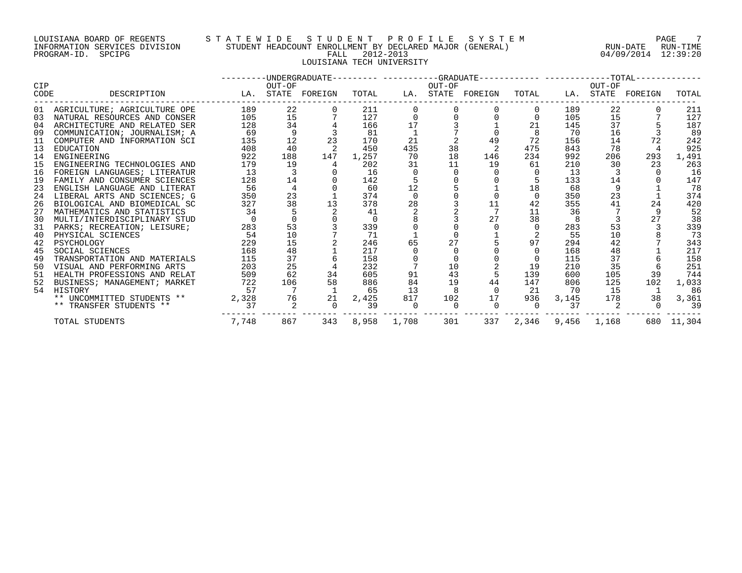LOUISIANA BOARD OF REGENTS
INFORMATION SERVICES DIVISION
PROGRAM-ID. SPCIPG

# STATEWIDE STUDENT PROFILE SYSTEM

STUDENT HEADCOUNT ENROLLMENT BY DECLARED MAJOR (GENERAL)
FALL 2012-2013
LOUISIANA TECH UNIVERSITY

RUN-DATE RUN-TIME
04/09/2014 12:39:20

| CIP CODE | DESCRIPTION | UNDERGRADUATE LA. | UNDERGRADUATE OUT-OF STATE | UNDERGRADUATE FOREIGN | UNDERGRADUATE TOTAL | GRADUATE LA. | GRADUATE OUT-OF STATE | GRADUATE FOREIGN | GRADUATE TOTAL | TOTAL LA. | TOTAL OUT-OF STATE | TOTAL FOREIGN | TOTAL TOTAL |
|---|---|---|---|---|---|---|---|---|---|---|---|---|---|
| 01 | AGRICULTURE; AGRICULTURE OPE | 189 | 22 | 0 | 211 | 0 | 0 | 0 | 0 | 189 | 22 | 0 | 211 |
| 03 | NATURAL RESOURCES AND CONSER | 105 | 15 | 7 | 127 | 0 | 0 | 0 | 0 | 105 | 15 | 7 | 127 |
| 04 | ARCHITECTURE AND RELATED SER | 128 | 34 | 4 | 166 | 17 | 3 | 1 | 21 | 145 | 37 | 5 | 187 |
| 09 | COMMUNICATION; JOURNALISM; A | 69 | 9 | 3 | 81 | 1 | 7 | 0 | 8 | 70 | 16 | 3 | 89 |
| 11 | COMPUTER AND INFORMATION SCI | 135 | 12 | 23 | 170 | 21 | 2 | 49 | 72 | 156 | 14 | 72 | 242 |
| 13 | EDUCATION | 408 | 40 | 2 | 450 | 435 | 38 | 2 | 475 | 843 | 78 | 4 | 925 |
| 14 | ENGINEERING | 922 | 188 | 147 | 1,257 | 70 | 18 | 146 | 234 | 992 | 206 | 293 | 1,491 |
| 15 | ENGINEERING TECHNOLOGIES AND | 179 | 19 | 4 | 202 | 31 | 11 | 19 | 61 | 210 | 30 | 23 | 263 |
| 16 | FOREIGN LANGUAGES; LITERATUR | 13 | 3 | 0 | 16 | 0 | 0 | 0 | 0 | 13 | 3 | 0 | 16 |
| 19 | FAMILY AND CONSUMER SCIENCES | 128 | 14 | 0 | 142 | 5 | 0 | 0 | 5 | 133 | 14 | 0 | 147 |
| 23 | ENGLISH LANGUAGE AND LITERAT | 56 | 4 | 0 | 60 | 12 | 5 | 1 | 18 | 68 | 9 | 1 | 78 |
| 24 | LIBERAL ARTS AND SCIENCES; G | 350 | 23 | 1 | 374 | 0 | 0 | 0 | 0 | 350 | 23 | 1 | 374 |
| 26 | BIOLOGICAL AND BIOMEDICAL SC | 327 | 38 | 13 | 378 | 28 | 3 | 11 | 42 | 355 | 41 | 24 | 420 |
| 27 | MATHEMATICS AND STATISTICS | 34 | 5 | 2 | 41 | 2 | 2 | 7 | 11 | 36 | 7 | 9 | 52 |
| 30 | MULTI/INTERDISCIPLINARY STUD | 0 | 0 | 0 | 0 | 8 | 3 | 27 | 38 | 8 | 3 | 27 | 38 |
| 31 | PARKS; RECREATION; LEISURE; | 283 | 53 | 3 | 339 | 0 | 0 | 0 | 0 | 283 | 53 | 3 | 339 |
| 40 | PHYSICAL SCIENCES | 54 | 10 | 7 | 71 | 1 | 0 | 1 | 2 | 55 | 10 | 8 | 73 |
| 42 | PSYCHOLOGY | 229 | 15 | 2 | 246 | 65 | 27 | 5 | 97 | 294 | 42 | 7 | 343 |
| 45 | SOCIAL SCIENCES | 168 | 48 | 1 | 217 | 0 | 0 | 0 | 0 | 168 | 48 | 1 | 217 |
| 49 | TRANSPORTATION AND MATERIALS | 115 | 37 | 6 | 158 | 0 | 0 | 0 | 0 | 115 | 37 | 6 | 158 |
| 50 | VISUAL AND PERFORMING ARTS | 203 | 25 | 4 | 232 | 7 | 10 | 2 | 19 | 210 | 35 | 6 | 251 |
| 51 | HEALTH PROFESSIONS AND RELAT | 509 | 62 | 34 | 605 | 91 | 43 | 5 | 139 | 600 | 105 | 39 | 744 |
| 52 | BUSINESS; MANAGEMENT; MARKET | 722 | 106 | 58 | 886 | 84 | 19 | 44 | 147 | 806 | 125 | 102 | 1,033 |
| 54 | HISTORY | 57 | 7 | 1 | 65 | 13 | 8 | 0 | 21 | 70 | 15 | 1 | 86 |
| | ** UNCOMMITTED STUDENTS ** | 2,328 | 76 | 21 | 2,425 | 817 | 102 | 17 | 936 | 3,145 | 178 | 38 | 3,361 |
| | ** TRANSFER STUDENTS ** | 37 | 2 | 0 | 39 | 0 | 0 | 0 | 0 | 37 | 2 | 0 | 39 |
| | TOTAL STUDENTS | 7,748 | 867 | 343 | 8,958 | 1,708 | 301 | 337 | 2,346 | 9,456 | 1,168 | 680 | 11,304 |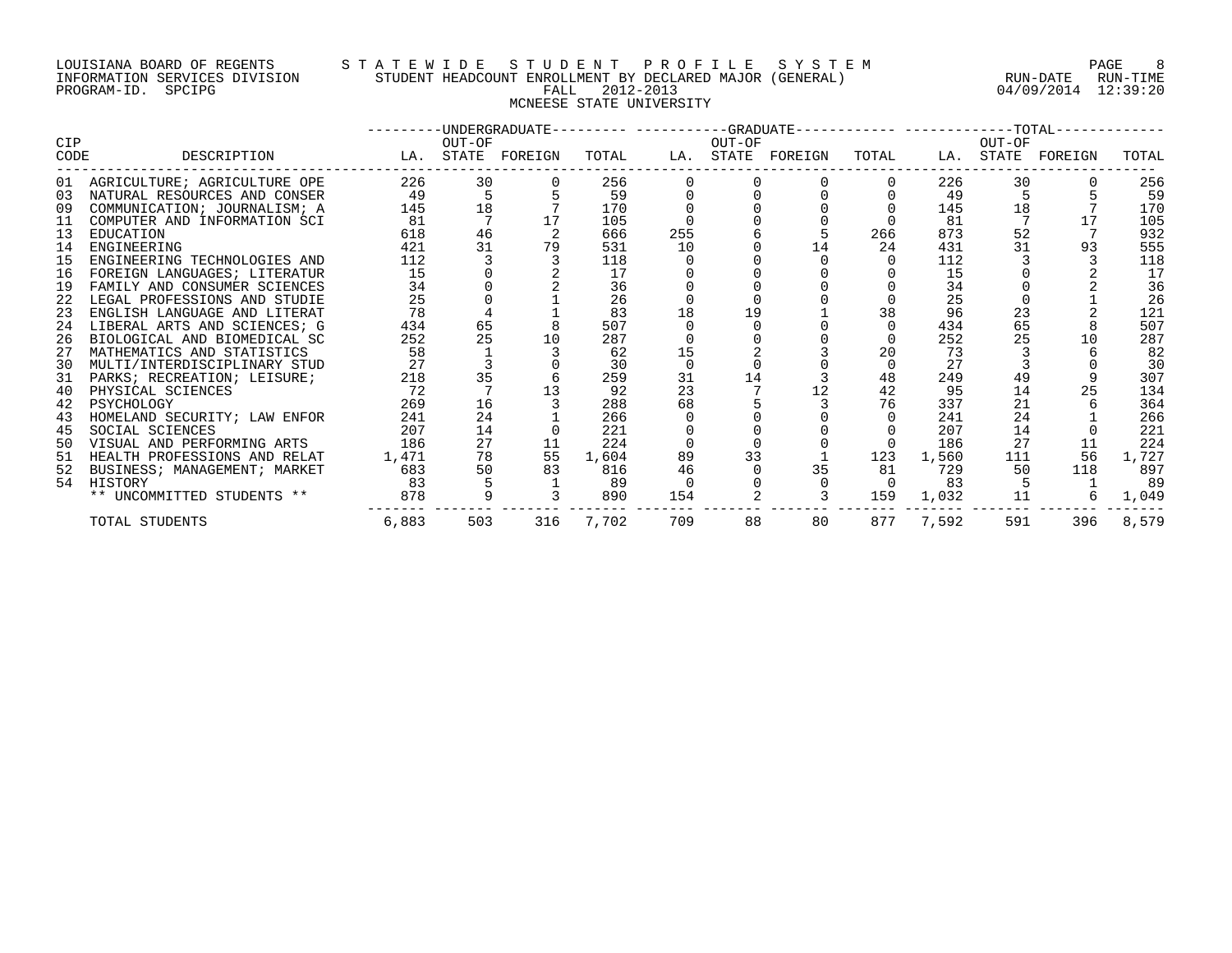LOUISIANA BOARD OF REGENTS — STATEWIDE STUDENT PROFILE SYSTEM
INFORMATION SERVICES DIVISION — STUDENT HEADCOUNT ENROLLMENT BY DECLARED MAJOR (GENERAL) — RUN-DATE 04/09/2014 RUN-TIME 12:39:20
PROGRAM-ID. SPCIPG — FALL 2012-2013

MCNEESE STATE UNIVERSITY

| CIP CODE | DESCRIPTION | UNDERGRADUATE LA. | OUT-OF STATE | FOREIGN | TOTAL | GRADUATE LA. | OUT-OF STATE | FOREIGN | TOTAL | TOTAL LA. | OUT-OF STATE | FOREIGN | TOTAL |
|---|---|---|---|---|---|---|---|---|---|---|---|---|---|
| 01 | AGRICULTURE; AGRICULTURE OPE | 226 | 30 | 0 | 256 | 0 | 0 | 0 | 0 | 226 | 30 | 0 | 256 |
| 03 | NATURAL RESOURCES AND CONSER | 49 | 5 | 5 | 59 | 0 | 0 | 0 | 0 | 49 | 5 | 5 | 59 |
| 09 | COMMUNICATION; JOURNALISM; A | 145 | 18 | 7 | 170 | 0 | 0 | 0 | 0 | 145 | 18 | 7 | 170 |
| 11 | COMPUTER AND INFORMATION SCI | 81 | 7 | 17 | 105 | 0 | 0 | 0 | 0 | 81 | 7 | 17 | 105 |
| 13 | EDUCATION | 618 | 46 | 2 | 666 | 255 | 6 | 5 | 266 | 873 | 52 | 7 | 932 |
| 14 | ENGINEERING | 421 | 31 | 79 | 531 | 10 | 0 | 14 | 24 | 431 | 31 | 93 | 555 |
| 15 | ENGINEERING TECHNOLOGIES AND | 112 | 3 | 3 | 118 | 0 | 0 | 0 | 0 | 112 | 3 | 3 | 118 |
| 16 | FOREIGN LANGUAGES; LITERATUR | 15 | 0 | 2 | 17 | 0 | 0 | 0 | 0 | 15 | 0 | 2 | 17 |
| 19 | FAMILY AND CONSUMER SCIENCES | 34 | 0 | 2 | 36 | 0 | 0 | 0 | 0 | 34 | 0 | 2 | 36 |
| 22 | LEGAL PROFESSIONS AND STUDIE | 25 | 0 | 1 | 26 | 0 | 0 | 0 | 0 | 25 | 0 | 1 | 26 |
| 23 | ENGLISH LANGUAGE AND LITERAT | 78 | 4 | 1 | 83 | 18 | 19 | 1 | 38 | 96 | 23 | 2 | 121 |
| 24 | LIBERAL ARTS AND SCIENCES; G | 434 | 65 | 8 | 507 | 0 | 0 | 0 | 0 | 434 | 65 | 8 | 507 |
| 26 | BIOLOGICAL AND BIOMEDICAL SC | 252 | 25 | 10 | 287 | 0 | 0 | 0 | 0 | 252 | 25 | 10 | 287 |
| 27 | MATHEMATICS AND STATISTICS | 58 | 1 | 3 | 62 | 15 | 2 | 3 | 20 | 73 | 3 | 6 | 82 |
| 30 | MULTI/INTERDISCIPLINARY STUD | 27 | 3 | 0 | 30 | 0 | 0 | 0 | 0 | 27 | 3 | 0 | 30 |
| 31 | PARKS; RECREATION; LEISURE; | 218 | 35 | 6 | 259 | 31 | 14 | 3 | 48 | 249 | 49 | 9 | 307 |
| 40 | PHYSICAL SCIENCES | 72 | 7 | 13 | 92 | 23 | 7 | 12 | 42 | 95 | 14 | 25 | 134 |
| 42 | PSYCHOLOGY | 269 | 16 | 3 | 288 | 68 | 5 | 3 | 76 | 337 | 21 | 6 | 364 |
| 43 | HOMELAND SECURITY; LAW ENFOR | 241 | 24 | 1 | 266 | 0 | 0 | 0 | 0 | 241 | 24 | 1 | 266 |
| 45 | SOCIAL SCIENCES | 207 | 14 | 0 | 221 | 0 | 0 | 0 | 0 | 207 | 14 | 0 | 221 |
| 50 | VISUAL AND PERFORMING ARTS | 186 | 27 | 11 | 224 | 0 | 0 | 0 | 0 | 186 | 27 | 11 | 224 |
| 51 | HEALTH PROFESSIONS AND RELAT | 1,471 | 78 | 55 | 1,604 | 89 | 33 | 1 | 123 | 1,560 | 111 | 56 | 1,727 |
| 52 | BUSINESS; MANAGEMENT; MARKET | 683 | 50 | 83 | 816 | 46 | 0 | 35 | 81 | 729 | 50 | 118 | 897 |
| 54 | HISTORY | 83 | 5 | 1 | 89 | 0 | 0 | 0 | 0 | 83 | 5 | 1 | 89 |
| | ** UNCOMMITTED STUDENTS ** | 878 | 9 | 3 | 890 | 154 | 2 | 3 | 159 | 1,032 | 11 | 6 | 1,049 |
| | TOTAL STUDENTS | 6,883 | 503 | 316 | 7,702 | 709 | 88 | 80 | 877 | 7,592 | 591 | 396 | 8,579 |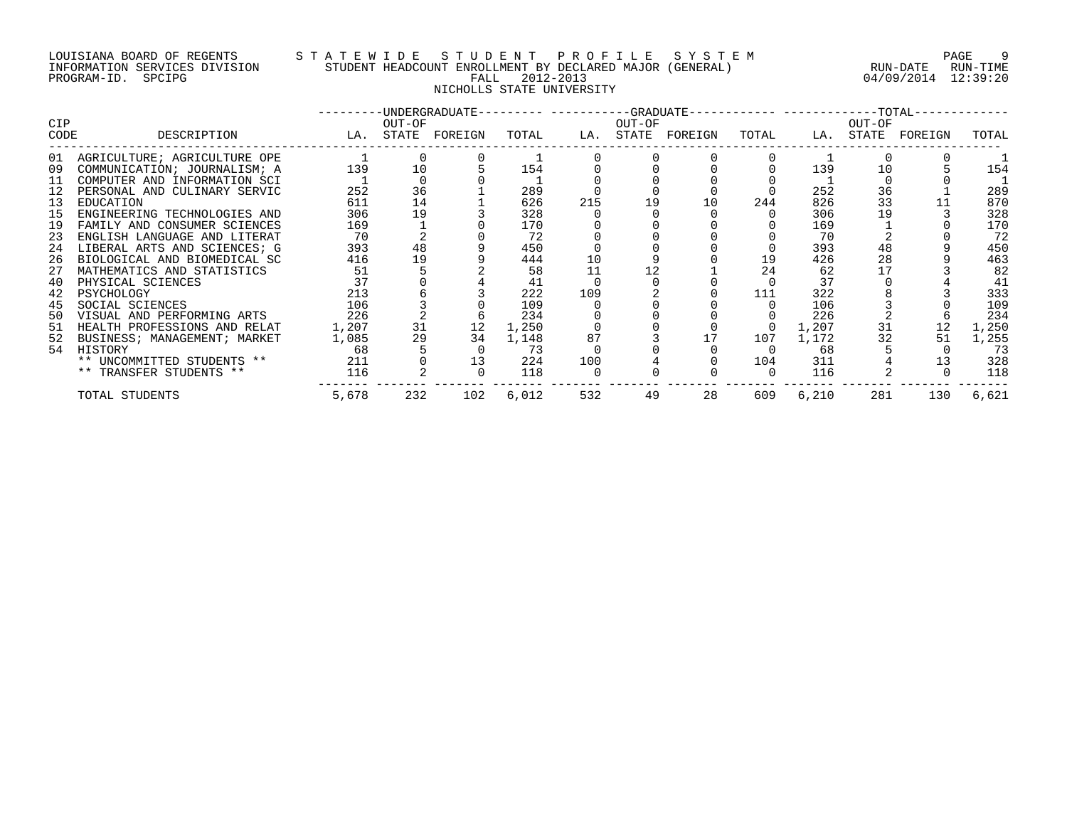LOUISIANA BOARD OF REGENTS — INFORMATION SERVICES DIVISION — PROGRAM-ID. SPCIPG

# STATEWIDE STUDENT PROFILE SYSTEM

## STUDENT HEADCOUNT ENROLLMENT BY DECLARED MAJOR (GENERAL)

FALL 2012-2013

NICHOLLS STATE UNIVERSITY

RUN-DATE 04/09/2014 RUN-TIME 12:39:20

| CIP CODE | DESCRIPTION | UNDERGRADUATE LA. | UNDERGRADUATE OUT-OF STATE | UNDERGRADUATE FOREIGN | UNDERGRADUATE TOTAL | GRADUATE LA. | GRADUATE OUT-OF STATE | GRADUATE FOREIGN | GRADUATE TOTAL | TOTAL LA. | TOTAL OUT-OF STATE | TOTAL FOREIGN | TOTAL |
|---|---|---|---|---|---|---|---|---|---|---|---|---|---|
| 01 | AGRICULTURE; AGRICULTURE OPE | 1 | 0 | 0 | 1 | 0 | 0 | 0 | 0 | 1 | 0 | 0 | 1 |
| 09 | COMMUNICATION; JOURNALISM; A | 139 | 10 | 5 | 154 | 0 | 0 | 0 | 0 | 139 | 10 | 5 | 154 |
| 11 | COMPUTER AND INFORMATION SCI | 1 | 0 | 0 | 1 | 0 | 0 | 0 | 0 | 1 | 0 | 0 | 1 |
| 12 | PERSONAL AND CULINARY SERVIC | 252 | 36 | 1 | 289 | 0 | 0 | 0 | 0 | 252 | 36 | 1 | 289 |
| 13 | EDUCATION | 611 | 14 | 1 | 626 | 215 | 19 | 10 | 244 | 826 | 33 | 11 | 870 |
| 15 | ENGINEERING TECHNOLOGIES AND | 306 | 19 | 3 | 328 | 0 | 0 | 0 | 0 | 306 | 19 | 3 | 328 |
| 19 | FAMILY AND CONSUMER SCIENCES | 169 | 1 | 0 | 170 | 0 | 0 | 0 | 0 | 169 | 1 | 0 | 170 |
| 23 | ENGLISH LANGUAGE AND LITERAT | 70 | 2 | 0 | 72 | 0 | 0 | 0 | 0 | 70 | 2 | 0 | 72 |
| 24 | LIBERAL ARTS AND SCIENCES; G | 393 | 48 | 9 | 450 | 0 | 0 | 0 | 0 | 393 | 48 | 9 | 450 |
| 26 | BIOLOGICAL AND BIOMEDICAL SC | 416 | 19 | 9 | 444 | 10 | 9 | 0 | 19 | 426 | 28 | 9 | 463 |
| 27 | MATHEMATICS AND STATISTICS | 51 | 5 | 2 | 58 | 11 | 12 | 1 | 24 | 62 | 17 | 3 | 82 |
| 40 | PHYSICAL SCIENCES | 37 | 0 | 4 | 41 | 0 | 0 | 0 | 0 | 37 | 0 | 4 | 41 |
| 42 | PSYCHOLOGY | 213 | 6 | 3 | 222 | 109 | 2 | 0 | 111 | 322 | 8 | 3 | 333 |
| 45 | SOCIAL SCIENCES | 106 | 3 | 0 | 109 | 0 | 0 | 0 | 0 | 106 | 3 | 0 | 109 |
| 50 | VISUAL AND PERFORMING ARTS | 226 | 2 | 6 | 234 | 0 | 0 | 0 | 0 | 226 | 2 | 6 | 234 |
| 51 | HEALTH PROFESSIONS AND RELAT | 1,207 | 31 | 12 | 1,250 | 0 | 0 | 0 | 0 | 1,207 | 31 | 12 | 1,250 |
| 52 | BUSINESS; MANAGEMENT; MARKET | 1,085 | 29 | 34 | 1,148 | 87 | 3 | 17 | 107 | 1,172 | 32 | 51 | 1,255 |
| 54 | HISTORY | 68 | 5 | 0 | 73 | 0 | 0 | 0 | 0 | 68 | 5 | 0 | 73 |
| | ** UNCOMMITTED STUDENTS ** | 211 | 0 | 13 | 224 | 100 | 4 | 0 | 104 | 311 | 4 | 13 | 328 |
| | ** TRANSFER STUDENTS ** | 116 | 2 | 0 | 118 | 0 | 0 | 0 | 0 | 116 | 2 | 0 | 118 |
| | TOTAL STUDENTS | 5,678 | 232 | 102 | 6,012 | 532 | 49 | 28 | 609 | 6,210 | 281 | 130 | 6,621 |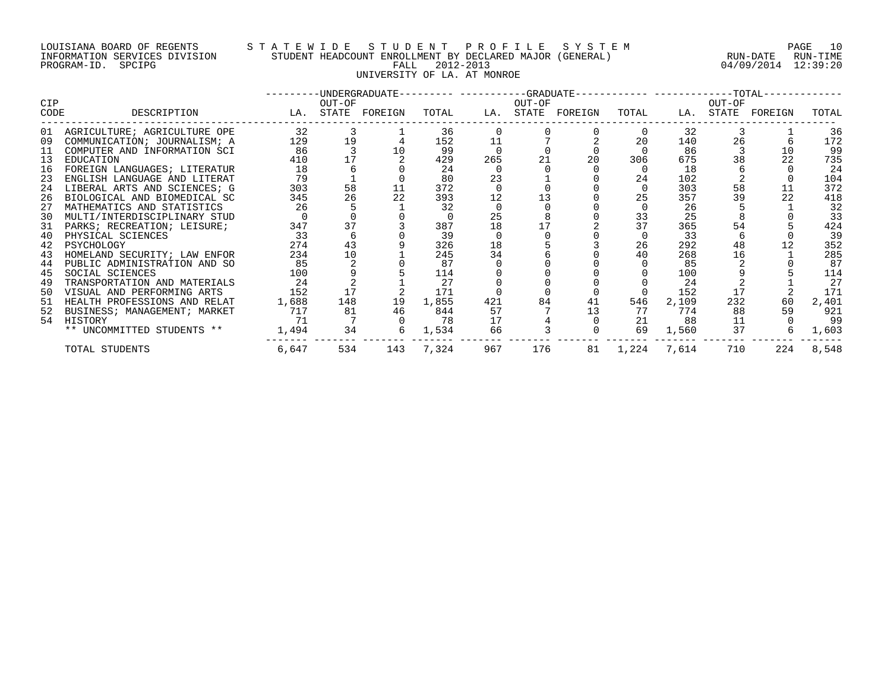LOUISIANA BOARD OF REGENTS — INFORMATION SERVICES DIVISION — PROGRAM-ID. SPCIPG

STATEWIDE STUDENT PROFILE SYSTEM
STUDENT HEADCOUNT ENROLLMENT BY DECLARED MAJOR (GENERAL)
FALL 2012-2013
UNIVERSITY OF LA. AT MONROE

RUN-DATE 04/09/2014 RUN-TIME 12:39:20

| CIP CODE | DESCRIPTION | UNDERGRADUATE LA. | UNDERGRADUATE OUT-OF STATE | UNDERGRADUATE FOREIGN | UNDERGRADUATE TOTAL | GRADUATE LA. | GRADUATE OUT-OF STATE | GRADUATE FOREIGN | GRADUATE TOTAL | TOTAL LA. | TOTAL OUT-OF STATE | TOTAL FOREIGN | TOTAL TOTAL |
|---|---|---|---|---|---|---|---|---|---|---|---|---|---|
| 01 | AGRICULTURE; AGRICULTURE OPE | 32 | 3 | 1 | 36 | 0 | 0 | 0 | 0 | 32 | 3 | 1 | 36 |
| 09 | COMMUNICATION; JOURNALISM; A | 129 | 19 | 4 | 152 | 11 | 7 | 2 | 20 | 140 | 26 | 6 | 172 |
| 11 | COMPUTER AND INFORMATION SCI | 86 | 3 | 10 | 99 | 0 | 0 | 0 | 0 | 86 | 3 | 10 | 99 |
| 13 | EDUCATION | 410 | 17 | 2 | 429 | 265 | 21 | 20 | 306 | 675 | 38 | 22 | 735 |
| 16 | FOREIGN LANGUAGES; LITERATUR | 18 | 6 | 0 | 24 | 0 | 0 | 0 | 0 | 18 | 6 | 0 | 24 |
| 23 | ENGLISH LANGUAGE AND LITERAT | 79 | 1 | 0 | 80 | 23 | 1 | 0 | 24 | 102 | 2 | 0 | 104 |
| 24 | LIBERAL ARTS AND SCIENCES; G | 303 | 58 | 11 | 372 | 0 | 0 | 0 | 0 | 303 | 58 | 11 | 372 |
| 26 | BIOLOGICAL AND BIOMEDICAL SC | 345 | 26 | 22 | 393 | 12 | 13 | 0 | 25 | 357 | 39 | 22 | 418 |
| 27 | MATHEMATICS AND STATISTICS | 26 | 5 | 1 | 32 | 0 | 0 | 0 | 0 | 26 | 5 | 1 | 32 |
| 30 | MULTI/INTERDISCIPLINARY STUD | 0 | 0 | 0 | 0 | 25 | 8 | 0 | 33 | 25 | 8 | 0 | 33 |
| 31 | PARKS; RECREATION; LEISURE; | 347 | 37 | 3 | 387 | 18 | 17 | 2 | 37 | 365 | 54 | 5 | 424 |
| 40 | PHYSICAL SCIENCES | 33 | 6 | 0 | 39 | 0 | 0 | 0 | 0 | 33 | 6 | 0 | 39 |
| 42 | PSYCHOLOGY | 274 | 43 | 9 | 326 | 18 | 5 | 3 | 26 | 292 | 48 | 12 | 352 |
| 43 | HOMELAND SECURITY; LAW ENFOR | 234 | 10 | 1 | 245 | 34 | 6 | 0 | 40 | 268 | 16 | 1 | 285 |
| 44 | PUBLIC ADMINISTRATION AND SO | 85 | 2 | 0 | 87 | 0 | 0 | 0 | 0 | 85 | 2 | 0 | 87 |
| 45 | SOCIAL SCIENCES | 100 | 9 | 5 | 114 | 0 | 0 | 0 | 0 | 100 | 9 | 5 | 114 |
| 49 | TRANSPORTATION AND MATERIALS | 24 | 2 | 1 | 27 | 0 | 0 | 0 | 0 | 24 | 2 | 1 | 27 |
| 50 | VISUAL AND PERFORMING ARTS | 152 | 17 | 2 | 171 | 0 | 0 | 0 | 0 | 152 | 17 | 2 | 171 |
| 51 | HEALTH PROFESSIONS AND RELAT | 1,688 | 148 | 19 | 1,855 | 421 | 84 | 41 | 546 | 2,109 | 232 | 60 | 2,401 |
| 52 | BUSINESS; MANAGEMENT; MARKET | 717 | 81 | 46 | 844 | 57 | 7 | 13 | 77 | 774 | 88 | 59 | 921 |
| 54 | HISTORY | 71 | 7 | 0 | 78 | 17 | 4 | 0 | 21 | 88 | 11 | 0 | 99 |
| | ** UNCOMMITTED STUDENTS ** | 1,494 | 34 | 6 | 1,534 | 66 | 3 | 0 | 69 | 1,560 | 37 | 6 | 1,603 |
| | TOTAL STUDENTS | 6,647 | 534 | 143 | 7,324 | 967 | 176 | 81 | 1,224 | 7,614 | 710 | 224 | 8,548 |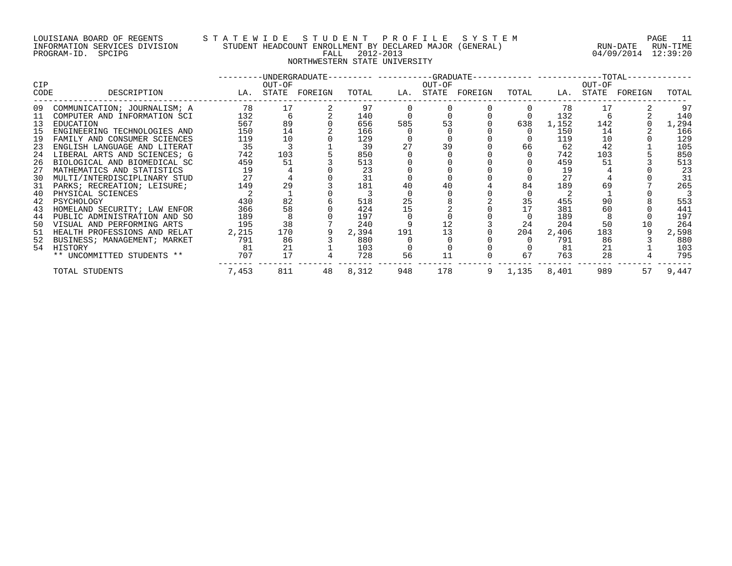LOUISIANA BOARD OF REGENTS
INFORMATION SERVICES DIVISION
PROGRAM-ID. SPCIPG

STATEWIDE STUDENT PROFILE SYSTEM
STUDENT HEADCOUNT ENROLLMENT BY DECLARED MAJOR (GENERAL)
FALL 2012-2013
NORTHWESTERN STATE UNIVERSITY

RUN-DATE 04/09/2014 RUN-TIME 12:39:20

| CIP CODE | DESCRIPTION | UNDERGRADUATE LA. | UNDERGRADUATE OUT-OF STATE | UNDERGRADUATE FOREIGN | UNDERGRADUATE TOTAL | GRADUATE LA. | GRADUATE OUT-OF STATE | GRADUATE FOREIGN | GRADUATE TOTAL | TOTAL LA. | TOTAL OUT-OF STATE | TOTAL FOREIGN | TOTAL TOTAL |
|---|---|---|---|---|---|---|---|---|---|---|---|---|---|
| 09 | COMMUNICATION; JOURNALISM; A | 78 | 17 | 2 | 97 | 0 | 0 | 0 | 0 | 78 | 17 | 2 | 97 |
| 11 | COMPUTER AND INFORMATION SCI | 132 | 6 | 2 | 140 | 0 | 0 | 0 | 0 | 132 | 6 | 2 | 140 |
| 13 | EDUCATION | 567 | 89 | 0 | 656 | 585 | 53 | 0 | 638 | 1,152 | 142 | 0 | 1,294 |
| 15 | ENGINEERING TECHNOLOGIES AND | 150 | 14 | 2 | 166 | 0 | 0 | 0 | 0 | 150 | 14 | 2 | 166 |
| 19 | FAMILY AND CONSUMER SCIENCES | 119 | 10 | 0 | 129 | 0 | 0 | 0 | 0 | 119 | 10 | 0 | 129 |
| 23 | ENGLISH LANGUAGE AND LITERAT | 35 | 3 | 1 | 39 | 27 | 39 | 0 | 66 | 62 | 42 | 1 | 105 |
| 24 | LIBERAL ARTS AND SCIENCES; G | 742 | 103 | 5 | 850 | 0 | 0 | 0 | 0 | 742 | 103 | 5 | 850 |
| 26 | BIOLOGICAL AND BIOMEDICAL SC | 459 | 51 | 3 | 513 | 0 | 0 | 0 | 0 | 459 | 51 | 3 | 513 |
| 27 | MATHEMATICS AND STATISTICS | 19 | 4 | 0 | 23 | 0 | 0 | 0 | 0 | 19 | 4 | 0 | 23 |
| 30 | MULTI/INTERDISCIPLINARY STUD | 27 | 4 | 0 | 31 | 0 | 0 | 0 | 0 | 27 | 4 | 0 | 31 |
| 31 | PARKS; RECREATION; LEISURE; | 149 | 29 | 3 | 181 | 40 | 40 | 4 | 84 | 189 | 69 | 7 | 265 |
| 40 | PHYSICAL SCIENCES | 2 | 1 | 0 | 3 | 0 | 0 | 0 | 0 | 2 | 1 | 0 | 3 |
| 42 | PSYCHOLOGY | 430 | 82 | 6 | 518 | 25 | 8 | 2 | 35 | 455 | 90 | 8 | 553 |
| 43 | HOMELAND SECURITY; LAW ENFOR | 366 | 58 | 0 | 424 | 15 | 2 | 0 | 17 | 381 | 60 | 0 | 441 |
| 44 | PUBLIC ADMINISTRATION AND SO | 189 | 8 | 0 | 197 | 0 | 0 | 0 | 0 | 189 | 8 | 0 | 197 |
| 50 | VISUAL AND PERFORMING ARTS | 195 | 38 | 7 | 240 | 9 | 12 | 3 | 24 | 204 | 50 | 10 | 264 |
| 51 | HEALTH PROFESSIONS AND RELAT | 2,215 | 170 | 9 | 2,394 | 191 | 13 | 0 | 204 | 2,406 | 183 | 9 | 2,598 |
| 52 | BUSINESS; MANAGEMENT; MARKET | 791 | 86 | 3 | 880 | 0 | 0 | 0 | 0 | 791 | 86 | 3 | 880 |
| 54 | HISTORY | 81 | 21 | 1 | 103 | 0 | 0 | 0 | 0 | 81 | 21 | 1 | 103 |
| | ** UNCOMMITTED STUDENTS ** | 707 | 17 | 4 | 728 | 56 | 11 | 0 | 67 | 763 | 28 | 4 | 795 |
| | TOTAL STUDENTS | 7,453 | 811 | 48 | 8,312 | 948 | 178 | 9 | 1,135 | 8,401 | 989 | 57 | 9,447 |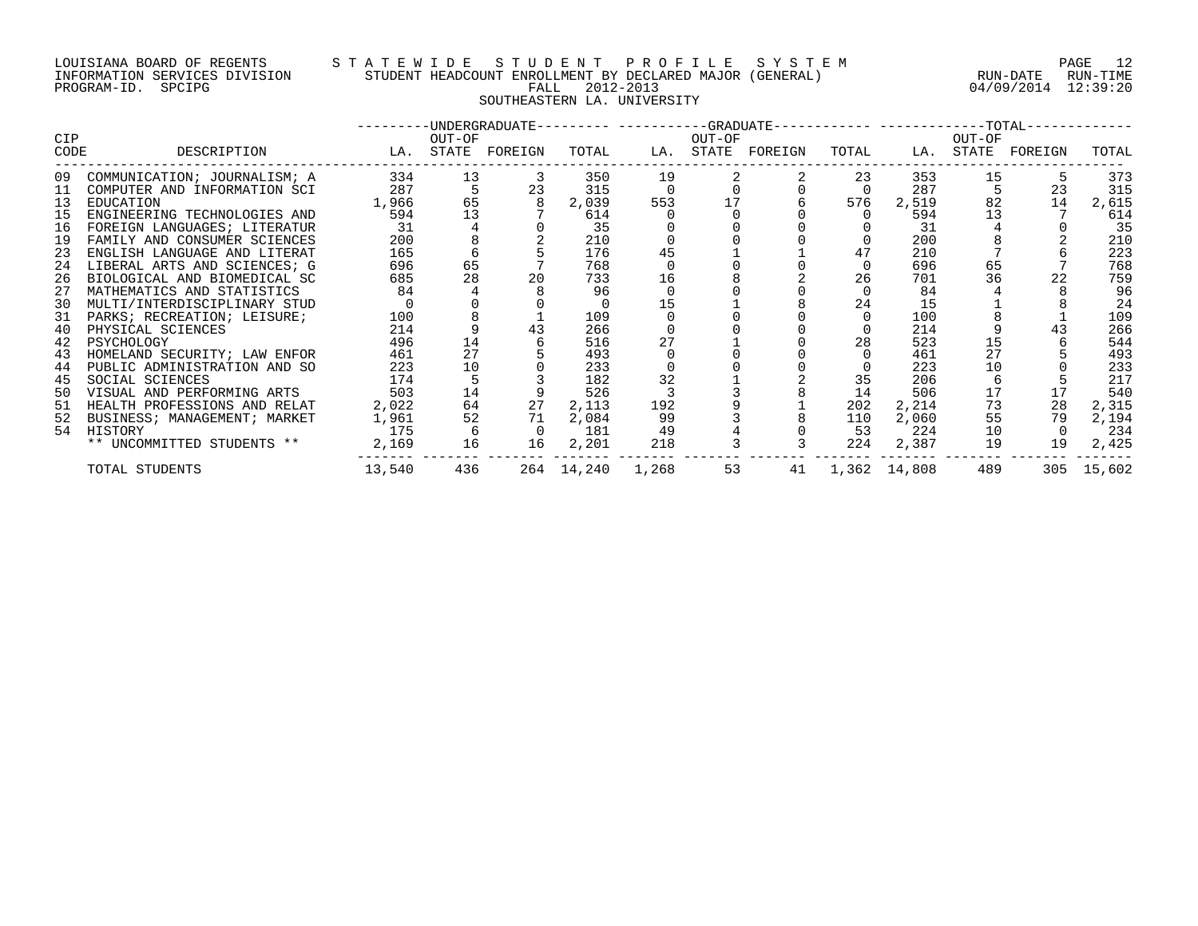LOUISIANA BOARD OF REGENTS
INFORMATION SERVICES DIVISION
PROGRAM-ID. SPCIPG

STATEWIDE STUDENT PROFILE SYSTEM
STUDENT HEADCOUNT ENROLLMENT BY DECLARED MAJOR (GENERAL)
FALL 2012-2013
SOUTHEASTERN LA. UNIVERSITY

RUN-DATE 04/09/2014 RUN-TIME 12:39:20

| CIP CODE | DESCRIPTION | UNDERGRADUATE LA. | UNDERGRADUATE OUT-OF STATE | UNDERGRADUATE FOREIGN | UNDERGRADUATE TOTAL | GRADUATE LA. | GRADUATE OUT-OF STATE | GRADUATE FOREIGN | GRADUATE TOTAL | TOTAL LA. | TOTAL OUT-OF STATE | TOTAL FOREIGN | TOTAL TOTAL |
|---|---|---|---|---|---|---|---|---|---|---|---|---|---|
| 09 | COMMUNICATION; JOURNALISM; A | 334 | 13 | 3 | 350 | 19 | 2 | 2 | 23 | 353 | 15 | 5 | 373 |
| 11 | COMPUTER AND INFORMATION SCI | 287 | 5 | 23 | 315 | 0 | 0 | 0 | 0 | 287 | 5 | 23 | 315 |
| 13 | EDUCATION | 1,966 | 65 | 8 | 2,039 | 553 | 17 | 6 | 576 | 2,519 | 82 | 14 | 2,615 |
| 15 | ENGINEERING TECHNOLOGIES AND | 594 | 13 | 7 | 614 | 0 | 0 | 0 | 0 | 594 | 13 | 7 | 614 |
| 16 | FOREIGN LANGUAGES; LITERATUR | 31 | 4 | 0 | 35 | 0 | 0 | 0 | 0 | 31 | 4 | 0 | 35 |
| 19 | FAMILY AND CONSUMER SCIENCES | 200 | 8 | 2 | 210 | 0 | 0 | 0 | 0 | 200 | 8 | 2 | 210 |
| 23 | ENGLISH LANGUAGE AND LITERAT | 165 | 6 | 5 | 176 | 45 | 1 | 1 | 47 | 210 | 7 | 6 | 223 |
| 24 | LIBERAL ARTS AND SCIENCES; G | 696 | 65 | 7 | 768 | 0 | 0 | 0 | 0 | 696 | 65 | 7 | 768 |
| 26 | BIOLOGICAL AND BIOMEDICAL SC | 685 | 28 | 20 | 733 | 16 | 8 | 2 | 26 | 701 | 36 | 22 | 759 |
| 27 | MATHEMATICS AND STATISTICS | 84 | 4 | 8 | 96 | 0 | 0 | 0 | 0 | 84 | 4 | 8 | 96 |
| 30 | MULTI/INTERDISCIPLINARY STUD | 0 | 0 | 0 | 0 | 15 | 1 | 8 | 24 | 15 | 1 | 8 | 24 |
| 31 | PARKS; RECREATION; LEISURE; | 100 | 8 | 1 | 109 | 0 | 0 | 0 | 0 | 100 | 8 | 1 | 109 |
| 40 | PHYSICAL SCIENCES | 214 | 9 | 43 | 266 | 0 | 0 | 0 | 0 | 214 | 9 | 43 | 266 |
| 42 | PSYCHOLOGY | 496 | 14 | 6 | 516 | 27 | 1 | 0 | 28 | 523 | 15 | 6 | 544 |
| 43 | HOMELAND SECURITY; LAW ENFOR | 461 | 27 | 5 | 493 | 0 | 0 | 0 | 0 | 461 | 27 | 5 | 493 |
| 44 | PUBLIC ADMINISTRATION AND SO | 223 | 10 | 0 | 233 | 0 | 0 | 0 | 0 | 223 | 10 | 0 | 233 |
| 45 | SOCIAL SCIENCES | 174 | 5 | 3 | 182 | 32 | 1 | 2 | 35 | 206 | 6 | 5 | 217 |
| 50 | VISUAL AND PERFORMING ARTS | 503 | 14 | 9 | 526 | 3 | 3 | 8 | 14 | 506 | 17 | 17 | 540 |
| 51 | HEALTH PROFESSIONS AND RELAT | 2,022 | 64 | 27 | 2,113 | 192 | 9 | 1 | 202 | 2,214 | 73 | 28 | 2,315 |
| 52 | BUSINESS; MANAGEMENT; MARKET | 1,961 | 52 | 71 | 2,084 | 99 | 3 | 8 | 110 | 2,060 | 55 | 79 | 2,194 |
| 54 | HISTORY | 175 | 6 | 0 | 181 | 49 | 4 | 0 | 53 | 224 | 10 | 0 | 234 |
| | ** UNCOMMITTED STUDENTS ** | 2,169 | 16 | 16 | 2,201 | 218 | 3 | 3 | 224 | 2,387 | 19 | 19 | 2,425 |
| | TOTAL STUDENTS | 13,540 | 436 | 264 | 14,240 | 1,268 | 53 | 41 | 1,362 | 14,808 | 489 | 305 | 15,602 |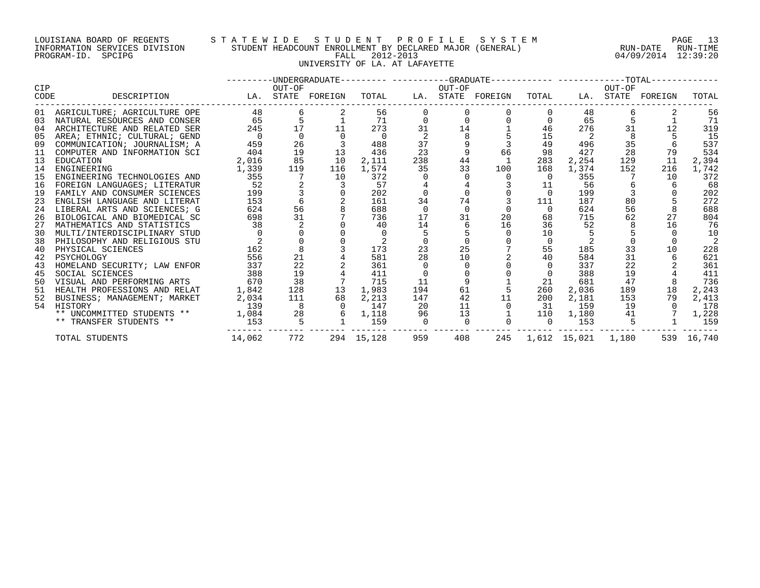LOUISIANA BOARD OF REGENTS — STATEWIDE STUDENT PROFILE SYSTEM
INFORMATION SERVICES DIVISION — STUDENT HEADCOUNT ENROLLMENT BY DECLARED MAJOR (GENERAL) — RUN-DATE 04/09/2014 RUN-TIME 12:39:20
PROGRAM-ID. SPCIPG — FALL 2012-2013

UNIVERSITY OF LA. AT LAFAYETTE

| CIP CODE | DESCRIPTION | UNDERGRADUATE LA. | UNDERGRADUATE OUT-OF STATE | UNDERGRADUATE FOREIGN | UNDERGRADUATE TOTAL | GRADUATE LA. | GRADUATE OUT-OF STATE | GRADUATE FOREIGN | GRADUATE TOTAL | TOTAL LA. | TOTAL OUT-OF STATE | TOTAL FOREIGN | TOTAL TOTAL |
|---|---|---|---|---|---|---|---|---|---|---|---|---|---|
| 01 | AGRICULTURE; AGRICULTURE OPE | 48 | 6 | 2 | 56 | 0 | 0 | 0 | 0 | 48 | 6 | 2 | 56 |
| 03 | NATURAL RESOURCES AND CONSER | 65 | 5 | 1 | 71 | 0 | 0 | 0 | 0 | 65 | 5 | 1 | 71 |
| 04 | ARCHITECTURE AND RELATED SER | 245 | 17 | 11 | 273 | 31 | 14 | 1 | 46 | 276 | 31 | 12 | 319 |
| 05 | AREA; ETHNIC; CULTURAL; GEND | 0 | 0 | 0 | 0 | 2 | 8 | 5 | 15 | 2 | 8 | 5 | 15 |
| 09 | COMMUNICATION; JOURNALISM; A | 459 | 26 | 3 | 488 | 37 | 9 | 3 | 49 | 496 | 35 | 6 | 537 |
| 11 | COMPUTER AND INFORMATION SCI | 404 | 19 | 13 | 436 | 23 | 9 | 66 | 98 | 427 | 28 | 79 | 534 |
| 13 | EDUCATION | 2,016 | 85 | 10 | 2,111 | 238 | 44 | 1 | 283 | 2,254 | 129 | 11 | 2,394 |
| 14 | ENGINEERING | 1,339 | 119 | 116 | 1,574 | 35 | 33 | 100 | 168 | 1,374 | 152 | 216 | 1,742 |
| 15 | ENGINEERING TECHNOLOGIES AND | 355 | 7 | 10 | 372 | 0 | 0 | 0 | 0 | 355 | 7 | 10 | 372 |
| 16 | FOREIGN LANGUAGES; LITERATUR | 52 | 2 | 3 | 57 | 4 | 4 | 3 | 11 | 56 | 6 | 6 | 68 |
| 19 | FAMILY AND CONSUMER SCIENCES | 199 | 3 | 0 | 202 | 0 | 0 | 0 | 0 | 199 | 3 | 0 | 202 |
| 23 | ENGLISH LANGUAGE AND LITERAT | 153 | 6 | 2 | 161 | 34 | 74 | 3 | 111 | 187 | 80 | 5 | 272 |
| 24 | LIBERAL ARTS AND SCIENCES; G | 624 | 56 | 8 | 688 | 0 | 0 | 0 | 0 | 624 | 56 | 8 | 688 |
| 26 | BIOLOGICAL AND BIOMEDICAL SC | 698 | 31 | 7 | 736 | 17 | 31 | 20 | 68 | 715 | 62 | 27 | 804 |
| 27 | MATHEMATICS AND STATISTICS | 38 | 2 | 0 | 40 | 14 | 6 | 16 | 36 | 52 | 8 | 16 | 76 |
| 30 | MULTI/INTERDISCIPLINARY STUD | 0 | 0 | 0 | 0 | 5 | 5 | 0 | 10 | 5 | 5 | 0 | 10 |
| 38 | PHILOSOPHY AND RELIGIOUS STU | 2 | 0 | 0 | 2 | 0 | 0 | 0 | 0 | 2 | 0 | 0 | 2 |
| 40 | PHYSICAL SCIENCES | 162 | 8 | 3 | 173 | 23 | 25 | 7 | 55 | 185 | 33 | 10 | 228 |
| 42 | PSYCHOLOGY | 556 | 21 | 4 | 581 | 28 | 10 | 2 | 40 | 584 | 31 | 6 | 621 |
| 43 | HOMELAND SECURITY; LAW ENFOR | 337 | 22 | 2 | 361 | 0 | 0 | 0 | 0 | 337 | 22 | 2 | 361 |
| 45 | SOCIAL SCIENCES | 388 | 19 | 4 | 411 | 0 | 0 | 0 | 0 | 388 | 19 | 4 | 411 |
| 50 | VISUAL AND PERFORMING ARTS | 670 | 38 | 7 | 715 | 11 | 9 | 1 | 21 | 681 | 47 | 8 | 736 |
| 51 | HEALTH PROFESSIONS AND RELAT | 1,842 | 128 | 13 | 1,983 | 194 | 61 | 5 | 260 | 2,036 | 189 | 18 | 2,243 |
| 52 | BUSINESS; MANAGEMENT; MARKET | 2,034 | 111 | 68 | 2,213 | 147 | 42 | 11 | 200 | 2,181 | 153 | 79 | 2,413 |
| 54 | HISTORY | 139 | 8 | 0 | 147 | 20 | 11 | 0 | 31 | 159 | 19 | 0 | 178 |
| | ** UNCOMMITTED STUDENTS ** | 1,084 | 28 | 6 | 1,118 | 96 | 13 | 1 | 110 | 1,180 | 41 | 7 | 1,228 |
| | ** TRANSFER STUDENTS ** | 153 | 5 | 1 | 159 | 0 | 0 | 0 | 0 | 153 | 5 | 1 | 159 |
| | TOTAL STUDENTS | 14,062 | 772 | 294 | 15,128 | 959 | 408 | 245 | 1,612 | 15,021 | 1,180 | 539 | 16,740 |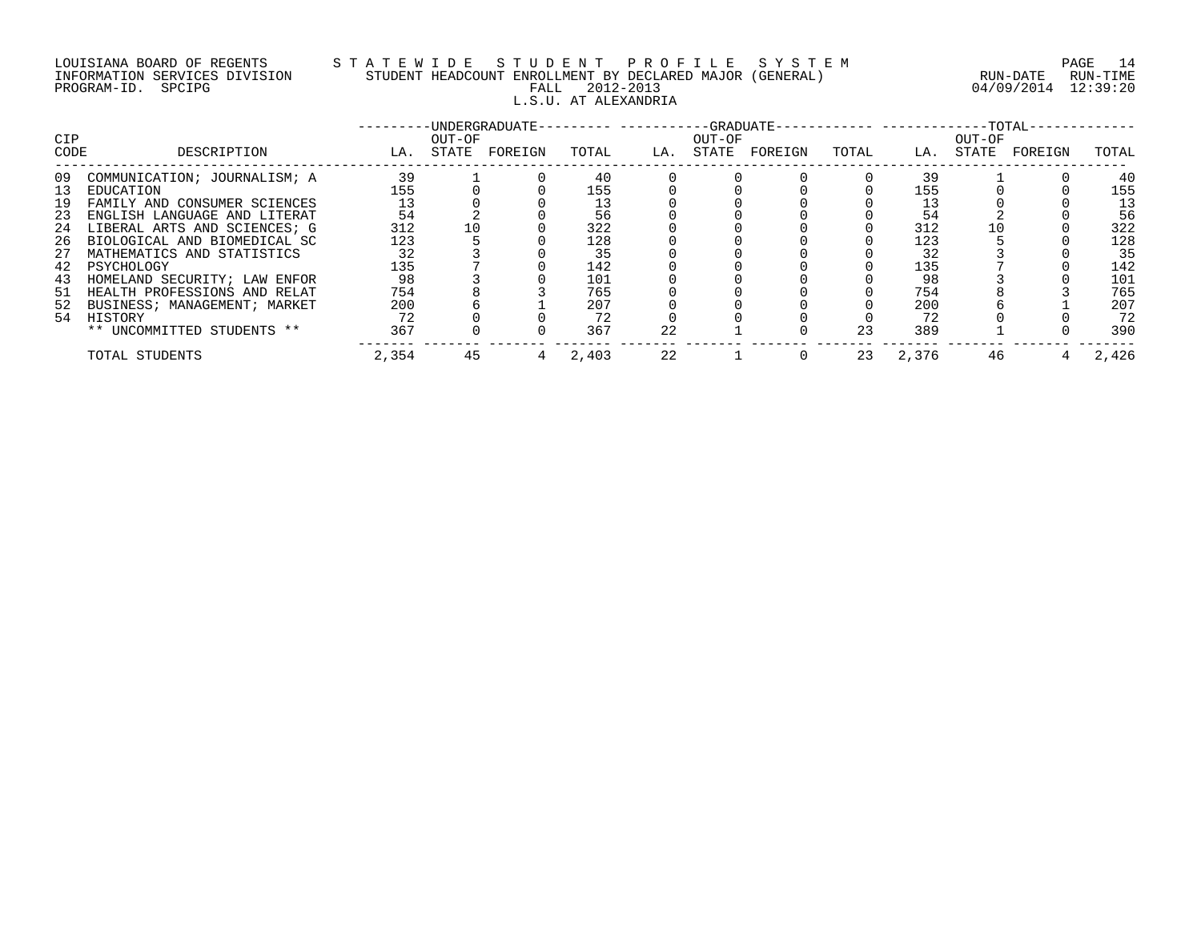LOUISIANA BOARD OF REGENTS — STATEWIDE STUDENT PROFILE SYSTEM
INFORMATION SERVICES DIVISION — STUDENT HEADCOUNT ENROLLMENT BY DECLARED MAJOR (GENERAL) — RUN-DATE 04/09/2014 RUN-TIME 12:39:20
PROGRAM-ID. SPCIPG — FALL 2012-2013

L.S.U. AT ALEXANDRIA

| CIP CODE | DESCRIPTION | UNDERGRADUATE LA. | UNDERGRADUATE OUT-OF STATE | UNDERGRADUATE FOREIGN | UNDERGRADUATE TOTAL | GRADUATE LA. | GRADUATE OUT-OF STATE | GRADUATE FOREIGN | GRADUATE TOTAL | TOTAL LA. | TOTAL OUT-OF STATE | TOTAL FOREIGN | TOTAL TOTAL |
|---|---|---|---|---|---|---|---|---|---|---|---|---|---|
| 09 | COMMUNICATION; JOURNALISM; A | 39 | 1 | 0 | 40 | 0 | 0 | 0 | 0 | 39 | 1 | 0 | 40 |
| 13 | EDUCATION | 155 | 0 | 0 | 155 | 0 | 0 | 0 | 0 | 155 | 0 | 0 | 155 |
| 19 | FAMILY AND CONSUMER SCIENCES | 13 | 0 | 0 | 13 | 0 | 0 | 0 | 0 | 13 | 0 | 0 | 13 |
| 23 | ENGLISH LANGUAGE AND LITERAT | 54 | 2 | 0 | 56 | 0 | 0 | 0 | 0 | 54 | 2 | 0 | 56 |
| 24 | LIBERAL ARTS AND SCIENCES; G | 312 | 10 | 0 | 322 | 0 | 0 | 0 | 0 | 312 | 10 | 0 | 322 |
| 26 | BIOLOGICAL AND BIOMEDICAL SC | 123 | 5 | 0 | 128 | 0 | 0 | 0 | 0 | 123 | 5 | 0 | 128 |
| 27 | MATHEMATICS AND STATISTICS | 32 | 3 | 0 | 35 | 0 | 0 | 0 | 0 | 32 | 3 | 0 | 35 |
| 42 | PSYCHOLOGY | 135 | 7 | 0 | 142 | 0 | 0 | 0 | 0 | 135 | 7 | 0 | 142 |
| 43 | HOMELAND SECURITY; LAW ENFOR | 98 | 3 | 0 | 101 | 0 | 0 | 0 | 0 | 98 | 3 | 0 | 101 |
| 51 | HEALTH PROFESSIONS AND RELAT | 754 | 8 | 3 | 765 | 0 | 0 | 0 | 0 | 754 | 8 | 3 | 765 |
| 52 | BUSINESS; MANAGEMENT; MARKET | 200 | 6 | 1 | 207 | 0 | 0 | 0 | 0 | 200 | 6 | 1 | 207 |
| 54 | HISTORY | 72 | 0 | 0 | 72 | 0 | 0 | 0 | 0 | 72 | 0 | 0 | 72 |
| | ** UNCOMMITTED STUDENTS ** | 367 | 0 | 0 | 367 | 22 | 1 | 0 | 23 | 389 | 1 | 0 | 390 |
| | TOTAL STUDENTS | 2,354 | 45 | 4 | 2,403 | 22 | 1 | 0 | 23 | 2,376 | 46 | 4 | 2,426 |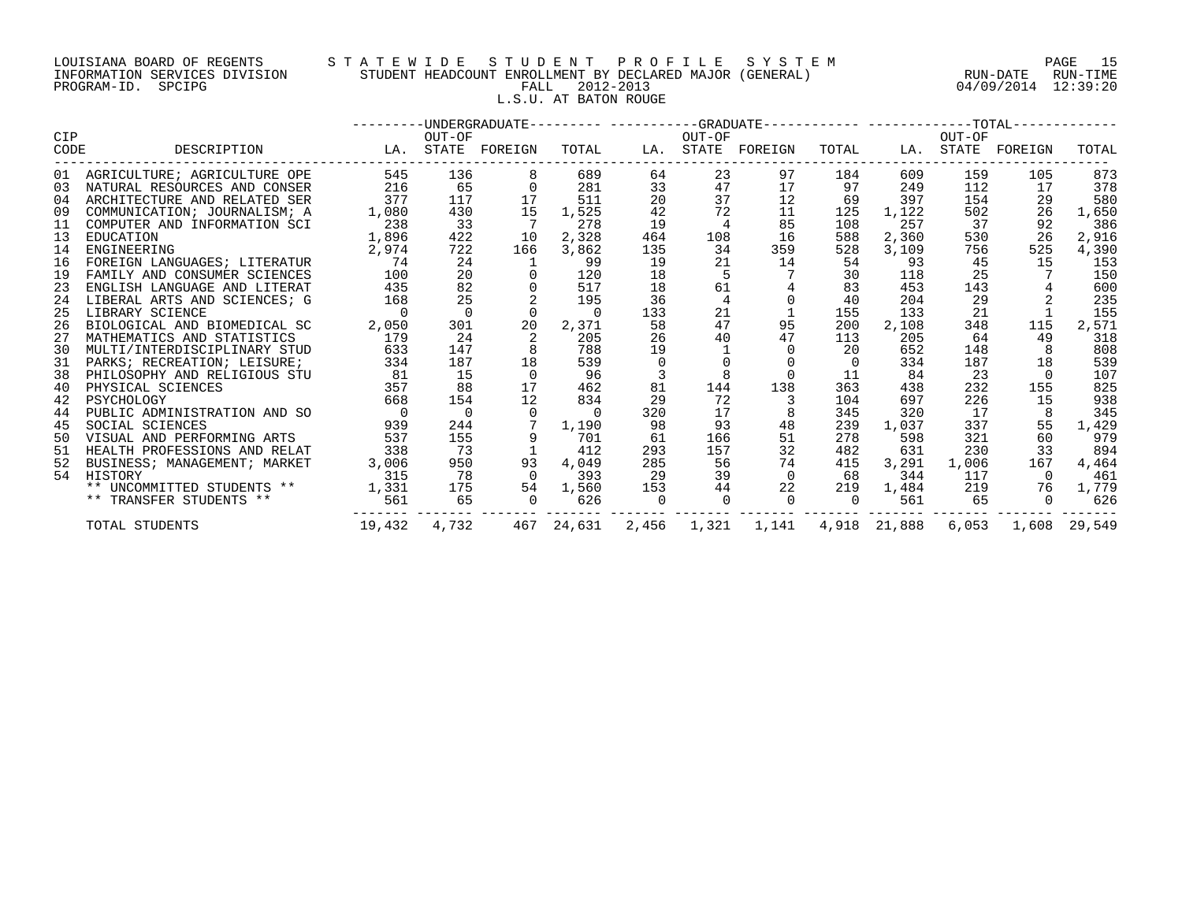LOUISIANA BOARD OF REGENTS — STATEWIDE STUDENT PROFILE SYSTEM
INFORMATION SERVICES DIVISION — STUDENT HEADCOUNT ENROLLMENT BY DECLARED MAJOR (GENERAL) — RUN-DATE 04/09/2014 RUN-TIME 12:39:20
PROGRAM-ID. SPCIPG — FALL 2012-2013

L.S.U. AT BATON ROUGE

| CIP CODE | DESCRIPTION | UNDERGRADUATE LA. | UNDERGRADUATE OUT-OF STATE | UNDERGRADUATE FOREIGN | UNDERGRADUATE TOTAL | GRADUATE LA. | GRADUATE OUT-OF STATE | GRADUATE FOREIGN | GRADUATE TOTAL | TOTAL LA. | TOTAL OUT-OF STATE | TOTAL FOREIGN | TOTAL TOTAL |
|---|---|---|---|---|---|---|---|---|---|---|---|---|---|
| 01 | AGRICULTURE; AGRICULTURE OPE | 545 | 136 | 8 | 689 | 64 | 23 | 97 | 184 | 609 | 159 | 105 | 873 |
| 03 | NATURAL RESOURCES AND CONSER | 216 | 65 | 0 | 281 | 33 | 47 | 17 | 97 | 249 | 112 | 17 | 378 |
| 04 | ARCHITECTURE AND RELATED SER | 377 | 117 | 17 | 511 | 20 | 37 | 12 | 69 | 397 | 154 | 29 | 580 |
| 09 | COMMUNICATION; JOURNALISM; A | 1,080 | 430 | 15 | 1,525 | 42 | 72 | 11 | 125 | 1,122 | 502 | 26 | 1,650 |
| 11 | COMPUTER AND INFORMATION SCI | 238 | 33 | 7 | 278 | 19 | 4 | 85 | 108 | 257 | 37 | 92 | 386 |
| 13 | EDUCATION | 1,896 | 422 | 10 | 2,328 | 464 | 108 | 16 | 588 | 2,360 | 530 | 26 | 2,916 |
| 14 | ENGINEERING | 2,974 | 722 | 166 | 3,862 | 135 | 34 | 359 | 528 | 3,109 | 756 | 525 | 4,390 |
| 16 | FOREIGN LANGUAGES; LITERATUR | 74 | 24 | 1 | 99 | 19 | 21 | 14 | 54 | 93 | 45 | 15 | 153 |
| 19 | FAMILY AND CONSUMER SCIENCES | 100 | 20 | 0 | 120 | 18 | 5 | 7 | 30 | 118 | 25 | 7 | 150 |
| 23 | ENGLISH LANGUAGE AND LITERAT | 435 | 82 | 0 | 517 | 18 | 61 | 4 | 83 | 453 | 143 | 4 | 600 |
| 24 | LIBERAL ARTS AND SCIENCES; G | 168 | 25 | 2 | 195 | 36 | 4 | 0 | 40 | 204 | 29 | 2 | 235 |
| 25 | LIBRARY SCIENCE | 0 | 0 | 0 | 0 | 133 | 21 | 1 | 155 | 133 | 21 | 1 | 155 |
| 26 | BIOLOGICAL AND BIOMEDICAL SC | 2,050 | 301 | 20 | 2,371 | 58 | 47 | 95 | 200 | 2,108 | 348 | 115 | 2,571 |
| 27 | MATHEMATICS AND STATISTICS | 179 | 24 | 2 | 205 | 26 | 40 | 47 | 113 | 205 | 64 | 49 | 318 |
| 30 | MULTI/INTERDISCIPLINARY STUD | 633 | 147 | 8 | 788 | 19 | 1 | 0 | 20 | 652 | 148 | 8 | 808 |
| 31 | PARKS; RECREATION; LEISURE; | 334 | 187 | 18 | 539 | 0 | 0 | 0 | 0 | 334 | 187 | 18 | 539 |
| 38 | PHILOSOPHY AND RELIGIOUS STU | 81 | 15 | 0 | 96 | 3 | 8 | 0 | 11 | 84 | 23 | 0 | 107 |
| 40 | PHYSICAL SCIENCES | 357 | 88 | 17 | 462 | 81 | 144 | 138 | 363 | 438 | 232 | 155 | 825 |
| 42 | PSYCHOLOGY | 668 | 154 | 12 | 834 | 29 | 72 | 3 | 104 | 697 | 226 | 15 | 938 |
| 44 | PUBLIC ADMINISTRATION AND SO | 0 | 0 | 0 | 0 | 320 | 17 | 8 | 345 | 320 | 17 | 8 | 345 |
| 45 | SOCIAL SCIENCES | 939 | 244 | 7 | 1,190 | 98 | 93 | 48 | 239 | 1,037 | 337 | 55 | 1,429 |
| 50 | VISUAL AND PERFORMING ARTS | 537 | 155 | 9 | 701 | 61 | 166 | 51 | 278 | 598 | 321 | 60 | 979 |
| 51 | HEALTH PROFESSIONS AND RELAT | 338 | 73 | 1 | 412 | 293 | 157 | 32 | 482 | 631 | 230 | 33 | 894 |
| 52 | BUSINESS; MANAGEMENT; MARKET | 3,006 | 950 | 93 | 4,049 | 285 | 56 | 74 | 415 | 3,291 | 1,006 | 167 | 4,464 |
| 54 | HISTORY | 315 | 78 | 0 | 393 | 29 | 39 | 0 | 68 | 344 | 117 | 0 | 461 |
| | ** UNCOMMITTED STUDENTS ** | 1,331 | 175 | 54 | 1,560 | 153 | 44 | 22 | 219 | 1,484 | 219 | 76 | 1,779 |
| | ** TRANSFER STUDENTS ** | 561 | 65 | 0 | 626 | 0 | 0 | 0 | 0 | 561 | 65 | 0 | 626 |
| | TOTAL STUDENTS | 19,432 | 4,732 | 467 | 24,631 | 2,456 | 1,321 | 1,141 | 4,918 | 21,888 | 6,053 | 1,608 | 29,549 |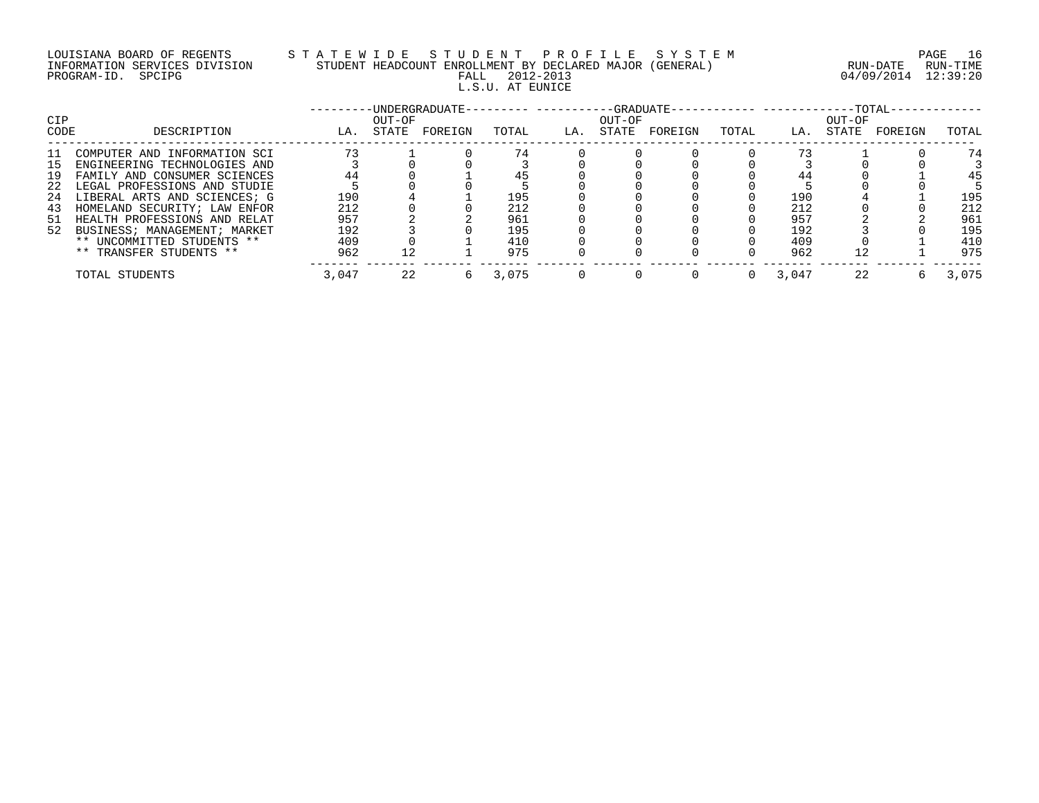LOUISIANA BOARD OF REGENTS — STATEWIDE STUDENT PROFILE SYSTEM
INFORMATION SERVICES DIVISION — STUDENT HEADCOUNT ENROLLMENT BY DECLARED MAJOR (GENERAL)
PROGRAM-ID. SPCIPG — FALL 2012-2013 — RUN-DATE 04/09/2014 RUN-TIME 12:39:20

L.S.U. AT EUNICE

| CIP CODE | DESCRIPTION | UNDERGRADUATE | | | | GRADUATE | | | | TOTAL | | | |
|---|---|---|---|---|---|---|---|---|---|---|---|---|---|
| | | LA. | OUT-OF STATE | FOREIGN | TOTAL | LA. | OUT-OF STATE | FOREIGN | TOTAL | LA. | OUT-OF STATE | FOREIGN | TOTAL |
| 11 | COMPUTER AND INFORMATION SCI | 73 | 1 | 0 | 74 | 0 | 0 | 0 | 0 | 73 | 1 | 0 | 74 |
| 15 | ENGINEERING TECHNOLOGIES AND | 3 | 0 | 0 | 3 | 0 | 0 | 0 | 0 | 3 | 0 | 0 | 3 |
| 19 | FAMILY AND CONSUMER SCIENCES | 44 | 0 | 1 | 45 | 0 | 0 | 0 | 0 | 44 | 0 | 1 | 45 |
| 22 | LEGAL PROFESSIONS AND STUDIE | 5 | 0 | 0 | 5 | 0 | 0 | 0 | 0 | 5 | 0 | 0 | 5 |
| 24 | LIBERAL ARTS AND SCIENCES; G | 190 | 4 | 1 | 195 | 0 | 0 | 0 | 0 | 190 | 4 | 1 | 195 |
| 43 | HOMELAND SECURITY; LAW ENFOR | 212 | 0 | 0 | 212 | 0 | 0 | 0 | 0 | 212 | 0 | 0 | 212 |
| 51 | HEALTH PROFESSIONS AND RELAT | 957 | 2 | 2 | 961 | 0 | 0 | 0 | 0 | 957 | 2 | 2 | 961 |
| 52 | BUSINESS; MANAGEMENT; MARKET | 192 | 3 | 0 | 195 | 0 | 0 | 0 | 0 | 192 | 3 | 0 | 195 |
| | ** UNCOMMITTED STUDENTS ** | 409 | 0 | 1 | 410 | 0 | 0 | 0 | 0 | 409 | 0 | 1 | 410 |
| | ** TRANSFER STUDENTS ** | 962 | 12 | 1 | 975 | 0 | 0 | 0 | 0 | 962 | 12 | 1 | 975 |
| | TOTAL STUDENTS | 3,047 | 22 | 6 | 3,075 | 0 | 0 | 0 | 0 | 3,047 | 22 | 6 | 3,075 |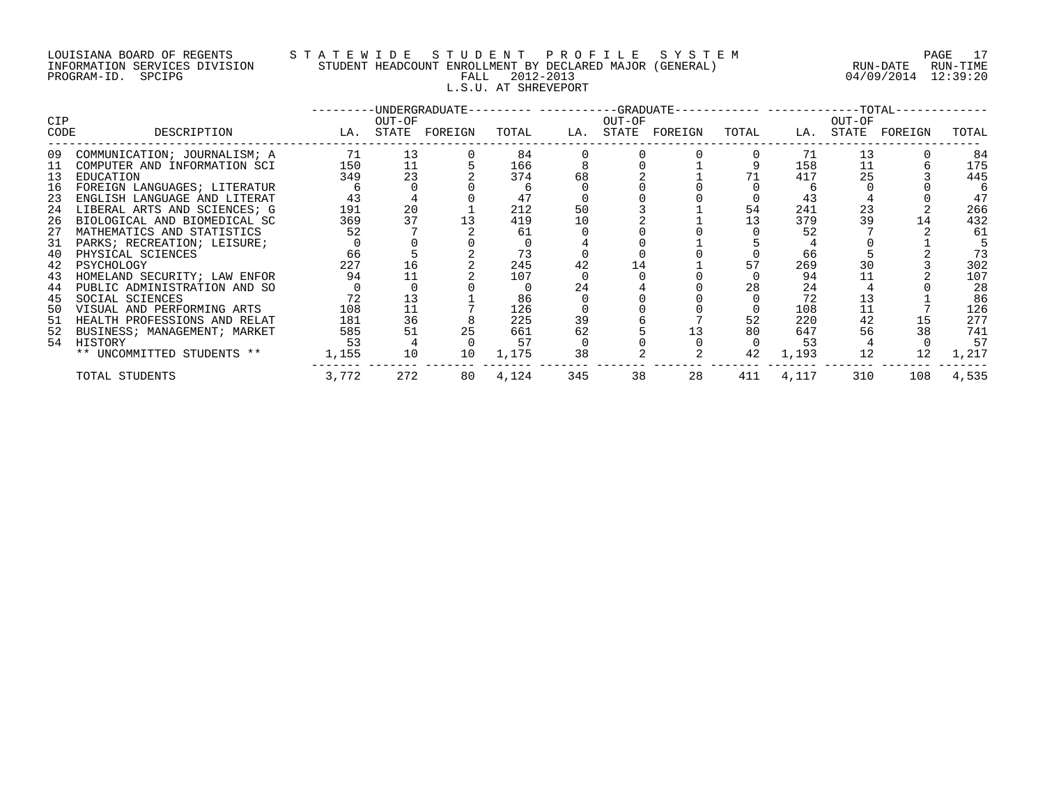LOUISIANA BOARD OF REGENTS — STATEWIDE STUDENT PROFILE SYSTEM
INFORMATION SERVICES DIVISION — STUDENT HEADCOUNT ENROLLMENT BY DECLARED MAJOR (GENERAL) — RUN-DATE 04/09/2014 RUN-TIME 12:39:20
PROGRAM-ID. SPCIPG — FALL 2012-2013

L.S.U. AT SHREVEPORT

| CIP CODE | DESCRIPTION | UNDERGRADUATE | | | | GRADUATE | | | | TOTAL | | | |
|---|---|---|---|---|---|---|---|---|---|---|---|---|---|
| | | LA. | OUT-OF STATE | FOREIGN | TOTAL | LA. | OUT-OF STATE | FOREIGN | TOTAL | LA. | OUT-OF STATE | FOREIGN | TOTAL |
| 09 | COMMUNICATION; JOURNALISM; A | 71 | 13 | 0 | 84 | 0 | 0 | 0 | 0 | 71 | 13 | 0 | 84 |
| 11 | COMPUTER AND INFORMATION SCI | 150 | 11 | 5 | 166 | 8 | 0 | 1 | 9 | 158 | 11 | 6 | 175 |
| 13 | EDUCATION | 349 | 23 | 2 | 374 | 68 | 2 | 1 | 71 | 417 | 25 | 3 | 445 |
| 16 | FOREIGN LANGUAGES; LITERATUR | 6 | 0 | 0 | 6 | 0 | 0 | 0 | 0 | 6 | 0 | 0 | 6 |
| 23 | ENGLISH LANGUAGE AND LITERAT | 43 | 4 | 0 | 47 | 0 | 0 | 0 | 0 | 43 | 4 | 0 | 47 |
| 24 | LIBERAL ARTS AND SCIENCES; G | 191 | 20 | 1 | 212 | 50 | 3 | 1 | 54 | 241 | 23 | 2 | 266 |
| 26 | BIOLOGICAL AND BIOMEDICAL SC | 369 | 37 | 13 | 419 | 10 | 2 | 1 | 13 | 379 | 39 | 14 | 432 |
| 27 | MATHEMATICS AND STATISTICS | 52 | 7 | 2 | 61 | 0 | 0 | 0 | 0 | 52 | 7 | 2 | 61 |
| 31 | PARKS; RECREATION; LEISURE; | 0 | 0 | 0 | 0 | 4 | 0 | 1 | 5 | 4 | 0 | 1 | 5 |
| 40 | PHYSICAL SCIENCES | 66 | 5 | 2 | 73 | 0 | 0 | 0 | 0 | 66 | 5 | 2 | 73 |
| 42 | PSYCHOLOGY | 227 | 16 | 2 | 245 | 42 | 14 | 1 | 57 | 269 | 30 | 3 | 302 |
| 43 | HOMELAND SECURITY; LAW ENFOR | 94 | 11 | 2 | 107 | 0 | 0 | 0 | 0 | 94 | 11 | 2 | 107 |
| 44 | PUBLIC ADMINISTRATION AND SO | 0 | 0 | 0 | 0 | 24 | 4 | 0 | 28 | 24 | 4 | 0 | 28 |
| 45 | SOCIAL SCIENCES | 72 | 13 | 1 | 86 | 0 | 0 | 0 | 0 | 72 | 13 | 1 | 86 |
| 50 | VISUAL AND PERFORMING ARTS | 108 | 11 | 7 | 126 | 0 | 0 | 0 | 0 | 108 | 11 | 7 | 126 |
| 51 | HEALTH PROFESSIONS AND RELAT | 181 | 36 | 8 | 225 | 39 | 6 | 7 | 52 | 220 | 42 | 15 | 277 |
| 52 | BUSINESS; MANAGEMENT; MARKET | 585 | 51 | 25 | 661 | 62 | 5 | 13 | 80 | 647 | 56 | 38 | 741 |
| 54 | HISTORY | 53 | 4 | 0 | 57 | 0 | 0 | 0 | 0 | 53 | 4 | 0 | 57 |
| | ** UNCOMMITTED STUDENTS ** | 1,155 | 10 | 10 | 1,175 | 38 | 2 | 2 | 42 | 1,193 | 12 | 12 | 1,217 |
| | TOTAL STUDENTS | 3,772 | 272 | 80 | 4,124 | 345 | 38 | 28 | 411 | 4,117 | 310 | 108 | 4,535 |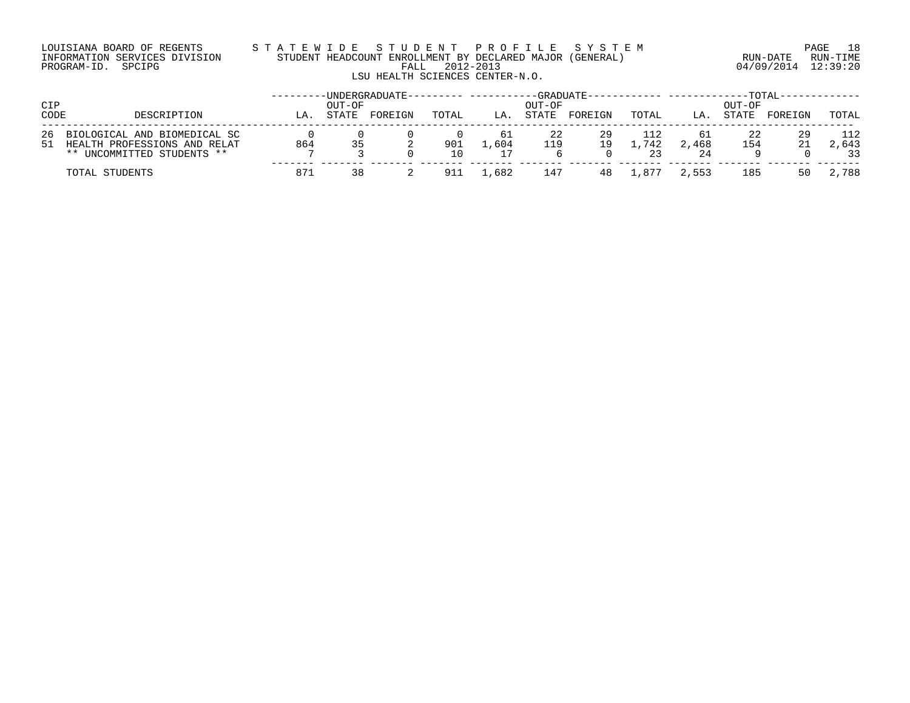LOUISIANA BOARD OF REGENTS
INFORMATION SERVICES DIVISION
PROGRAM-ID. SPCIPG

STATEWIDE STUDENT PROFILE SYSTEM
STUDENT HEADCOUNT ENROLLMENT BY DECLARED MAJOR (GENERAL)
FALL 2012-2013
LSU HEALTH SCIENCES CENTER-N.O.

RUN-DATE 04/09/2014 RUN-TIME 12:39:20

| CIP CODE | DESCRIPTION | UNDERGRADUATE | | | | GRADUATE | | | | TOTAL | | | |
|---|---|---|---|---|---|---|---|---|---|---|---|---|---|
| | | LA. | OUT-OF STATE | FOREIGN | TOTAL | LA. | OUT-OF STATE | FOREIGN | TOTAL | LA. | OUT-OF STATE | FOREIGN | TOTAL |
| 26 | BIOLOGICAL AND BIOMEDICAL SC | 0 | 0 | 0 | 0 | 61 | 22 | 29 | 112 | 61 | 22 | 29 | 112 |
| 51 | HEALTH PROFESSIONS AND RELAT | 864 | 35 | 2 | 901 | 1,604 | 119 | 19 | 1,742 | 2,468 | 154 | 21 | 2,643 |
| | ** UNCOMMITTED STUDENTS ** | 7 | 3 | 0 | 10 | 17 | 6 | 0 | 23 | 24 | 9 | 0 | 33 |
| | TOTAL STUDENTS | 871 | 38 | 2 | 911 | 1,682 | 147 | 48 | 1,877 | 2,553 | 185 | 50 | 2,788 |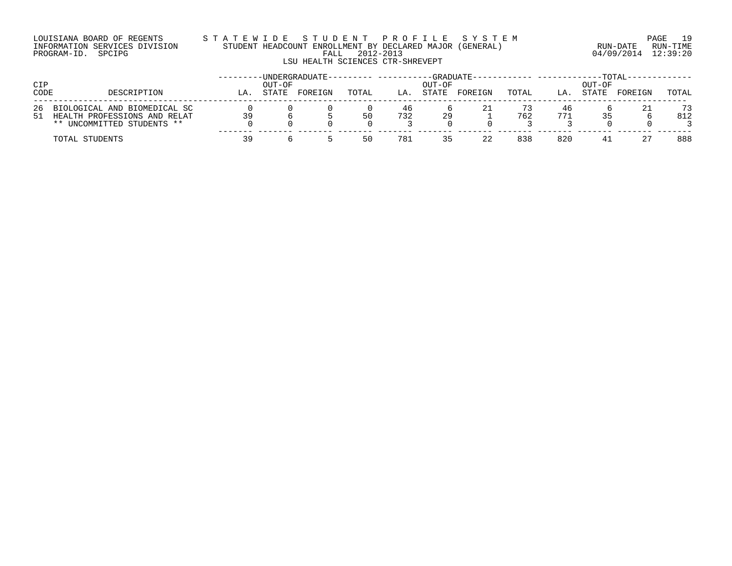LOUISIANA BOARD OF REGENTS — STATEWIDE STUDENT PROFILE SYSTEM
INFORMATION SERVICES DIVISION — STUDENT HEADCOUNT ENROLLMENT BY DECLARED MAJOR (GENERAL)
PROGRAM-ID. SPCIPG — FALL 2012-2013
RUN-DATE 04/09/2014 RUN-TIME 12:39:20

LSU HEALTH SCIENCES CTR-SHREVEPT

| CIP CODE | DESCRIPTION | UNDERGRADUATE | | | | GRADUATE | | | | TOTAL | | | |
|---|---|---|---|---|---|---|---|---|---|---|---|---|---|
| | | LA. | OUT-OF STATE | FOREIGN | TOTAL | LA. | OUT-OF STATE | FOREIGN | TOTAL | LA. | OUT-OF STATE | FOREIGN | TOTAL |
| 26 | BIOLOGICAL AND BIOMEDICAL SC | 0 | 0 | 0 | 0 | 46 | 6 | 21 | 73 | 46 | 6 | 21 | 73 |
| 51 | HEALTH PROFESSIONS AND RELAT | 39 | 6 | 5 | 50 | 732 | 29 | 1 | 762 | 771 | 35 | 6 | 812 |
| | ** UNCOMMITTED STUDENTS ** | 0 | 0 | 0 | 0 | 3 | 0 | 0 | 3 | 3 | 0 | 0 | 3 |
| | TOTAL STUDENTS | 39 | 6 | 5 | 50 | 781 | 35 | 22 | 838 | 820 | 41 | 27 | 888 |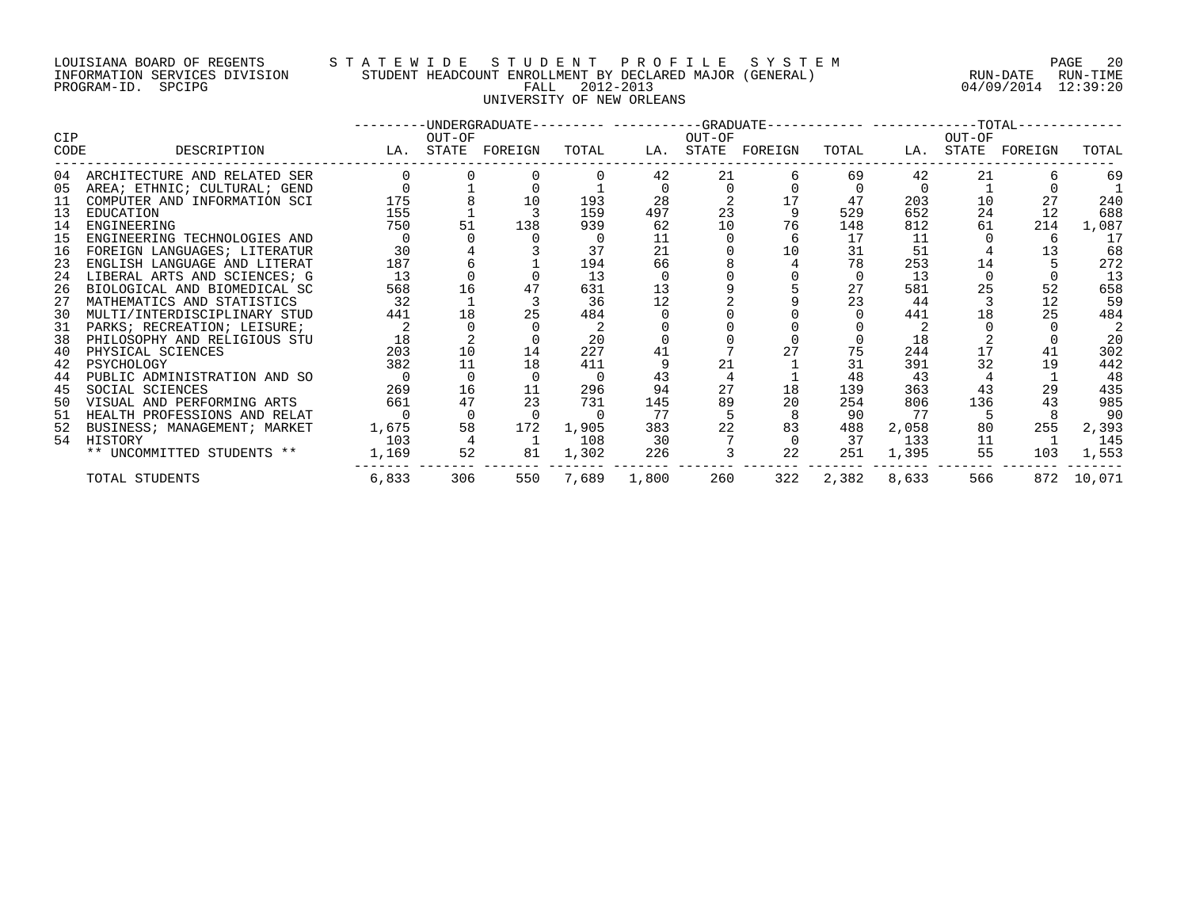LOUISIANA BOARD OF REGENTS
INFORMATION SERVICES DIVISION
PROGRAM-ID. SPCIPG

STATEWIDE STUDENT PROFILE SYSTEM
STUDENT HEADCOUNT ENROLLMENT BY DECLARED MAJOR (GENERAL)
FALL 2012-2013
UNIVERSITY OF NEW ORLEANS

RUN-DATE 04/09/2014 RUN-TIME 12:39:20

| CIP CODE | DESCRIPTION | UNDERGRADUATE LA. | OUT-OF STATE | FOREIGN | TOTAL | GRADUATE LA. | OUT-OF STATE | FOREIGN | TOTAL | TOTAL LA. | OUT-OF STATE | FOREIGN | TOTAL |
|---|---|---|---|---|---|---|---|---|---|---|---|---|---|
| 04 | ARCHITECTURE AND RELATED SER | 0 | 0 | 0 | 0 | 42 | 21 | 6 | 69 | 42 | 21 | 6 | 69 |
| 05 | AREA; ETHNIC; CULTURAL; GEND | 0 | 1 | 0 | 1 | 0 | 0 | 0 | 0 | 0 | 1 | 0 | 1 |
| 11 | COMPUTER AND INFORMATION SCI | 175 | 8 | 10 | 193 | 28 | 2 | 17 | 47 | 203 | 10 | 27 | 240 |
| 13 | EDUCATION | 155 | 1 | 3 | 159 | 497 | 23 | 9 | 529 | 652 | 24 | 12 | 688 |
| 14 | ENGINEERING | 750 | 51 | 138 | 939 | 62 | 10 | 76 | 148 | 812 | 61 | 214 | 1,087 |
| 15 | ENGINEERING TECHNOLOGIES AND | 0 | 0 | 0 | 0 | 11 | 0 | 6 | 17 | 11 | 0 | 6 | 17 |
| 16 | FOREIGN LANGUAGES; LITERATUR | 30 | 4 | 3 | 37 | 21 | 0 | 10 | 31 | 51 | 4 | 13 | 68 |
| 23 | ENGLISH LANGUAGE AND LITERAT | 187 | 6 | 1 | 194 | 66 | 8 | 4 | 78 | 253 | 14 | 5 | 272 |
| 24 | LIBERAL ARTS AND SCIENCES; G | 13 | 0 | 0 | 13 | 0 | 0 | 0 | 0 | 13 | 0 | 0 | 13 |
| 26 | BIOLOGICAL AND BIOMEDICAL SC | 568 | 16 | 47 | 631 | 13 | 9 | 5 | 27 | 581 | 25 | 52 | 658 |
| 27 | MATHEMATICS AND STATISTICS | 32 | 1 | 3 | 36 | 12 | 2 | 9 | 23 | 44 | 3 | 12 | 59 |
| 30 | MULTI/INTERDISCIPLINARY STUD | 441 | 18 | 25 | 484 | 0 | 0 | 0 | 0 | 441 | 18 | 25 | 484 |
| 31 | PARKS; RECREATION; LEISURE; | 2 | 0 | 0 | 2 | 0 | 0 | 0 | 0 | 2 | 0 | 0 | 2 |
| 38 | PHILOSOPHY AND RELIGIOUS STU | 18 | 2 | 0 | 20 | 0 | 0 | 0 | 0 | 18 | 2 | 0 | 20 |
| 40 | PHYSICAL SCIENCES | 203 | 10 | 14 | 227 | 41 | 7 | 27 | 75 | 244 | 17 | 41 | 302 |
| 42 | PSYCHOLOGY | 382 | 11 | 18 | 411 | 9 | 21 | 1 | 31 | 391 | 32 | 19 | 442 |
| 44 | PUBLIC ADMINISTRATION AND SO | 0 | 0 | 0 | 0 | 43 | 4 | 1 | 48 | 43 | 4 | 1 | 48 |
| 45 | SOCIAL SCIENCES | 269 | 16 | 11 | 296 | 94 | 27 | 18 | 139 | 363 | 43 | 29 | 435 |
| 50 | VISUAL AND PERFORMING ARTS | 661 | 47 | 23 | 731 | 145 | 89 | 20 | 254 | 806 | 136 | 43 | 985 |
| 51 | HEALTH PROFESSIONS AND RELAT | 0 | 0 | 0 | 0 | 77 | 5 | 8 | 90 | 77 | 5 | 8 | 90 |
| 52 | BUSINESS; MANAGEMENT; MARKET | 1,675 | 58 | 172 | 1,905 | 383 | 22 | 83 | 488 | 2,058 | 80 | 255 | 2,393 |
| 54 | HISTORY | 103 | 4 | 1 | 108 | 30 | 7 | 0 | 37 | 133 | 11 | 1 | 145 |
| | ** UNCOMMITTED STUDENTS ** | 1,169 | 52 | 81 | 1,302 | 226 | 3 | 22 | 251 | 1,395 | 55 | 103 | 1,553 |
| | TOTAL STUDENTS | 6,833 | 306 | 550 | 7,689 | 1,800 | 260 | 322 | 2,382 | 8,633 | 566 | 872 | 10,071 |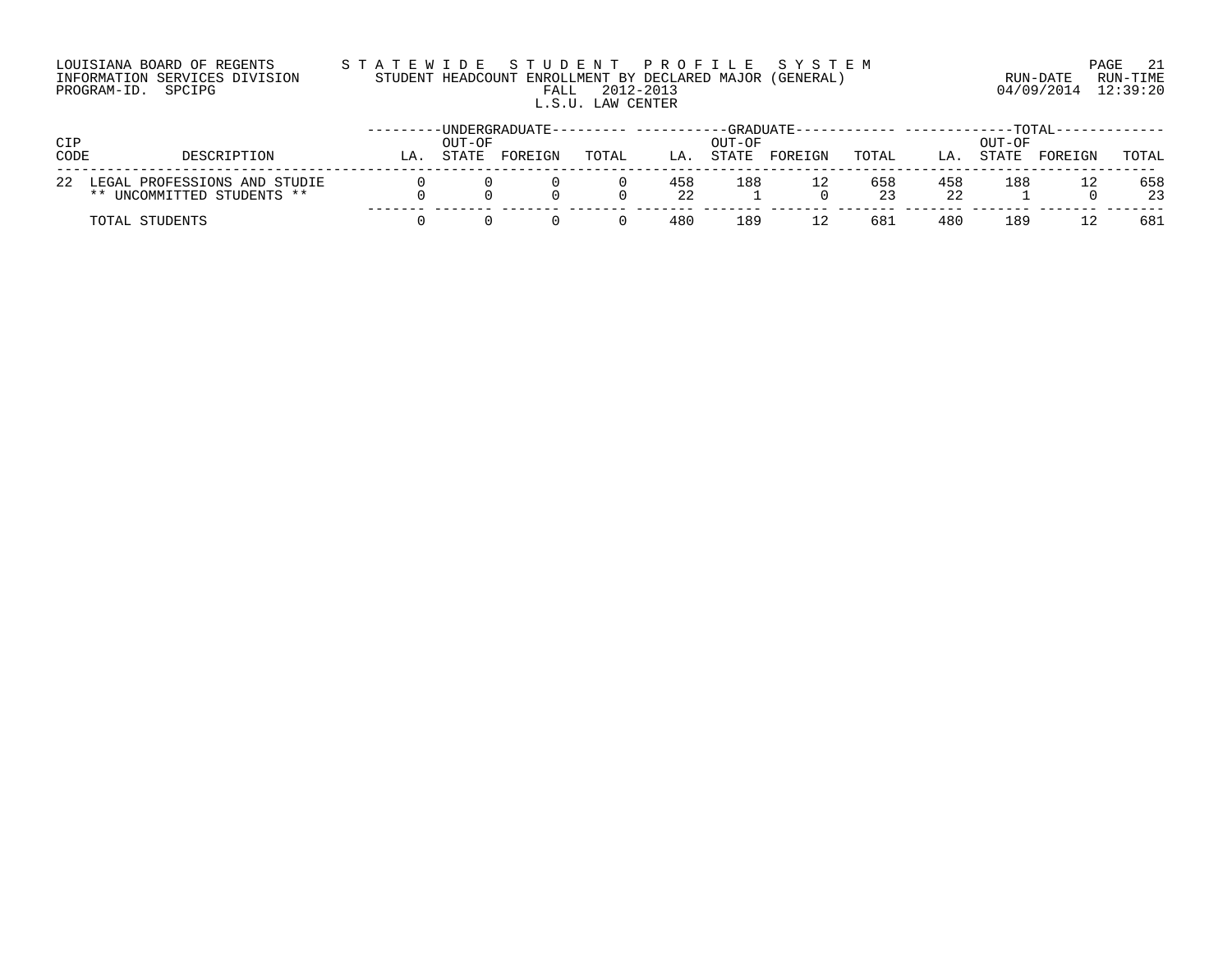LOUISIANA BOARD OF REGENTS
INFORMATION SERVICES DIVISION
PROGRAM-ID. SPCIPG

STATEWIDE STUDENT PROFILE SYSTEM
STUDENT HEADCOUNT ENROLLMENT BY DECLARED MAJOR (GENERAL)
FALL 2012-2013
L.S.U. LAW CENTER

RUN-DATE 04/09/2014 RUN-TIME 12:39:20

| CIP CODE | DESCRIPTION | UNDERGRADUATE LA. | UNDERGRADUATE OUT-OF STATE | UNDERGRADUATE FOREIGN | UNDERGRADUATE TOTAL | GRADUATE LA. | GRADUATE OUT-OF STATE | GRADUATE FOREIGN | GRADUATE TOTAL | TOTAL LA. | TOTAL OUT-OF STATE | TOTAL FOREIGN | TOTAL TOTAL |
|---|---|---|---|---|---|---|---|---|---|---|---|---|---|
| 22 | LEGAL PROFESSIONS AND STUDIE | 0 | 0 | 0 | 0 | 458 | 188 | 12 | 658 | 458 | 188 | 12 | 658 |
| | ** UNCOMMITTED STUDENTS ** | 0 | 0 | 0 | 0 | 22 | 1 | 0 | 23 | 22 | 1 | 0 | 23 |
| | TOTAL STUDENTS | 0 | 0 | 0 | 0 | 480 | 189 | 12 | 681 | 480 | 189 | 12 | 681 |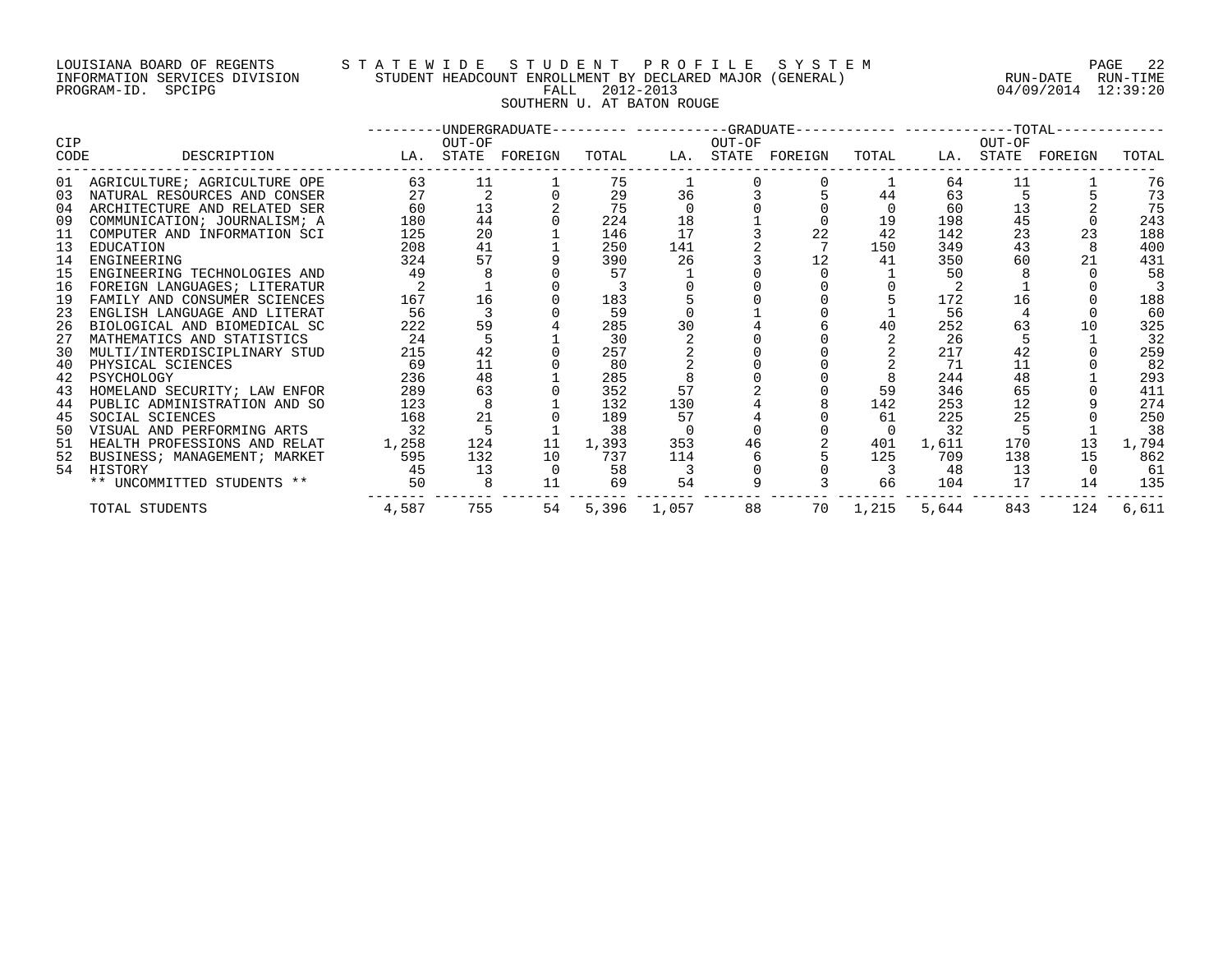LOUISIANA BOARD OF REGENTS
INFORMATION SERVICES DIVISION
PROGRAM-ID. SPCIPG

STATEWIDE STUDENT PROFILE SYSTEM
STUDENT HEADCOUNT ENROLLMENT BY DECLARED MAJOR (GENERAL)
FALL 2012-2013
SOUTHERN U. AT BATON ROUGE

RUN-DATE 04/09/2014 RUN-TIME 12:39:20

| CIP CODE | DESCRIPTION | UNDERGRADUATE LA. | UNDERGRADUATE OUT-OF STATE | UNDERGRADUATE FOREIGN | UNDERGRADUATE TOTAL | GRADUATE LA. | GRADUATE OUT-OF STATE | GRADUATE FOREIGN | GRADUATE TOTAL | TOTAL LA. | TOTAL OUT-OF STATE | TOTAL FOREIGN | TOTAL TOTAL |
|---|---|---|---|---|---|---|---|---|---|---|---|---|---|
| 01 | AGRICULTURE; AGRICULTURE OPE | 63 | 11 | 1 | 75 | 1 | 0 | 0 | 1 | 64 | 11 | 1 | 76 |
| 03 | NATURAL RESOURCES AND CONSER | 27 | 2 | 0 | 29 | 36 | 3 | 5 | 44 | 63 | 5 | 5 | 73 |
| 04 | ARCHITECTURE AND RELATED SER | 60 | 13 | 2 | 75 | 0 | 0 | 0 | 0 | 60 | 13 | 2 | 75 |
| 09 | COMMUNICATION; JOURNALISM; A | 180 | 44 | 0 | 224 | 18 | 1 | 0 | 19 | 198 | 45 | 0 | 243 |
| 11 | COMPUTER AND INFORMATION SCI | 125 | 20 | 1 | 146 | 17 | 3 | 22 | 42 | 142 | 23 | 23 | 188 |
| 13 | EDUCATION | 208 | 41 | 1 | 250 | 141 | 2 | 7 | 150 | 349 | 43 | 8 | 400 |
| 14 | ENGINEERING | 324 | 57 | 9 | 390 | 26 | 3 | 12 | 41 | 350 | 60 | 21 | 431 |
| 15 | ENGINEERING TECHNOLOGIES AND | 49 | 8 | 0 | 57 | 1 | 0 | 0 | 1 | 50 | 8 | 0 | 58 |
| 16 | FOREIGN LANGUAGES; LITERATUR | 2 | 1 | 0 | 3 | 0 | 0 | 0 | 0 | 2 | 1 | 0 | 3 |
| 19 | FAMILY AND CONSUMER SCIENCES | 167 | 16 | 0 | 183 | 5 | 0 | 0 | 5 | 172 | 16 | 0 | 188 |
| 23 | ENGLISH LANGUAGE AND LITERAT | 56 | 3 | 0 | 59 | 0 | 1 | 0 | 1 | 56 | 4 | 0 | 60 |
| 26 | BIOLOGICAL AND BIOMEDICAL SC | 222 | 59 | 4 | 285 | 30 | 4 | 6 | 40 | 252 | 63 | 10 | 325 |
| 27 | MATHEMATICS AND STATISTICS | 24 | 5 | 1 | 30 | 2 | 0 | 0 | 2 | 26 | 5 | 1 | 32 |
| 30 | MULTI/INTERDISCIPLINARY STUD | 215 | 42 | 0 | 257 | 2 | 0 | 0 | 2 | 217 | 42 | 0 | 259 |
| 40 | PHYSICAL SCIENCES | 69 | 11 | 0 | 80 | 2 | 0 | 0 | 2 | 71 | 11 | 0 | 82 |
| 42 | PSYCHOLOGY | 236 | 48 | 1 | 285 | 8 | 0 | 0 | 8 | 244 | 48 | 1 | 293 |
| 43 | HOMELAND SECURITY; LAW ENFOR | 289 | 63 | 0 | 352 | 57 | 2 | 0 | 59 | 346 | 65 | 0 | 411 |
| 44 | PUBLIC ADMINISTRATION AND SO | 123 | 8 | 1 | 132 | 130 | 4 | 8 | 142 | 253 | 12 | 9 | 274 |
| 45 | SOCIAL SCIENCES | 168 | 21 | 0 | 189 | 57 | 4 | 0 | 61 | 225 | 25 | 0 | 250 |
| 50 | VISUAL AND PERFORMING ARTS | 32 | 5 | 1 | 38 | 0 | 0 | 0 | 0 | 32 | 5 | 1 | 38 |
| 51 | HEALTH PROFESSIONS AND RELAT | 1,258 | 124 | 11 | 1,393 | 353 | 46 | 2 | 401 | 1,611 | 170 | 13 | 1,794 |
| 52 | BUSINESS; MANAGEMENT; MARKET | 595 | 132 | 10 | 737 | 114 | 6 | 5 | 125 | 709 | 138 | 15 | 862 |
| 54 | HISTORY | 45 | 13 | 0 | 58 | 3 | 0 | 0 | 3 | 48 | 13 | 0 | 61 |
| | ** UNCOMMITTED STUDENTS ** | 50 | 8 | 11 | 69 | 54 | 9 | 3 | 66 | 104 | 17 | 14 | 135 |
| | TOTAL STUDENTS | 4,587 | 755 | 54 | 5,396 | 1,057 | 88 | 70 | 1,215 | 5,644 | 843 | 124 | 6,611 |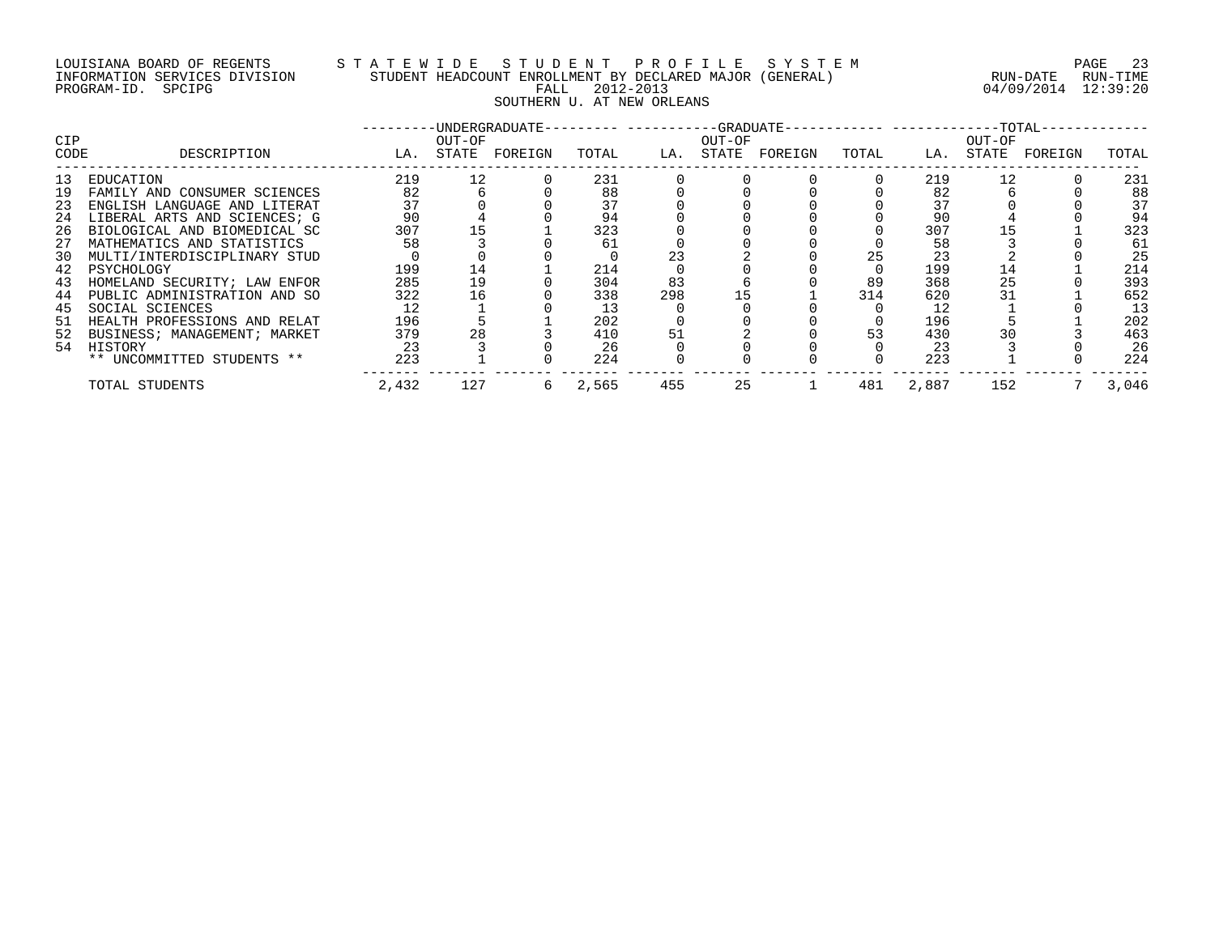LOUISIANA BOARD OF REGENTS — STATEWIDE STUDENT PROFILE SYSTEM
INFORMATION SERVICES DIVISION — STUDENT HEADCOUNT ENROLLMENT BY DECLARED MAJOR (GENERAL) — RUN-DATE 04/09/2014 RUN-TIME 12:39:20
PROGRAM-ID. SPCIPG — FALL 2012-2013

SOUTHERN U. AT NEW ORLEANS

| CIP CODE | DESCRIPTION | UNDERGRADUATE LA. | UNDERGRADUATE OUT-OF STATE | UNDERGRADUATE FOREIGN | UNDERGRADUATE TOTAL | GRADUATE LA. | GRADUATE OUT-OF STATE | GRADUATE FOREIGN | GRADUATE TOTAL | TOTAL LA. | TOTAL OUT-OF STATE | TOTAL FOREIGN | TOTAL |
|---|---|---|---|---|---|---|---|---|---|---|---|---|---|
| 13 | EDUCATION | 219 | 12 | 0 | 231 | 0 | 0 | 0 | 0 | 219 | 12 | 0 | 231 |
| 19 | FAMILY AND CONSUMER SCIENCES | 82 | 6 | 0 | 88 | 0 | 0 | 0 | 0 | 82 | 6 | 0 | 88 |
| 23 | ENGLISH LANGUAGE AND LITERAT | 37 | 0 | 0 | 37 | 0 | 0 | 0 | 0 | 37 | 0 | 0 | 37 |
| 24 | LIBERAL ARTS AND SCIENCES; G | 90 | 4 | 0 | 94 | 0 | 0 | 0 | 0 | 90 | 4 | 0 | 94 |
| 26 | BIOLOGICAL AND BIOMEDICAL SC | 307 | 15 | 1 | 323 | 0 | 0 | 0 | 0 | 307 | 15 | 1 | 323 |
| 27 | MATHEMATICS AND STATISTICS | 58 | 3 | 0 | 61 | 0 | 0 | 0 | 0 | 58 | 3 | 0 | 61 |
| 30 | MULTI/INTERDISCIPLINARY STUD | 0 | 0 | 0 | 0 | 23 | 2 | 0 | 25 | 23 | 2 | 0 | 25 |
| 42 | PSYCHOLOGY | 199 | 14 | 1 | 214 | 0 | 0 | 0 | 0 | 199 | 14 | 1 | 214 |
| 43 | HOMELAND SECURITY; LAW ENFOR | 285 | 19 | 0 | 304 | 83 | 6 | 0 | 89 | 368 | 25 | 0 | 393 |
| 44 | PUBLIC ADMINISTRATION AND SO | 322 | 16 | 0 | 338 | 298 | 15 | 1 | 314 | 620 | 31 | 1 | 652 |
| 45 | SOCIAL SCIENCES | 12 | 1 | 0 | 13 | 0 | 0 | 0 | 0 | 12 | 1 | 0 | 13 |
| 51 | HEALTH PROFESSIONS AND RELAT | 196 | 5 | 1 | 202 | 0 | 0 | 0 | 0 | 196 | 5 | 1 | 202 |
| 52 | BUSINESS; MANAGEMENT; MARKET | 379 | 28 | 3 | 410 | 51 | 2 | 0 | 53 | 430 | 30 | 3 | 463 |
| 54 | HISTORY | 23 | 3 | 0 | 26 | 0 | 0 | 0 | 0 | 23 | 3 | 0 | 26 |
| | ** UNCOMMITTED STUDENTS ** | 223 | 1 | 0 | 224 | 0 | 0 | 0 | 0 | 223 | 1 | 0 | 224 |
| | TOTAL STUDENTS | 2,432 | 127 | 6 | 2,565 | 455 | 25 | 1 | 481 | 2,887 | 152 | 7 | 3,046 |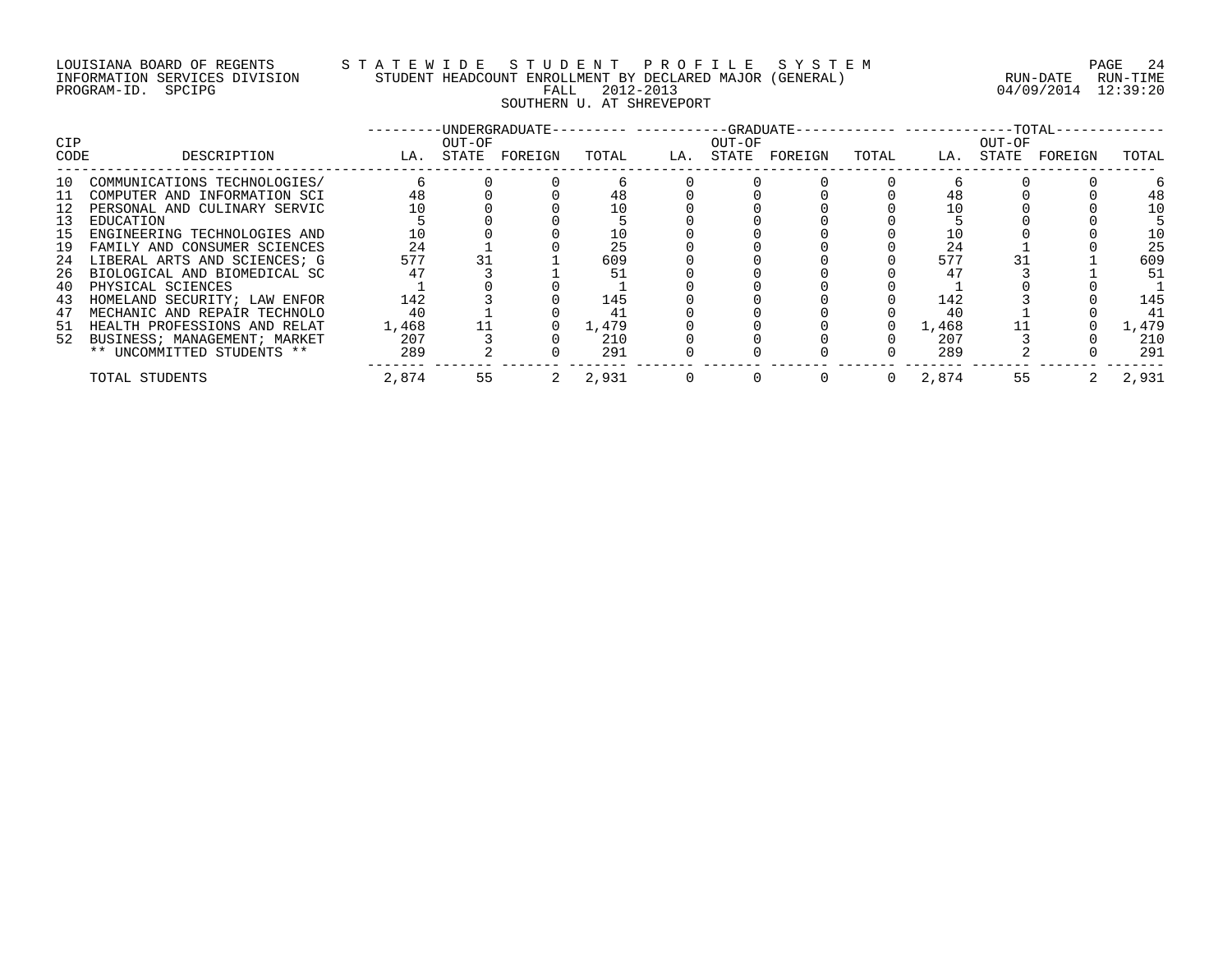LOUISIANA BOARD OF REGENTS — STATEWIDE STUDENT PROFILE SYSTEM
INFORMATION SERVICES DIVISION — STUDENT HEADCOUNT ENROLLMENT BY DECLARED MAJOR (GENERAL)
PROGRAM-ID. SPCIPG — FALL 2012-2013 — RUN-DATE 04/09/2014 RUN-TIME 12:39:20

SOUTHERN U. AT SHREVEPORT

| CIP CODE | DESCRIPTION | UNDERGRADUATE LA. | UNDERGRADUATE OUT-OF STATE | UNDERGRADUATE FOREIGN | UNDERGRADUATE TOTAL | GRADUATE LA. | GRADUATE OUT-OF STATE | GRADUATE FOREIGN | GRADUATE TOTAL | TOTAL LA. | TOTAL OUT-OF STATE | TOTAL FOREIGN | TOTAL TOTAL |
|---|---|---|---|---|---|---|---|---|---|---|---|---|---|
| 10 | COMMUNICATIONS TECHNOLOGIES/ | 6 | 0 | 0 | 6 | 0 | 0 | 0 | 0 | 6 | 0 | 0 | 6 |
| 11 | COMPUTER AND INFORMATION SCI | 48 | 0 | 0 | 48 | 0 | 0 | 0 | 0 | 48 | 0 | 0 | 48 |
| 12 | PERSONAL AND CULINARY SERVIC | 10 | 0 | 0 | 10 | 0 | 0 | 0 | 0 | 10 | 0 | 0 | 10 |
| 13 | EDUCATION | 5 | 0 | 0 | 5 | 0 | 0 | 0 | 0 | 5 | 0 | 0 | 5 |
| 15 | ENGINEERING TECHNOLOGIES AND | 10 | 0 | 0 | 10 | 0 | 0 | 0 | 0 | 10 | 0 | 0 | 10 |
| 19 | FAMILY AND CONSUMER SCIENCES | 24 | 1 | 0 | 25 | 0 | 0 | 0 | 0 | 24 | 1 | 0 | 25 |
| 24 | LIBERAL ARTS AND SCIENCES; G | 577 | 31 | 1 | 609 | 0 | 0 | 0 | 0 | 577 | 31 | 1 | 609 |
| 26 | BIOLOGICAL AND BIOMEDICAL SC | 47 | 3 | 1 | 51 | 0 | 0 | 0 | 0 | 47 | 3 | 1 | 51 |
| 40 | PHYSICAL SCIENCES | 1 | 0 | 0 | 1 | 0 | 0 | 0 | 0 | 1 | 0 | 0 | 1 |
| 43 | HOMELAND SECURITY; LAW ENFOR | 142 | 3 | 0 | 145 | 0 | 0 | 0 | 0 | 142 | 3 | 0 | 145 |
| 47 | MECHANIC AND REPAIR TECHNOLO | 40 | 1 | 0 | 41 | 0 | 0 | 0 | 0 | 40 | 1 | 0 | 41 |
| 51 | HEALTH PROFESSIONS AND RELAT | 1,468 | 11 | 0 | 1,479 | 0 | 0 | 0 | 0 | 1,468 | 11 | 0 | 1,479 |
| 52 | BUSINESS; MANAGEMENT; MARKET | 207 | 3 | 0 | 210 | 0 | 0 | 0 | 0 | 207 | 3 | 0 | 210 |
| | ** UNCOMMITTED STUDENTS ** | 289 | 2 | 0 | 291 | 0 | 0 | 0 | 0 | 289 | 2 | 0 | 291 |
| | TOTAL STUDENTS | 2,874 | 55 | 2 | 2,931 | 0 | 0 | 0 | 0 | 2,874 | 55 | 2 | 2,931 |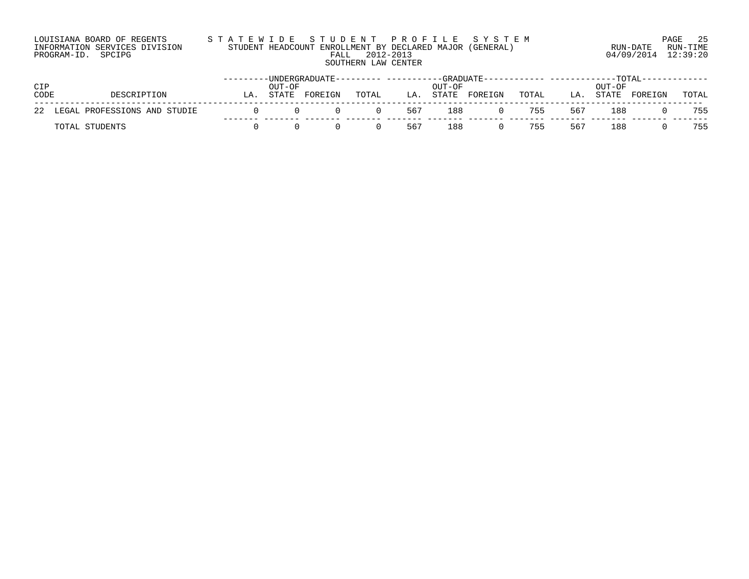LOUISIANA BOARD OF REGENTS — STATEWIDE STUDENT PROFILE SYSTEM
INFORMATION SERVICES DIVISION — STUDENT HEADCOUNT ENROLLMENT BY DECLARED MAJOR (GENERAL)
PROGRAM-ID. SPCIPG — FALL 2012-2013 — RUN-DATE 04/09/2014 RUN-TIME 12:39:20

SOUTHERN LAW CENTER

| CIP | | UNDERGRADUATE | | | | GRADUATE | | | | TOTAL | | | |
|---|---|---|---|---|---|---|---|---|---|---|---|---|---|
| CODE | DESCRIPTION | LA. | OUT-OF STATE | FOREIGN | TOTAL | LA. | OUT-OF STATE | FOREIGN | TOTAL | LA. | OUT-OF STATE | FOREIGN | TOTAL |
| 22 | LEGAL PROFESSIONS AND STUDIE | 0 | 0 | 0 | 0 | 567 | 188 | 0 | 755 | 567 | 188 | 0 | 755 |
| | TOTAL STUDENTS | 0 | 0 | 0 | 0 | 567 | 188 | 0 | 755 | 567 | 188 | 0 | 755 |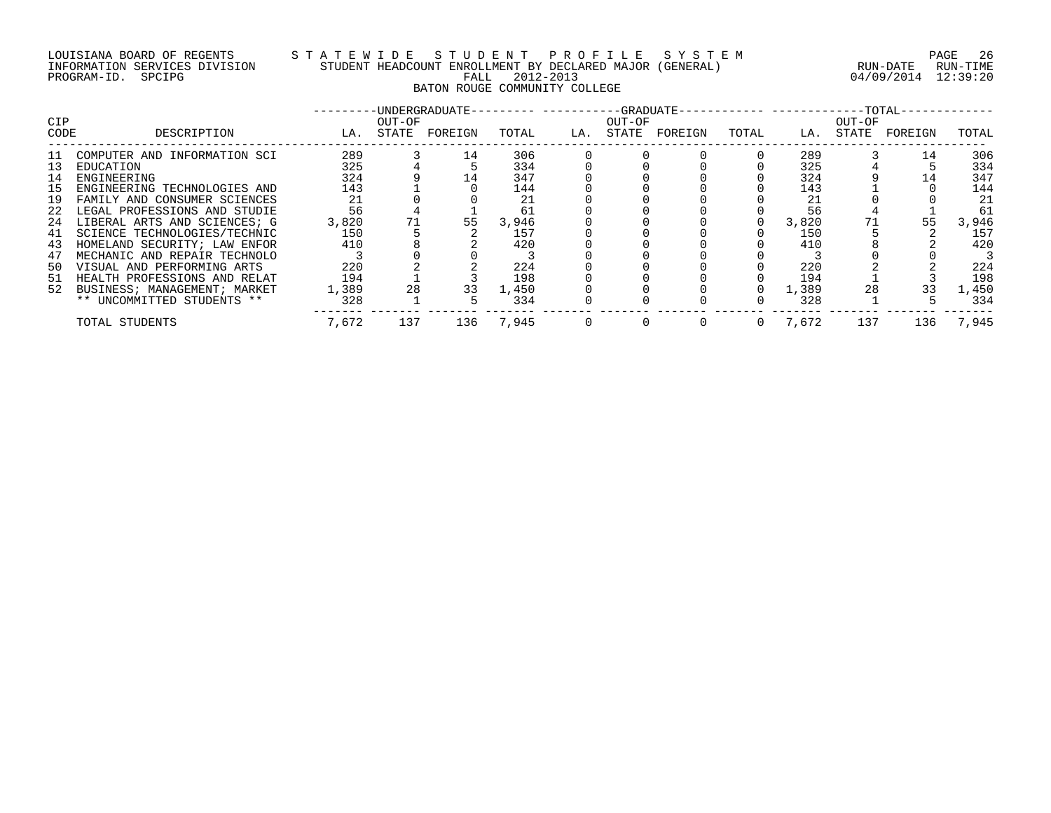LOUISIANA BOARD OF REGENTS — STATEWIDE STUDENT PROFILE SYSTEM
INFORMATION SERVICES DIVISION — STUDENT HEADCOUNT ENROLLMENT BY DECLARED MAJOR (GENERAL)
PROGRAM-ID. SPCIPG — FALL 2012-2013 — RUN-DATE 04/09/2014 RUN-TIME 12:39:20

BATON ROUGE COMMUNITY COLLEGE

| CIP CODE | DESCRIPTION | UNDERGRADUATE LA. | UNDERGRADUATE OUT-OF STATE | UNDERGRADUATE FOREIGN | UNDERGRADUATE TOTAL | GRADUATE LA. | GRADUATE OUT-OF STATE | GRADUATE FOREIGN | GRADUATE TOTAL | TOTAL LA. | TOTAL OUT-OF STATE | TOTAL FOREIGN | TOTAL TOTAL |
|---|---|---|---|---|---|---|---|---|---|---|---|---|---|
| 11 | COMPUTER AND INFORMATION SCI | 289 | 3 | 14 | 306 | 0 | 0 | 0 | 0 | 289 | 3 | 14 | 306 |
| 13 | EDUCATION | 325 | 4 | 5 | 334 | 0 | 0 | 0 | 0 | 325 | 4 | 5 | 334 |
| 14 | ENGINEERING | 324 | 9 | 14 | 347 | 0 | 0 | 0 | 0 | 324 | 9 | 14 | 347 |
| 15 | ENGINEERING TECHNOLOGIES AND | 143 | 1 | 0 | 144 | 0 | 0 | 0 | 0 | 143 | 1 | 0 | 144 |
| 19 | FAMILY AND CONSUMER SCIENCES | 21 | 0 | 0 | 21 | 0 | 0 | 0 | 0 | 21 | 0 | 0 | 21 |
| 22 | LEGAL PROFESSIONS AND STUDIE | 56 | 4 | 1 | 61 | 0 | 0 | 0 | 0 | 56 | 4 | 1 | 61 |
| 24 | LIBERAL ARTS AND SCIENCES; G | 3,820 | 71 | 55 | 3,946 | 0 | 0 | 0 | 0 | 3,820 | 71 | 55 | 3,946 |
| 41 | SCIENCE TECHNOLOGIES/TECHNIC | 150 | 5 | 2 | 157 | 0 | 0 | 0 | 0 | 150 | 5 | 2 | 157 |
| 43 | HOMELAND SECURITY; LAW ENFOR | 410 | 8 | 2 | 420 | 0 | 0 | 0 | 0 | 410 | 8 | 2 | 420 |
| 47 | MECHANIC AND REPAIR TECHNOLO | 3 | 0 | 0 | 3 | 0 | 0 | 0 | 0 | 3 | 0 | 0 | 3 |
| 50 | VISUAL AND PERFORMING ARTS | 220 | 2 | 2 | 224 | 0 | 0 | 0 | 0 | 220 | 2 | 2 | 224 |
| 51 | HEALTH PROFESSIONS AND RELAT | 194 | 1 | 3 | 198 | 0 | 0 | 0 | 0 | 194 | 1 | 3 | 198 |
| 52 | BUSINESS; MANAGEMENT; MARKET | 1,389 | 28 | 33 | 1,450 | 0 | 0 | 0 | 0 | 1,389 | 28 | 33 | 1,450 |
| | ** UNCOMMITTED STUDENTS ** | 328 | 1 | 5 | 334 | 0 | 0 | 0 | 0 | 328 | 1 | 5 | 334 |
| | TOTAL STUDENTS | 7,672 | 137 | 136 | 7,945 | 0 | 0 | 0 | 0 | 7,672 | 137 | 136 | 7,945 |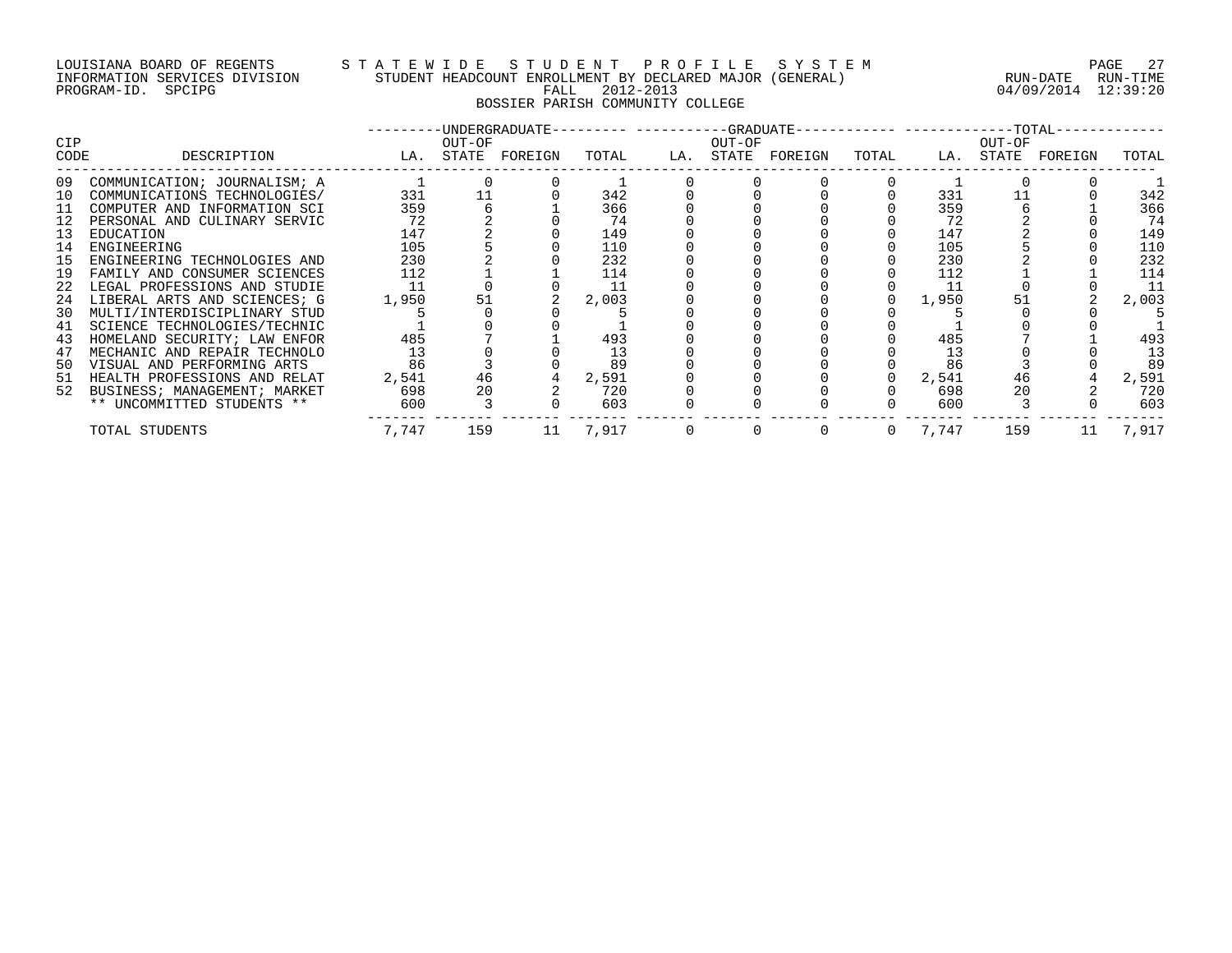LOUISIANA BOARD OF REGENTS
INFORMATION SERVICES DIVISION
PROGRAM-ID. SPCIPG

STATEWIDE STUDENT PROFILE SYSTEM
STUDENT HEADCOUNT ENROLLMENT BY DECLARED MAJOR (GENERAL)
FALL 2012-2013
BOSSIER PARISH COMMUNITY COLLEGE

RUN-DATE 04/09/2014 RUN-TIME 12:39:20

| CIP CODE | DESCRIPTION | UNDERGRADUATE LA. | UNDERGRADUATE OUT-OF STATE | UNDERGRADUATE FOREIGN | UNDERGRADUATE TOTAL | GRADUATE LA. | GRADUATE OUT-OF STATE | GRADUATE FOREIGN | GRADUATE TOTAL | TOTAL LA. | TOTAL OUT-OF STATE | TOTAL FOREIGN | TOTAL TOTAL |
|---|---|---|---|---|---|---|---|---|---|---|---|---|---|
| 09 | COMMUNICATION; JOURNALISM; A | 1 | 0 | 0 | 1 | 0 | 0 | 0 | 0 | 1 | 0 | 0 | 1 |
| 10 | COMMUNICATIONS TECHNOLOGIES/ | 331 | 11 | 0 | 342 | 0 | 0 | 0 | 0 | 331 | 11 | 0 | 342 |
| 11 | COMPUTER AND INFORMATION SCI | 359 | 6 | 1 | 366 | 0 | 0 | 0 | 0 | 359 | 6 | 1 | 366 |
| 12 | PERSONAL AND CULINARY SERVIC | 72 | 2 | 0 | 74 | 0 | 0 | 0 | 0 | 72 | 2 | 0 | 74 |
| 13 | EDUCATION | 147 | 2 | 0 | 149 | 0 | 0 | 0 | 0 | 147 | 2 | 0 | 149 |
| 14 | ENGINEERING | 105 | 5 | 0 | 110 | 0 | 0 | 0 | 0 | 105 | 5 | 0 | 110 |
| 15 | ENGINEERING TECHNOLOGIES AND | 230 | 2 | 0 | 232 | 0 | 0 | 0 | 0 | 230 | 2 | 0 | 232 |
| 19 | FAMILY AND CONSUMER SCIENCES | 112 | 1 | 1 | 114 | 0 | 0 | 0 | 0 | 112 | 1 | 1 | 114 |
| 22 | LEGAL PROFESSIONS AND STUDIE | 11 | 0 | 0 | 11 | 0 | 0 | 0 | 0 | 11 | 0 | 0 | 11 |
| 24 | LIBERAL ARTS AND SCIENCES; G | 1,950 | 51 | 2 | 2,003 | 0 | 0 | 0 | 0 | 1,950 | 51 | 2 | 2,003 |
| 30 | MULTI/INTERDISCIPLINARY STUD | 5 | 0 | 0 | 5 | 0 | 0 | 0 | 0 | 5 | 0 | 0 | 5 |
| 41 | SCIENCE TECHNOLOGIES/TECHNIC | 1 | 0 | 0 | 1 | 0 | 0 | 0 | 0 | 1 | 0 | 0 | 1 |
| 43 | HOMELAND SECURITY; LAW ENFOR | 485 | 7 | 1 | 493 | 0 | 0 | 0 | 0 | 485 | 7 | 1 | 493 |
| 47 | MECHANIC AND REPAIR TECHNOLO | 13 | 0 | 0 | 13 | 0 | 0 | 0 | 0 | 13 | 0 | 0 | 13 |
| 50 | VISUAL AND PERFORMING ARTS | 86 | 3 | 0 | 89 | 0 | 0 | 0 | 0 | 86 | 3 | 0 | 89 |
| 51 | HEALTH PROFESSIONS AND RELAT | 2,541 | 46 | 4 | 2,591 | 0 | 0 | 0 | 0 | 2,541 | 46 | 4 | 2,591 |
| 52 | BUSINESS; MANAGEMENT; MARKET | 698 | 20 | 2 | 720 | 0 | 0 | 0 | 0 | 698 | 20 | 2 | 720 |
| | ** UNCOMMITTED STUDENTS ** | 600 | 3 | 0 | 603 | 0 | 0 | 0 | 0 | 600 | 3 | 0 | 603 |
| | TOTAL STUDENTS | 7,747 | 159 | 11 | 7,917 | 0 | 0 | 0 | 0 | 7,747 | 159 | 11 | 7,917 |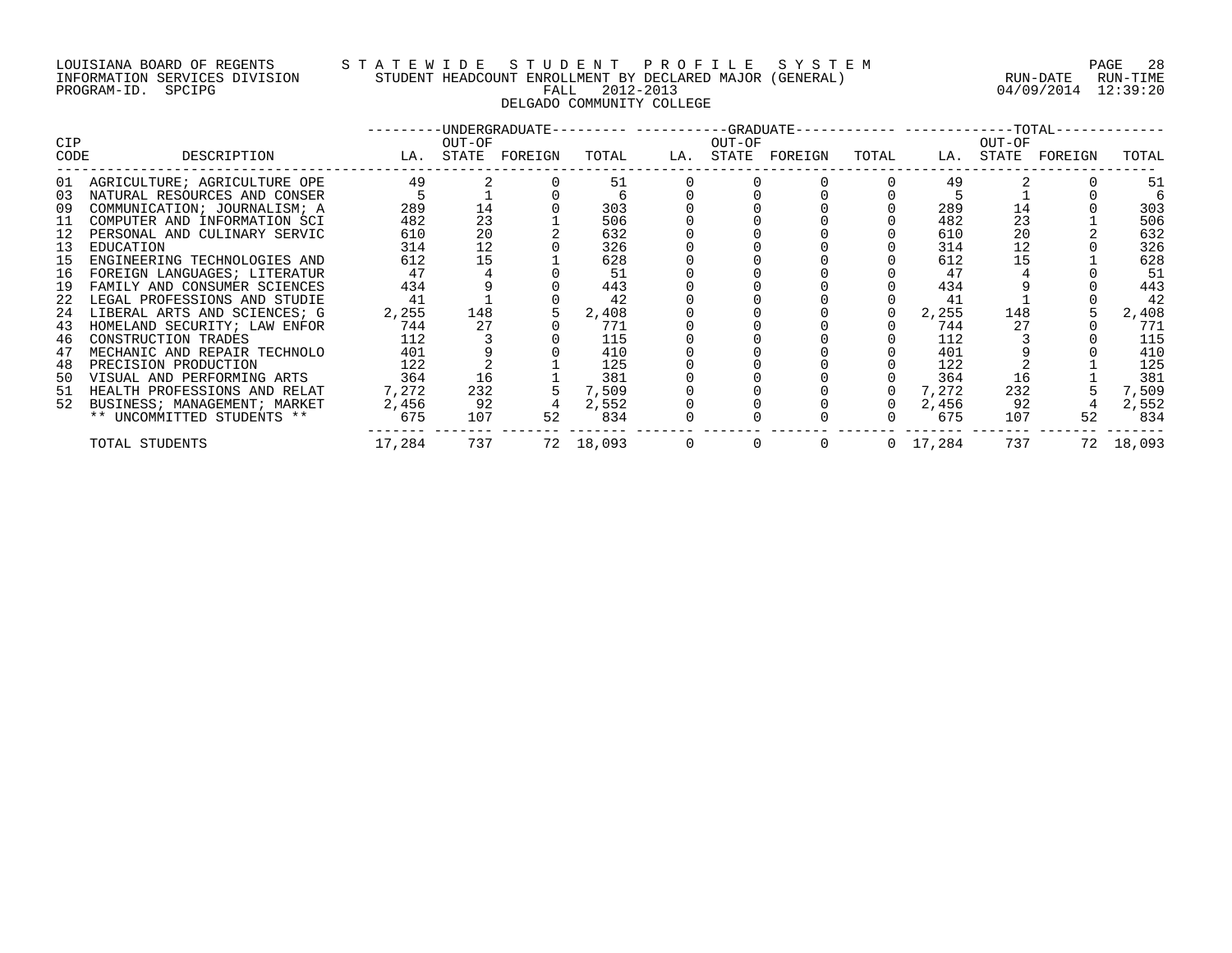LOUISIANA BOARD OF REGENTS — STATEWIDE STUDENT PROFILE SYSTEM
INFORMATION SERVICES DIVISION — STUDENT HEADCOUNT ENROLLMENT BY DECLARED MAJOR (GENERAL) — RUN-DATE 04/09/2014 RUN-TIME 12:39:20
PROGRAM-ID. SPCIPG — FALL 2012-2013

DELGADO COMMUNITY COLLEGE

| CIP CODE | DESCRIPTION | UNDERGRADUATE LA. | UNDERGRADUATE OUT-OF STATE | UNDERGRADUATE FOREIGN | UNDERGRADUATE TOTAL | GRADUATE LA. | GRADUATE OUT-OF STATE | GRADUATE FOREIGN | GRADUATE TOTAL | TOTAL LA. | TOTAL OUT-OF STATE | TOTAL FOREIGN | TOTAL TOTAL |
|---|---|---|---|---|---|---|---|---|---|---|---|---|---|
| 01 | AGRICULTURE; AGRICULTURE OPE | 49 | 2 | 0 | 51 | 0 | 0 | 0 | 0 | 49 | 2 | 0 | 51 |
| 03 | NATURAL RESOURCES AND CONSER | 5 | 1 | 0 | 6 | 0 | 0 | 0 | 0 | 5 | 1 | 0 | 6 |
| 09 | COMMUNICATION; JOURNALISM; A | 289 | 14 | 0 | 303 | 0 | 0 | 0 | 0 | 289 | 14 | 0 | 303 |
| 11 | COMPUTER AND INFORMATION SCI | 482 | 23 | 1 | 506 | 0 | 0 | 0 | 0 | 482 | 23 | 1 | 506 |
| 12 | PERSONAL AND CULINARY SERVIC | 610 | 20 | 2 | 632 | 0 | 0 | 0 | 0 | 610 | 20 | 2 | 632 |
| 13 | EDUCATION | 314 | 12 | 0 | 326 | 0 | 0 | 0 | 0 | 314 | 12 | 0 | 326 |
| 15 | ENGINEERING TECHNOLOGIES AND | 612 | 15 | 1 | 628 | 0 | 0 | 0 | 0 | 612 | 15 | 1 | 628 |
| 16 | FOREIGN LANGUAGES; LITERATUR | 47 | 4 | 0 | 51 | 0 | 0 | 0 | 0 | 47 | 4 | 0 | 51 |
| 19 | FAMILY AND CONSUMER SCIENCES | 434 | 9 | 0 | 443 | 0 | 0 | 0 | 0 | 434 | 9 | 0 | 443 |
| 22 | LEGAL PROFESSIONS AND STUDIE | 41 | 1 | 0 | 42 | 0 | 0 | 0 | 0 | 41 | 1 | 0 | 42 |
| 24 | LIBERAL ARTS AND SCIENCES; G | 2,255 | 148 | 5 | 2,408 | 0 | 0 | 0 | 0 | 2,255 | 148 | 5 | 2,408 |
| 43 | HOMELAND SECURITY; LAW ENFOR | 744 | 27 | 0 | 771 | 0 | 0 | 0 | 0 | 744 | 27 | 0 | 771 |
| 46 | CONSTRUCTION TRADES | 112 | 3 | 0 | 115 | 0 | 0 | 0 | 0 | 112 | 3 | 0 | 115 |
| 47 | MECHANIC AND REPAIR TECHNOLO | 401 | 9 | 0 | 410 | 0 | 0 | 0 | 0 | 401 | 9 | 0 | 410 |
| 48 | PRECISION PRODUCTION | 122 | 2 | 1 | 125 | 0 | 0 | 0 | 0 | 122 | 2 | 1 | 125 |
| 50 | VISUAL AND PERFORMING ARTS | 364 | 16 | 1 | 381 | 0 | 0 | 0 | 0 | 364 | 16 | 1 | 381 |
| 51 | HEALTH PROFESSIONS AND RELAT | 7,272 | 232 | 5 | 7,509 | 0 | 0 | 0 | 0 | 7,272 | 232 | 5 | 7,509 |
| 52 | BUSINESS; MANAGEMENT; MARKET | 2,456 | 92 | 4 | 2,552 | 0 | 0 | 0 | 0 | 2,456 | 92 | 4 | 2,552 |
| | ** UNCOMMITTED STUDENTS ** | 675 | 107 | 52 | 834 | 0 | 0 | 0 | 0 | 675 | 107 | 52 | 834 |
| | TOTAL STUDENTS | 17,284 | 737 | 72 | 18,093 | 0 | 0 | 0 | 0 | 17,284 | 737 | 72 | 18,093 |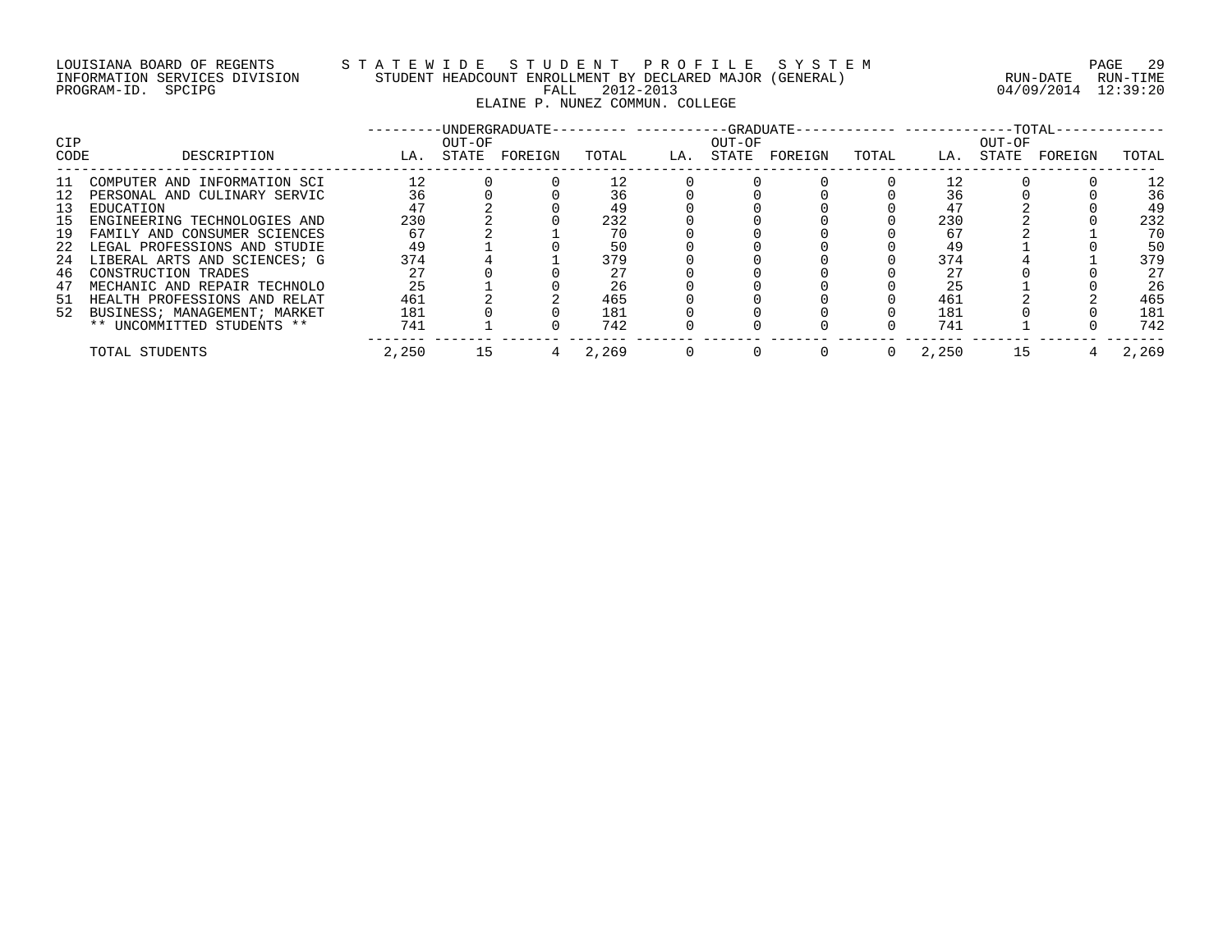LOUISIANA BOARD OF REGENTS — STATEWIDE STUDENT PROFILE SYSTEM
INFORMATION SERVICES DIVISION — STUDENT HEADCOUNT ENROLLMENT BY DECLARED MAJOR (GENERAL) — RUN-DATE 04/09/2014 RUN-TIME 12:39:20
PROGRAM-ID. SPCIPG — FALL 2012-2013

ELAINE P. NUNEZ COMMUN. COLLEGE

| CIP CODE | DESCRIPTION | UNDERGRADUATE LA. | UNDERGRADUATE OUT-OF STATE | UNDERGRADUATE FOREIGN | UNDERGRADUATE TOTAL | GRADUATE LA. | GRADUATE OUT-OF STATE | GRADUATE FOREIGN | GRADUATE TOTAL | TOTAL LA. | TOTAL OUT-OF STATE | TOTAL FOREIGN | TOTAL TOTAL |
|---|---|---|---|---|---|---|---|---|---|---|---|---|---|
| 11 | COMPUTER AND INFORMATION SCI | 12 | 0 | 0 | 12 | 0 | 0 | 0 | 0 | 12 | 0 | 0 | 12 |
| 12 | PERSONAL AND CULINARY SERVIC | 36 | 0 | 0 | 36 | 0 | 0 | 0 | 0 | 36 | 0 | 0 | 36 |
| 13 | EDUCATION | 47 | 2 | 0 | 49 | 0 | 0 | 0 | 0 | 47 | 2 | 0 | 49 |
| 15 | ENGINEERING TECHNOLOGIES AND | 230 | 2 | 0 | 232 | 0 | 0 | 0 | 0 | 230 | 2 | 0 | 232 |
| 19 | FAMILY AND CONSUMER SCIENCES | 67 | 2 | 1 | 70 | 0 | 0 | 0 | 0 | 67 | 2 | 1 | 70 |
| 22 | LEGAL PROFESSIONS AND STUDIE | 49 | 1 | 0 | 50 | 0 | 0 | 0 | 0 | 49 | 1 | 0 | 50 |
| 24 | LIBERAL ARTS AND SCIENCES; G | 374 | 4 | 1 | 379 | 0 | 0 | 0 | 0 | 374 | 4 | 1 | 379 |
| 46 | CONSTRUCTION TRADES | 27 | 0 | 0 | 27 | 0 | 0 | 0 | 0 | 27 | 0 | 0 | 27 |
| 47 | MECHANIC AND REPAIR TECHNOLO | 25 | 1 | 0 | 26 | 0 | 0 | 0 | 0 | 25 | 1 | 0 | 26 |
| 51 | HEALTH PROFESSIONS AND RELAT | 461 | 2 | 2 | 465 | 0 | 0 | 0 | 0 | 461 | 2 | 2 | 465 |
| 52 | BUSINESS; MANAGEMENT; MARKET | 181 | 0 | 0 | 181 | 0 | 0 | 0 | 0 | 181 | 0 | 0 | 181 |
| | ** UNCOMMITTED STUDENTS ** | 741 | 1 | 0 | 742 | 0 | 0 | 0 | 0 | 741 | 1 | 0 | 742 |
| | TOTAL STUDENTS | 2,250 | 15 | 4 | 2,269 | 0 | 0 | 0 | 0 | 2,250 | 15 | 4 | 2,269 |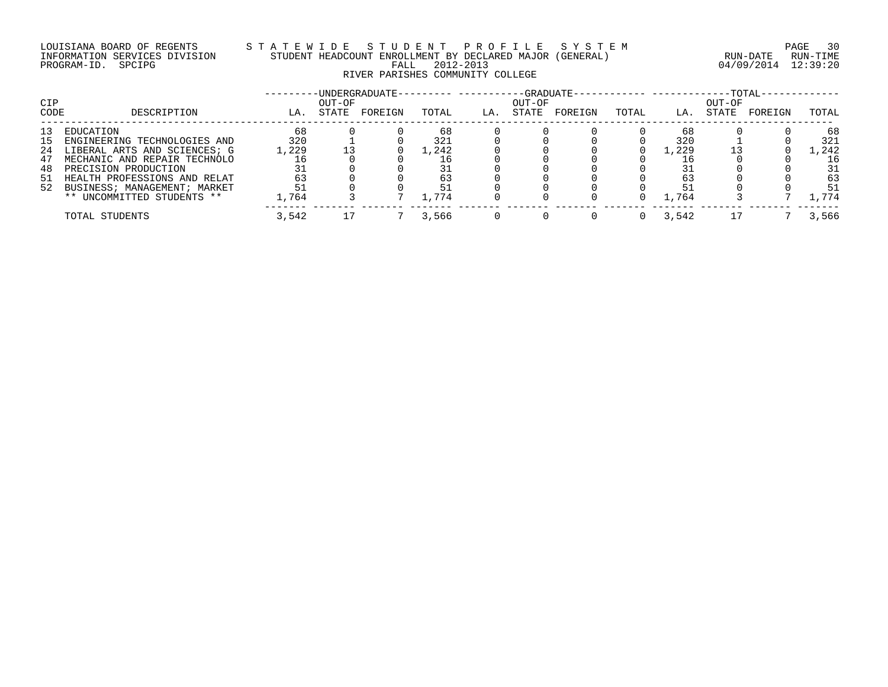LOUISIANA BOARD OF REGENTS — STATEWIDE STUDENT PROFILE SYSTEM
INFORMATION SERVICES DIVISION — STUDENT HEADCOUNT ENROLLMENT BY DECLARED MAJOR (GENERAL) — RUN-DATE 04/09/2014 RUN-TIME 12:39:20
PROGRAM-ID. SPCIPG — FALL 2012-2013

RIVER PARISHES COMMUNITY COLLEGE

| CIP CODE | DESCRIPTION | UNDERGRADUATE | | | | GRADUATE | | | | TOTAL | | | |
|---|---|---|---|---|---|---|---|---|---|---|---|---|---|
| | | LA. | OUT-OF STATE | FOREIGN | TOTAL | LA. | OUT-OF STATE | FOREIGN | TOTAL | LA. | OUT-OF STATE | FOREIGN | TOTAL |
| 13 | EDUCATION | 68 | 0 | 0 | 68 | 0 | 0 | 0 | 0 | 68 | 0 | 0 | 68 |
| 15 | ENGINEERING TECHNOLOGIES AND | 320 | 1 | 0 | 321 | 0 | 0 | 0 | 0 | 320 | 1 | 0 | 321 |
| 24 | LIBERAL ARTS AND SCIENCES; G | 1,229 | 13 | 0 | 1,242 | 0 | 0 | 0 | 0 | 1,229 | 13 | 0 | 1,242 |
| 47 | MECHANIC AND REPAIR TECHNOLO | 16 | 0 | 0 | 16 | 0 | 0 | 0 | 0 | 16 | 0 | 0 | 16 |
| 48 | PRECISION PRODUCTION | 31 | 0 | 0 | 31 | 0 | 0 | 0 | 0 | 31 | 0 | 0 | 31 |
| 51 | HEALTH PROFESSIONS AND RELAT | 63 | 0 | 0 | 63 | 0 | 0 | 0 | 0 | 63 | 0 | 0 | 63 |
| 52 | BUSINESS; MANAGEMENT; MARKET | 51 | 0 | 0 | 51 | 0 | 0 | 0 | 0 | 51 | 0 | 0 | 51 |
| | ** UNCOMMITTED STUDENTS ** | 1,764 | 3 | 7 | 1,774 | 0 | 0 | 0 | 0 | 1,764 | 3 | 7 | 1,774 |
| | TOTAL STUDENTS | 3,542 | 17 | 7 | 3,566 | 0 | 0 | 0 | 0 | 3,542 | 17 | 7 | 3,566 |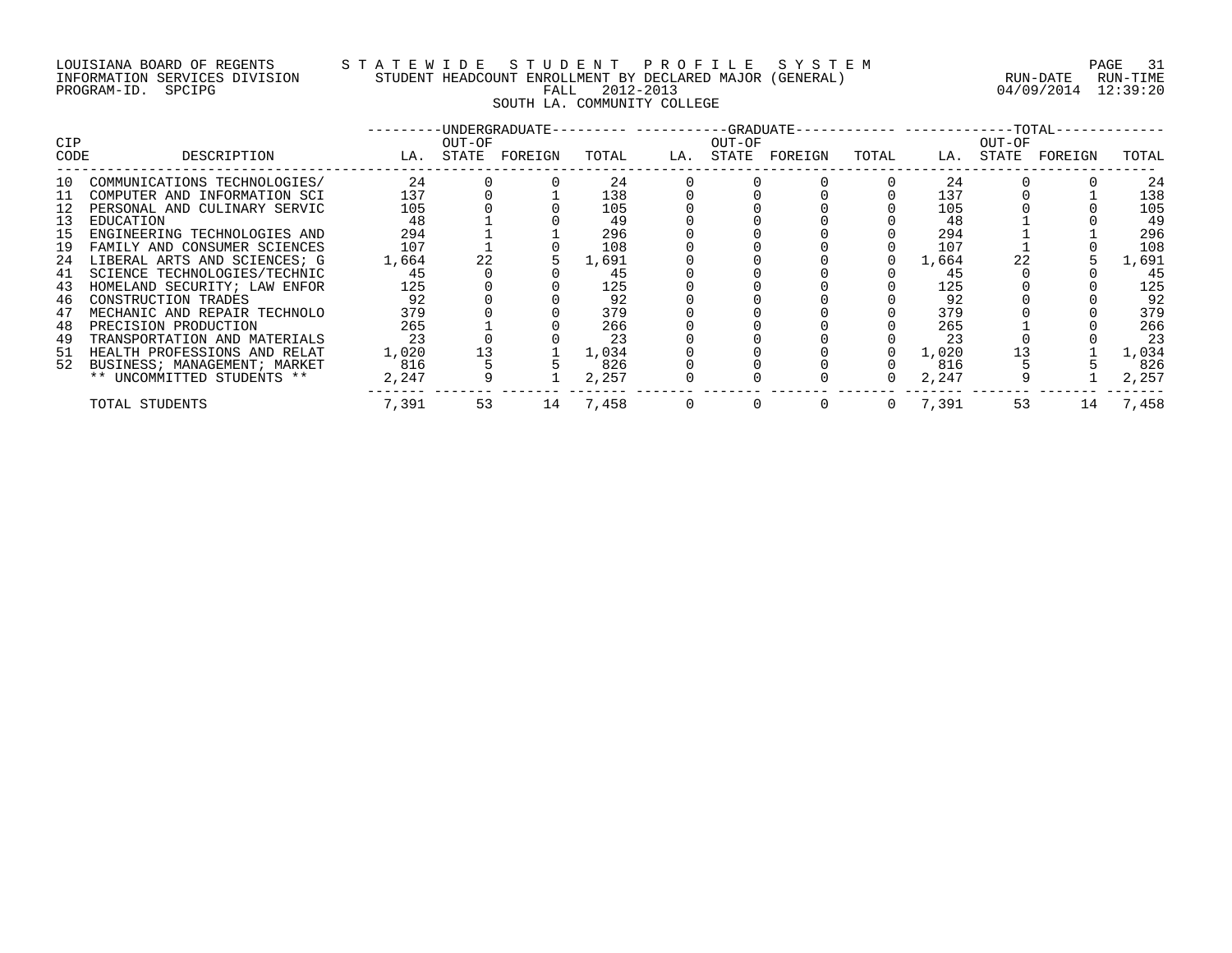LOUISIANA BOARD OF REGENTS
INFORMATION SERVICES DIVISION
PROGRAM-ID. SPCIPG

STATEWIDE STUDENT PROFILE SYSTEM
STUDENT HEADCOUNT ENROLLMENT BY DECLARED MAJOR (GENERAL)
FALL 2012-2013
SOUTH LA. COMMUNITY COLLEGE

RUN-DATE 04/09/2014 RUN-TIME 12:39:20

| CIP CODE | DESCRIPTION | UNDERGRADUATE LA. | UNDERGRADUATE OUT-OF STATE | UNDERGRADUATE FOREIGN | UNDERGRADUATE TOTAL | GRADUATE LA. | GRADUATE OUT-OF STATE | GRADUATE FOREIGN | GRADUATE TOTAL | TOTAL LA. | TOTAL OUT-OF STATE | TOTAL FOREIGN | TOTAL TOTAL |
|---|---|---|---|---|---|---|---|---|---|---|---|---|---|
| 10 | COMMUNICATIONS TECHNOLOGIES/ | 24 | 0 | 0 | 24 | 0 | 0 | 0 | 0 | 24 | 0 | 0 | 24 |
| 11 | COMPUTER AND INFORMATION SCI | 137 | 0 | 1 | 138 | 0 | 0 | 0 | 0 | 137 | 0 | 1 | 138 |
| 12 | PERSONAL AND CULINARY SERVIC | 105 | 0 | 0 | 105 | 0 | 0 | 0 | 0 | 105 | 0 | 0 | 105 |
| 13 | EDUCATION | 48 | 1 | 0 | 49 | 0 | 0 | 0 | 0 | 48 | 1 | 0 | 49 |
| 15 | ENGINEERING TECHNOLOGIES AND | 294 | 1 | 1 | 296 | 0 | 0 | 0 | 0 | 294 | 1 | 1 | 296 |
| 19 | FAMILY AND CONSUMER SCIENCES | 107 | 1 | 0 | 108 | 0 | 0 | 0 | 0 | 107 | 1 | 0 | 108 |
| 24 | LIBERAL ARTS AND SCIENCES; G | 1,664 | 22 | 5 | 1,691 | 0 | 0 | 0 | 0 | 1,664 | 22 | 5 | 1,691 |
| 41 | SCIENCE TECHNOLOGIES/TECHNIC | 45 | 0 | 0 | 45 | 0 | 0 | 0 | 0 | 45 | 0 | 0 | 45 |
| 43 | HOMELAND SECURITY; LAW ENFOR | 125 | 0 | 0 | 125 | 0 | 0 | 0 | 0 | 125 | 0 | 0 | 125 |
| 46 | CONSTRUCTION TRADES | 92 | 0 | 0 | 92 | 0 | 0 | 0 | 0 | 92 | 0 | 0 | 92 |
| 47 | MECHANIC AND REPAIR TECHNOLO | 379 | 0 | 0 | 379 | 0 | 0 | 0 | 0 | 379 | 0 | 0 | 379 |
| 48 | PRECISION PRODUCTION | 265 | 1 | 0 | 266 | 0 | 0 | 0 | 0 | 265 | 1 | 0 | 266 |
| 49 | TRANSPORTATION AND MATERIALS | 23 | 0 | 0 | 23 | 0 | 0 | 0 | 0 | 23 | 0 | 0 | 23 |
| 51 | HEALTH PROFESSIONS AND RELAT | 1,020 | 13 | 1 | 1,034 | 0 | 0 | 0 | 0 | 1,020 | 13 | 1 | 1,034 |
| 52 | BUSINESS; MANAGEMENT; MARKET | 816 | 5 | 5 | 826 | 0 | 0 | 0 | 0 | 816 | 5 | 5 | 826 |
| | ** UNCOMMITTED STUDENTS ** | 2,247 | 9 | 1 | 2,257 | 0 | 0 | 0 | 0 | 2,247 | 9 | 1 | 2,257 |
| | TOTAL STUDENTS | 7,391 | 53 | 14 | 7,458 | 0 | 0 | 0 | 0 | 7,391 | 53 | 14 | 7,458 |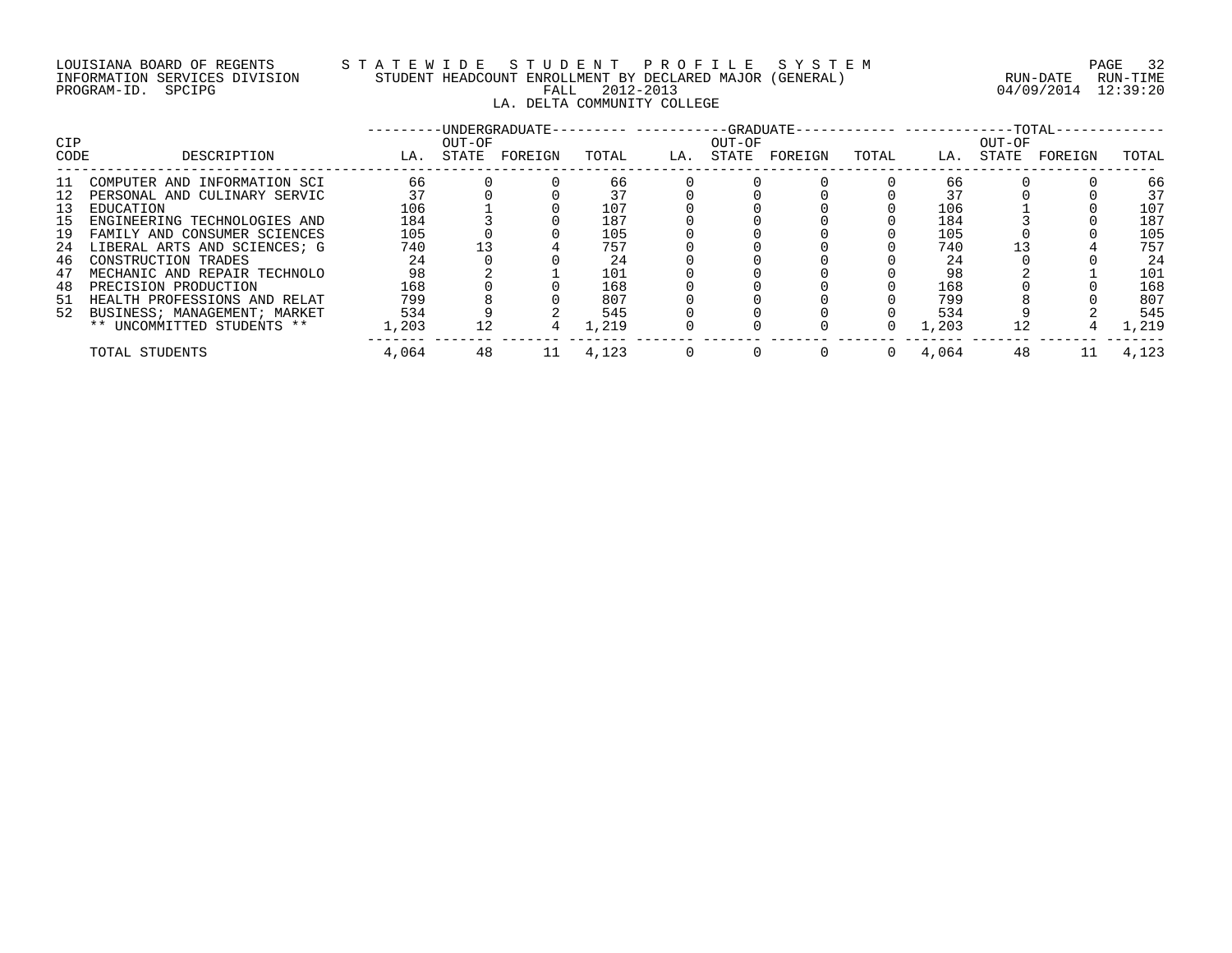LOUISIANA BOARD OF REGENTS — STATEWIDE STUDENT PROFILE SYSTEM
INFORMATION SERVICES DIVISION — STUDENT HEADCOUNT ENROLLMENT BY DECLARED MAJOR (GENERAL) — RUN-DATE 04/09/2014 RUN-TIME 12:39:20
PROGRAM-ID. SPCIPG — FALL 2012-2013

LA. DELTA COMMUNITY COLLEGE

| CIP CODE | DESCRIPTION | UNDERGRADUATE LA. | UNDERGRADUATE OUT-OF STATE | UNDERGRADUATE FOREIGN | UNDERGRADUATE TOTAL | GRADUATE LA. | GRADUATE OUT-OF STATE | GRADUATE FOREIGN | GRADUATE TOTAL | TOTAL LA. | TOTAL OUT-OF STATE | TOTAL FOREIGN | TOTAL TOTAL |
|---|---|---|---|---|---|---|---|---|---|---|---|---|---|
| 11 | COMPUTER AND INFORMATION SCI | 66 | 0 | 0 | 66 | 0 | 0 | 0 | 0 | 66 | 0 | 0 | 66 |
| 12 | PERSONAL AND CULINARY SERVIC | 37 | 0 | 0 | 37 | 0 | 0 | 0 | 0 | 37 | 0 | 0 | 37 |
| 13 | EDUCATION | 106 | 1 | 0 | 107 | 0 | 0 | 0 | 0 | 106 | 1 | 0 | 107 |
| 15 | ENGINEERING TECHNOLOGIES AND | 184 | 3 | 0 | 187 | 0 | 0 | 0 | 0 | 184 | 3 | 0 | 187 |
| 19 | FAMILY AND CONSUMER SCIENCES | 105 | 0 | 0 | 105 | 0 | 0 | 0 | 0 | 105 | 0 | 0 | 105 |
| 24 | LIBERAL ARTS AND SCIENCES; G | 740 | 13 | 4 | 757 | 0 | 0 | 0 | 0 | 740 | 13 | 4 | 757 |
| 46 | CONSTRUCTION TRADES | 24 | 0 | 0 | 24 | 0 | 0 | 0 | 0 | 24 | 0 | 0 | 24 |
| 47 | MECHANIC AND REPAIR TECHNOLO | 98 | 2 | 1 | 101 | 0 | 0 | 0 | 0 | 98 | 2 | 1 | 101 |
| 48 | PRECISION PRODUCTION | 168 | 0 | 0 | 168 | 0 | 0 | 0 | 0 | 168 | 0 | 0 | 168 |
| 51 | HEALTH PROFESSIONS AND RELAT | 799 | 8 | 0 | 807 | 0 | 0 | 0 | 0 | 799 | 8 | 0 | 807 |
| 52 | BUSINESS; MANAGEMENT; MARKET | 534 | 9 | 2 | 545 | 0 | 0 | 0 | 0 | 534 | 9 | 2 | 545 |
| | ** UNCOMMITTED STUDENTS ** | 1,203 | 12 | 4 | 1,219 | 0 | 0 | 0 | 0 | 1,203 | 12 | 4 | 1,219 |
| | TOTAL STUDENTS | 4,064 | 48 | 11 | 4,123 | 0 | 0 | 0 | 0 | 4,064 | 48 | 11 | 4,123 |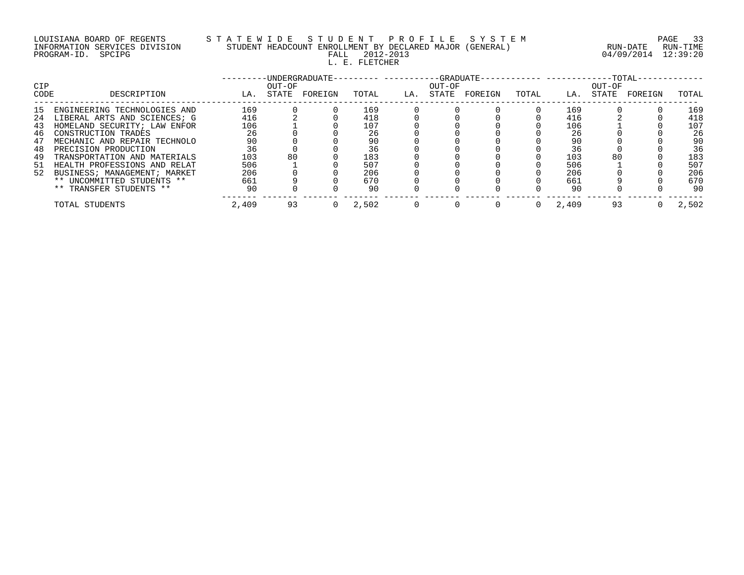LOUISIANA BOARD OF REGENTS — STATEWIDE STUDENT PROFILE SYSTEM
INFORMATION SERVICES DIVISION — STUDENT HEADCOUNT ENROLLMENT BY DECLARED MAJOR (GENERAL)
PROGRAM-ID. SPCIPG — FALL 2012-2013 — RUN-DATE 04/09/2014 RUN-TIME 12:39:20

L. E. FLETCHER

| CIP CODE | DESCRIPTION | UNDERGRADUATE | | | | GRADUATE | | | | TOTAL | | | |
|---|---|---|---|---|---|---|---|---|---|---|---|---|---|
| | | LA. | OUT-OF STATE | FOREIGN | TOTAL | LA. | OUT-OF STATE | FOREIGN | TOTAL | LA. | OUT-OF STATE | FOREIGN | TOTAL |
| 15 | ENGINEERING TECHNOLOGIES AND | 169 | 0 | 0 | 169 | 0 | 0 | 0 | 0 | 169 | 0 | 0 | 169 |
| 24 | LIBERAL ARTS AND SCIENCES; G | 416 | 2 | 0 | 418 | 0 | 0 | 0 | 0 | 416 | 2 | 0 | 418 |
| 43 | HOMELAND SECURITY; LAW ENFOR | 106 | 1 | 0 | 107 | 0 | 0 | 0 | 0 | 106 | 1 | 0 | 107 |
| 46 | CONSTRUCTION TRADES | 26 | 0 | 0 | 26 | 0 | 0 | 0 | 0 | 26 | 0 | 0 | 26 |
| 47 | MECHANIC AND REPAIR TECHNOLO | 90 | 0 | 0 | 90 | 0 | 0 | 0 | 0 | 90 | 0 | 0 | 90 |
| 48 | PRECISION PRODUCTION | 36 | 0 | 0 | 36 | 0 | 0 | 0 | 0 | 36 | 0 | 0 | 36 |
| 49 | TRANSPORTATION AND MATERIALS | 103 | 80 | 0 | 183 | 0 | 0 | 0 | 0 | 103 | 80 | 0 | 183 |
| 51 | HEALTH PROFESSIONS AND RELAT | 506 | 1 | 0 | 507 | 0 | 0 | 0 | 0 | 506 | 1 | 0 | 507 |
| 52 | BUSINESS; MANAGEMENT; MARKET | 206 | 0 | 0 | 206 | 0 | 0 | 0 | 0 | 206 | 0 | 0 | 206 |
| | ** UNCOMMITTED STUDENTS ** | 661 | 9 | 0 | 670 | 0 | 0 | 0 | 0 | 661 | 9 | 0 | 670 |
| | ** TRANSFER STUDENTS ** | 90 | 0 | 0 | 90 | 0 | 0 | 0 | 0 | 90 | 0 | 0 | 90 |
| | TOTAL STUDENTS | 2,409 | 93 | 0 | 2,502 | 0 | 0 | 0 | 0 | 2,409 | 93 | 0 | 2,502 |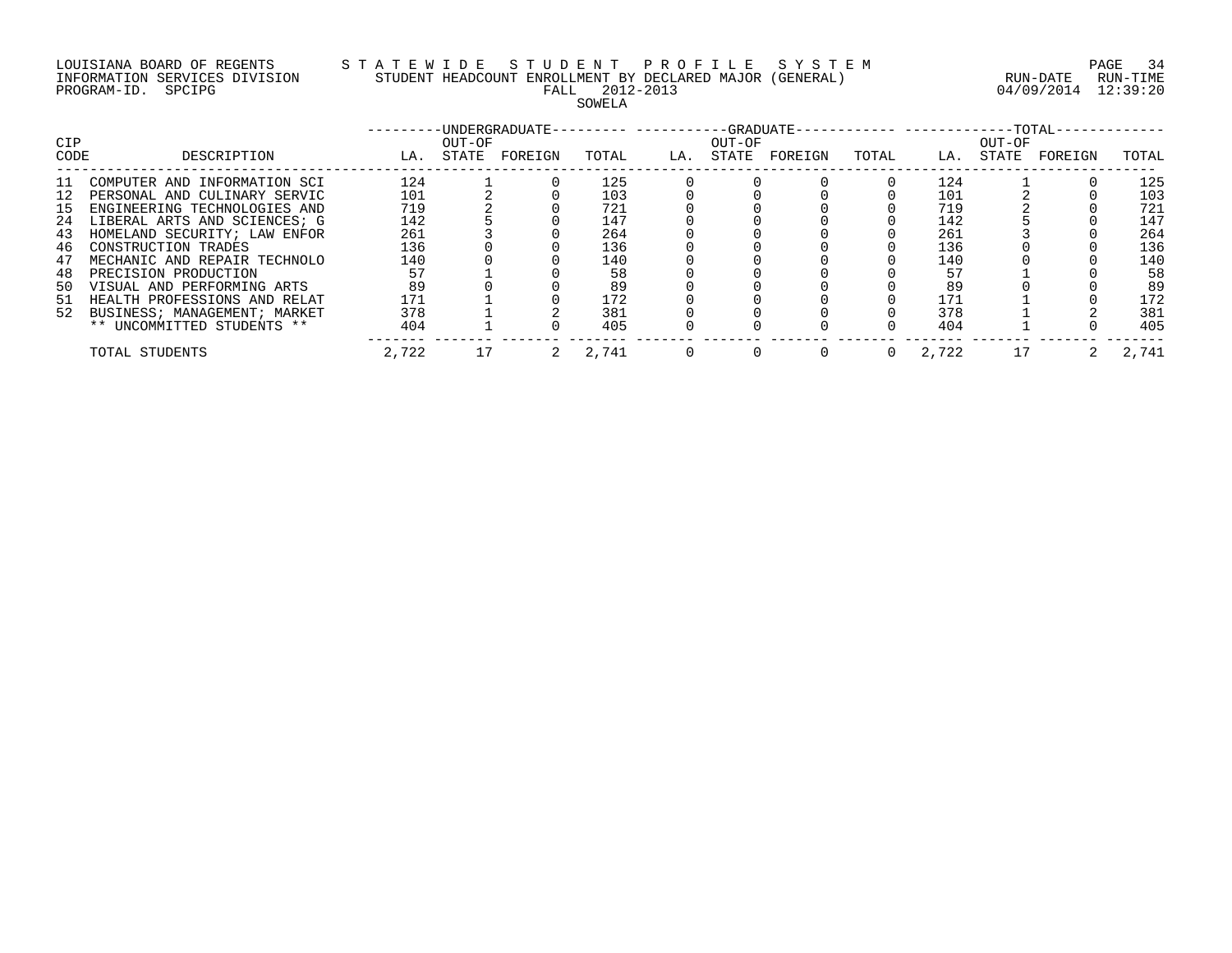LOUISIANA BOARD OF REGENTS
INFORMATION SERVICES DIVISION
PROGRAM-ID. SPCIPG

STATEWIDE STUDENT PROFILE SYSTEM
STUDENT HEADCOUNT ENROLLMENT BY DECLARED MAJOR (GENERAL)
FALL 2012-2013
SOWELA

RUN-DATE 04/09/2014 RUN-TIME 12:39:20

| CIP CODE | DESCRIPTION | UNDERGRADUATE LA. | UNDERGRADUATE OUT-OF STATE | UNDERGRADUATE FOREIGN | UNDERGRADUATE TOTAL | GRADUATE LA. | GRADUATE OUT-OF STATE | GRADUATE FOREIGN | GRADUATE TOTAL | TOTAL LA. | TOTAL OUT-OF STATE | TOTAL FOREIGN | TOTAL TOTAL |
|---|---|---|---|---|---|---|---|---|---|---|---|---|---|
| 11 | COMPUTER AND INFORMATION SCI | 124 | 1 | 0 | 125 | 0 | 0 | 0 | 0 | 124 | 1 | 0 | 125 |
| 12 | PERSONAL AND CULINARY SERVIC | 101 | 2 | 0 | 103 | 0 | 0 | 0 | 0 | 101 | 2 | 0 | 103 |
| 15 | ENGINEERING TECHNOLOGIES AND | 719 | 2 | 0 | 721 | 0 | 0 | 0 | 0 | 719 | 2 | 0 | 721 |
| 24 | LIBERAL ARTS AND SCIENCES; G | 142 | 5 | 0 | 147 | 0 | 0 | 0 | 0 | 142 | 5 | 0 | 147 |
| 43 | HOMELAND SECURITY; LAW ENFOR | 261 | 3 | 0 | 264 | 0 | 0 | 0 | 0 | 261 | 3 | 0 | 264 |
| 46 | CONSTRUCTION TRADES | 136 | 0 | 0 | 136 | 0 | 0 | 0 | 0 | 136 | 0 | 0 | 136 |
| 47 | MECHANIC AND REPAIR TECHNOLO | 140 | 0 | 0 | 140 | 0 | 0 | 0 | 0 | 140 | 0 | 0 | 140 |
| 48 | PRECISION PRODUCTION | 57 | 1 | 0 | 58 | 0 | 0 | 0 | 0 | 57 | 1 | 0 | 58 |
| 50 | VISUAL AND PERFORMING ARTS | 89 | 0 | 0 | 89 | 0 | 0 | 0 | 0 | 89 | 0 | 0 | 89 |
| 51 | HEALTH PROFESSIONS AND RELAT | 171 | 1 | 0 | 172 | 0 | 0 | 0 | 0 | 171 | 1 | 0 | 172 |
| 52 | BUSINESS; MANAGEMENT; MARKET | 378 | 1 | 2 | 381 | 0 | 0 | 0 | 0 | 378 | 1 | 2 | 381 |
| | ** UNCOMMITTED STUDENTS ** | 404 | 1 | 0 | 405 | 0 | 0 | 0 | 0 | 404 | 1 | 0 | 405 |
| | TOTAL STUDENTS | 2,722 | 17 | 2 | 2,741 | 0 | 0 | 0 | 0 | 2,722 | 17 | 2 | 2,741 |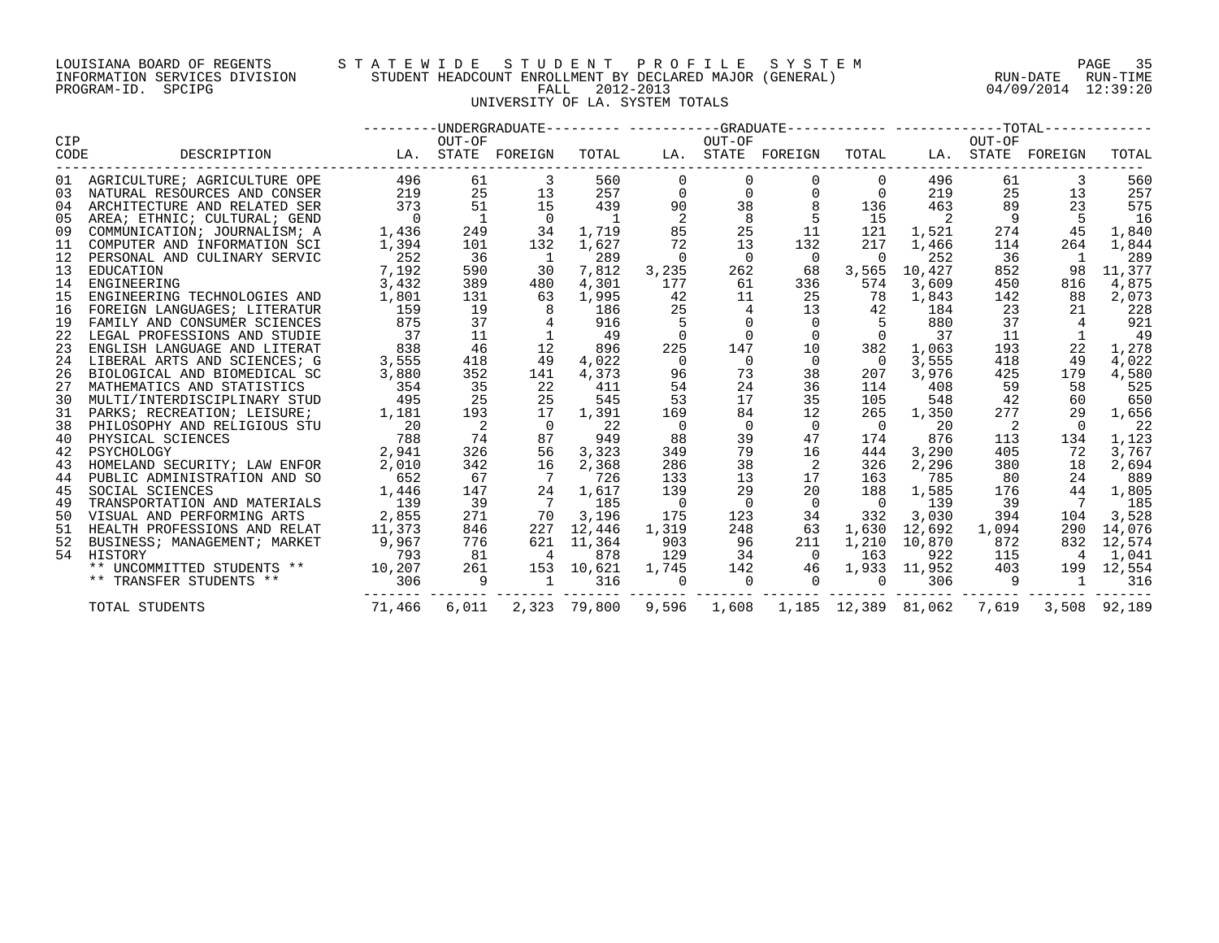LOUISIANA BOARD OF REGENTS — STATEWIDE STUDENT PROFILE SYSTEM
INFORMATION SERVICES DIVISION — STUDENT HEADCOUNT ENROLLMENT BY DECLARED MAJOR (GENERAL) — RUN-DATE 04/09/2014 RUN-TIME 12:39:20
PROGRAM-ID. SPCIPG — FALL 2012-2013

UNIVERSITY OF LA. SYSTEM TOTALS

| CIP CODE | DESCRIPTION | UNDERGRADUATE LA. | UNDERGRADUATE OUT-OF STATE | UNDERGRADUATE FOREIGN | UNDERGRADUATE TOTAL | GRADUATE LA. | GRADUATE OUT-OF STATE | GRADUATE FOREIGN | GRADUATE TOTAL | TOTAL LA. | TOTAL OUT-OF STATE | TOTAL FOREIGN | TOTAL TOTAL |
|---|---|---|---|---|---|---|---|---|---|---|---|---|---|
| 01 | AGRICULTURE; AGRICULTURE OPE | 496 | 61 | 3 | 560 | 0 | 0 | 0 | 0 | 496 | 61 | 3 | 560 |
| 03 | NATURAL RESOURCES AND CONSER | 219 | 25 | 13 | 257 | 0 | 0 | 0 | 0 | 219 | 25 | 13 | 257 |
| 04 | ARCHITECTURE AND RELATED SER | 373 | 51 | 15 | 439 | 90 | 38 | 8 | 136 | 463 | 89 | 23 | 575 |
| 05 | AREA; ETHNIC; CULTURAL; GEND | 0 | 1 | 0 | 1 | 2 | 8 | 5 | 15 | 2 | 9 | 5 | 16 |
| 09 | COMMUNICATION; JOURNALISM; A | 1,436 | 249 | 34 | 1,719 | 85 | 25 | 11 | 121 | 1,521 | 274 | 45 | 1,840 |
| 11 | COMPUTER AND INFORMATION SCI | 1,394 | 101 | 132 | 1,627 | 72 | 13 | 132 | 217 | 1,466 | 114 | 264 | 1,844 |
| 12 | PERSONAL AND CULINARY SERVIC | 252 | 36 | 1 | 289 | 0 | 0 | 0 | 0 | 252 | 36 | 1 | 289 |
| 13 | EDUCATION | 7,192 | 590 | 30 | 7,812 | 3,235 | 262 | 68 | 3,565 | 10,427 | 852 | 98 | 11,377 |
| 14 | ENGINEERING | 3,432 | 389 | 480 | 4,301 | 177 | 61 | 336 | 574 | 3,609 | 450 | 816 | 4,875 |
| 15 | ENGINEERING TECHNOLOGIES AND | 1,801 | 131 | 63 | 1,995 | 42 | 11 | 25 | 78 | 1,843 | 142 | 88 | 2,073 |
| 16 | FOREIGN LANGUAGES; LITERATUR | 159 | 19 | 8 | 186 | 25 | 4 | 13 | 42 | 184 | 23 | 21 | 228 |
| 19 | FAMILY AND CONSUMER SCIENCES | 875 | 37 | 4 | 916 | 5 | 0 | 0 | 5 | 880 | 37 | 4 | 921 |
| 22 | LEGAL PROFESSIONS AND STUDIE | 37 | 11 | 1 | 49 | 0 | 0 | 0 | 0 | 37 | 11 | 1 | 49 |
| 23 | ENGLISH LANGUAGE AND LITERAT | 838 | 46 | 12 | 896 | 225 | 147 | 10 | 382 | 1,063 | 193 | 22 | 1,278 |
| 24 | LIBERAL ARTS AND SCIENCES; G | 3,555 | 418 | 49 | 4,022 | 0 | 0 | 0 | 0 | 3,555 | 418 | 49 | 4,022 |
| 26 | BIOLOGICAL AND BIOMEDICAL SC | 3,880 | 352 | 141 | 4,373 | 96 | 73 | 38 | 207 | 3,976 | 425 | 179 | 4,580 |
| 27 | MATHEMATICS AND STATISTICS | 354 | 35 | 22 | 411 | 54 | 24 | 36 | 114 | 408 | 59 | 58 | 525 |
| 30 | MULTI/INTERDISCIPLINARY STUD | 495 | 25 | 25 | 545 | 53 | 17 | 35 | 105 | 548 | 42 | 60 | 650 |
| 31 | PARKS; RECREATION; LEISURE; | 1,181 | 193 | 17 | 1,391 | 169 | 84 | 12 | 265 | 1,350 | 277 | 29 | 1,656 |
| 38 | PHILOSOPHY AND RELIGIOUS STU | 20 | 2 | 0 | 22 | 0 | 0 | 0 | 0 | 20 | 2 | 0 | 22 |
| 40 | PHYSICAL SCIENCES | 788 | 74 | 87 | 949 | 88 | 39 | 47 | 174 | 876 | 113 | 134 | 1,123 |
| 42 | PSYCHOLOGY | 2,941 | 326 | 56 | 3,323 | 349 | 79 | 16 | 444 | 3,290 | 405 | 72 | 3,767 |
| 43 | HOMELAND SECURITY; LAW ENFOR | 2,010 | 342 | 16 | 2,368 | 286 | 38 | 2 | 326 | 2,296 | 380 | 18 | 2,694 |
| 44 | PUBLIC ADMINISTRATION AND SO | 652 | 67 | 7 | 726 | 133 | 13 | 17 | 163 | 785 | 80 | 24 | 889 |
| 45 | SOCIAL SCIENCES | 1,446 | 147 | 24 | 1,617 | 139 | 29 | 20 | 188 | 1,585 | 176 | 44 | 1,805 |
| 49 | TRANSPORTATION AND MATERIALS | 139 | 39 | 7 | 185 | 0 | 0 | 0 | 0 | 139 | 39 | 7 | 185 |
| 50 | VISUAL AND PERFORMING ARTS | 2,855 | 271 | 70 | 3,196 | 175 | 123 | 34 | 332 | 3,030 | 394 | 104 | 3,528 |
| 51 | HEALTH PROFESSIONS AND RELAT | 11,373 | 846 | 227 | 12,446 | 1,319 | 248 | 63 | 1,630 | 12,692 | 1,094 | 290 | 14,076 |
| 52 | BUSINESS; MANAGEMENT; MARKET | 9,967 | 776 | 621 | 11,364 | 903 | 96 | 211 | 1,210 | 10,870 | 872 | 832 | 12,574 |
| 54 | HISTORY | 793 | 81 | 4 | 878 | 129 | 34 | 0 | 163 | 922 | 115 | 4 | 1,041 |
| | ** UNCOMMITTED STUDENTS ** | 10,207 | 261 | 153 | 10,621 | 1,745 | 142 | 46 | 1,933 | 11,952 | 403 | 199 | 12,554 |
| | ** TRANSFER STUDENTS ** | 306 | 9 | 1 | 316 | 0 | 0 | 0 | 0 | 306 | 9 | 1 | 316 |
| | TOTAL STUDENTS | 71,466 | 6,011 | 2,323 | 79,800 | 9,596 | 1,608 | 1,185 | 12,389 | 81,062 | 7,619 | 3,508 | 92,189 |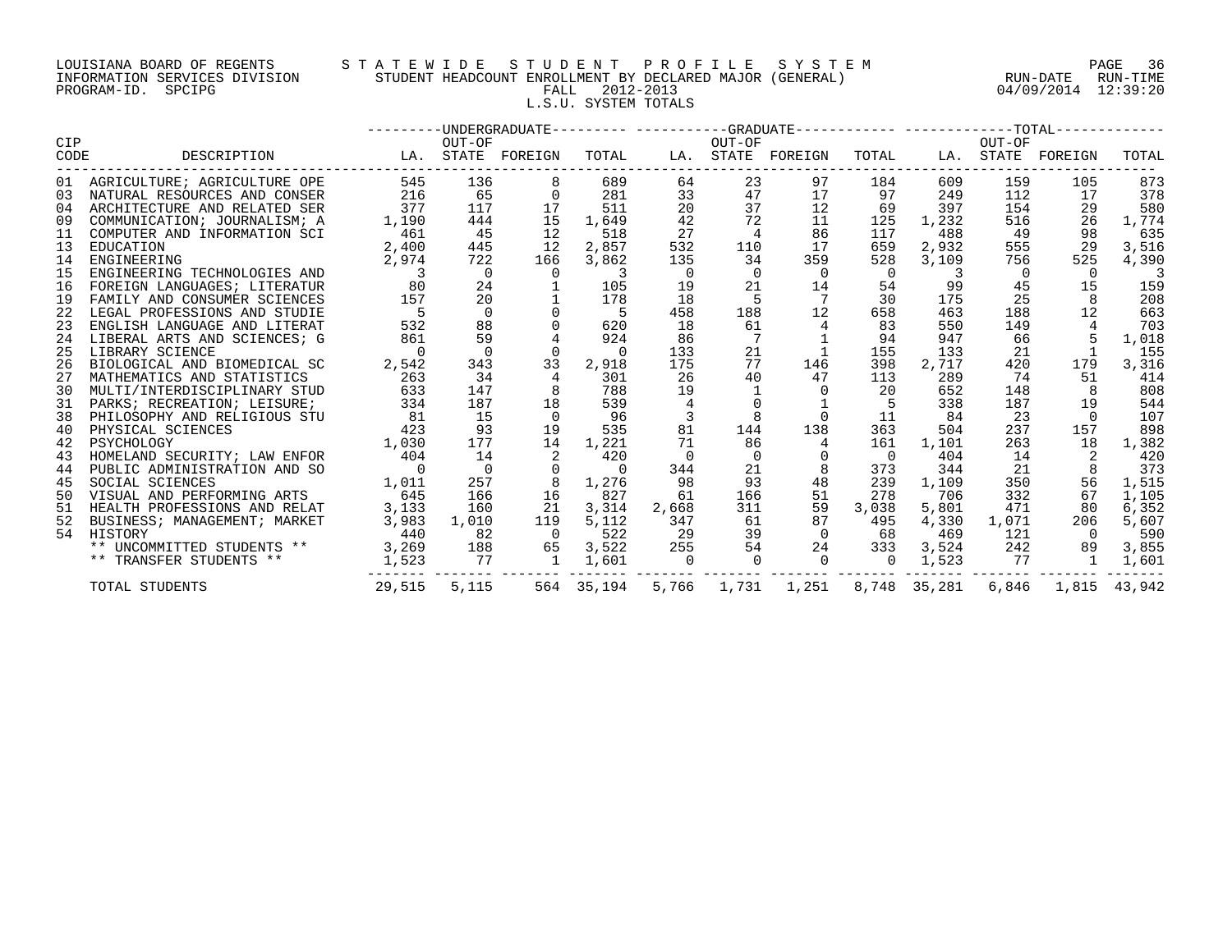LOUISIANA BOARD OF REGENTS
INFORMATION SERVICES DIVISION
PROGRAM-ID. SPCIPG

STATEWIDE STUDENT PROFILE SYSTEM
STUDENT HEADCOUNT ENROLLMENT BY DECLARED MAJOR (GENERAL)
FALL 2012-2013
L.S.U. SYSTEM TOTALS

RUN-DATE 04/09/2014 RUN-TIME 12:39:20

| CIP CODE | DESCRIPTION | UNDERGRADUATE LA. | UNDERGRADUATE OUT-OF STATE | UNDERGRADUATE FOREIGN | UNDERGRADUATE TOTAL | GRADUATE LA. | GRADUATE OUT-OF STATE | GRADUATE FOREIGN | GRADUATE TOTAL | TOTAL LA. | TOTAL OUT-OF STATE | TOTAL FOREIGN | TOTAL TOTAL |
|---|---|---|---|---|---|---|---|---|---|---|---|---|---|
| 01 | AGRICULTURE; AGRICULTURE OPE | 545 | 136 | 8 | 689 | 64 | 23 | 97 | 184 | 609 | 159 | 105 | 873 |
| 03 | NATURAL RESOURCES AND CONSER | 216 | 65 | 0 | 281 | 33 | 47 | 17 | 97 | 249 | 112 | 17 | 378 |
| 04 | ARCHITECTURE AND RELATED SER | 377 | 117 | 17 | 511 | 20 | 37 | 12 | 69 | 397 | 154 | 29 | 580 |
| 09 | COMMUNICATION; JOURNALISM; A | 1,190 | 444 | 15 | 1,649 | 42 | 72 | 11 | 125 | 1,232 | 516 | 26 | 1,774 |
| 11 | COMPUTER AND INFORMATION SCI | 461 | 45 | 12 | 518 | 27 | 4 | 86 | 117 | 488 | 49 | 98 | 635 |
| 13 | EDUCATION | 2,400 | 445 | 12 | 2,857 | 532 | 110 | 17 | 659 | 2,932 | 555 | 29 | 3,516 |
| 14 | ENGINEERING | 2,974 | 722 | 166 | 3,862 | 135 | 34 | 359 | 528 | 3,109 | 756 | 525 | 4,390 |
| 15 | ENGINEERING TECHNOLOGIES AND | 3 | 0 | 0 | 3 | 0 | 0 | 0 | 0 | 3 | 0 | 0 | 3 |
| 16 | FOREIGN LANGUAGES; LITERATUR | 80 | 24 | 1 | 105 | 19 | 21 | 14 | 54 | 99 | 45 | 15 | 159 |
| 19 | FAMILY AND CONSUMER SCIENCES | 157 | 20 | 1 | 178 | 18 | 5 | 7 | 30 | 175 | 25 | 8 | 208 |
| 22 | LEGAL PROFESSIONS AND STUDIE | 5 | 0 | 0 | 5 | 458 | 188 | 12 | 658 | 463 | 188 | 12 | 663 |
| 23 | ENGLISH LANGUAGE AND LITERAT | 532 | 88 | 0 | 620 | 18 | 61 | 4 | 83 | 550 | 149 | 4 | 703 |
| 24 | LIBERAL ARTS AND SCIENCES; G | 861 | 59 | 4 | 924 | 86 | 7 | 1 | 94 | 947 | 66 | 5 | 1,018 |
| 25 | LIBRARY SCIENCE | 0 | 0 | 0 | 0 | 133 | 21 | 1 | 155 | 133 | 21 | 1 | 155 |
| 26 | BIOLOGICAL AND BIOMEDICAL SC | 2,542 | 343 | 33 | 2,918 | 175 | 77 | 146 | 398 | 2,717 | 420 | 179 | 3,316 |
| 27 | MATHEMATICS AND STATISTICS | 263 | 34 | 4 | 301 | 26 | 40 | 47 | 113 | 289 | 74 | 51 | 414 |
| 30 | MULTI/INTERDISCIPLINARY STUD | 633 | 147 | 8 | 788 | 19 | 1 | 0 | 20 | 652 | 148 | 8 | 808 |
| 31 | PARKS; RECREATION; LEISURE; | 334 | 187 | 18 | 539 | 4 | 0 | 1 | 5 | 338 | 187 | 19 | 544 |
| 38 | PHILOSOPHY AND RELIGIOUS STU | 81 | 15 | 0 | 96 | 3 | 8 | 0 | 11 | 84 | 23 | 0 | 107 |
| 40 | PHYSICAL SCIENCES | 423 | 93 | 19 | 535 | 81 | 144 | 138 | 363 | 504 | 237 | 157 | 898 |
| 42 | PSYCHOLOGY | 1,030 | 177 | 14 | 1,221 | 71 | 86 | 4 | 161 | 1,101 | 263 | 18 | 1,382 |
| 43 | HOMELAND SECURITY; LAW ENFOR | 404 | 14 | 2 | 420 | 0 | 0 | 0 | 0 | 404 | 14 | 2 | 420 |
| 44 | PUBLIC ADMINISTRATION AND SO | 0 | 0 | 0 | 0 | 344 | 21 | 8 | 373 | 344 | 21 | 8 | 373 |
| 45 | SOCIAL SCIENCES | 1,011 | 257 | 8 | 1,276 | 98 | 93 | 48 | 239 | 1,109 | 350 | 56 | 1,515 |
| 50 | VISUAL AND PERFORMING ARTS | 645 | 166 | 16 | 827 | 61 | 166 | 51 | 278 | 706 | 332 | 67 | 1,105 |
| 51 | HEALTH PROFESSIONS AND RELAT | 3,133 | 160 | 21 | 3,314 | 2,668 | 311 | 59 | 3,038 | 5,801 | 471 | 80 | 6,352 |
| 52 | BUSINESS; MANAGEMENT; MARKET | 3,983 | 1,010 | 119 | 5,112 | 347 | 61 | 87 | 495 | 4,330 | 1,071 | 206 | 5,607 |
| 54 | HISTORY | 440 | 82 | 0 | 522 | 29 | 39 | 0 | 68 | 469 | 121 | 0 | 590 |
| | ** UNCOMMITTED STUDENTS ** | 3,269 | 188 | 65 | 3,522 | 255 | 54 | 24 | 333 | 3,524 | 242 | 89 | 3,855 |
| | ** TRANSFER STUDENTS ** | 1,523 | 77 | 1 | 1,601 | 0 | 0 | 0 | 0 | 1,523 | 77 | 1 | 1,601 |
| | TOTAL STUDENTS | 29,515 | 5,115 | 564 | 35,194 | 5,766 | 1,731 | 1,251 | 8,748 | 35,281 | 6,846 | 1,815 | 43,942 |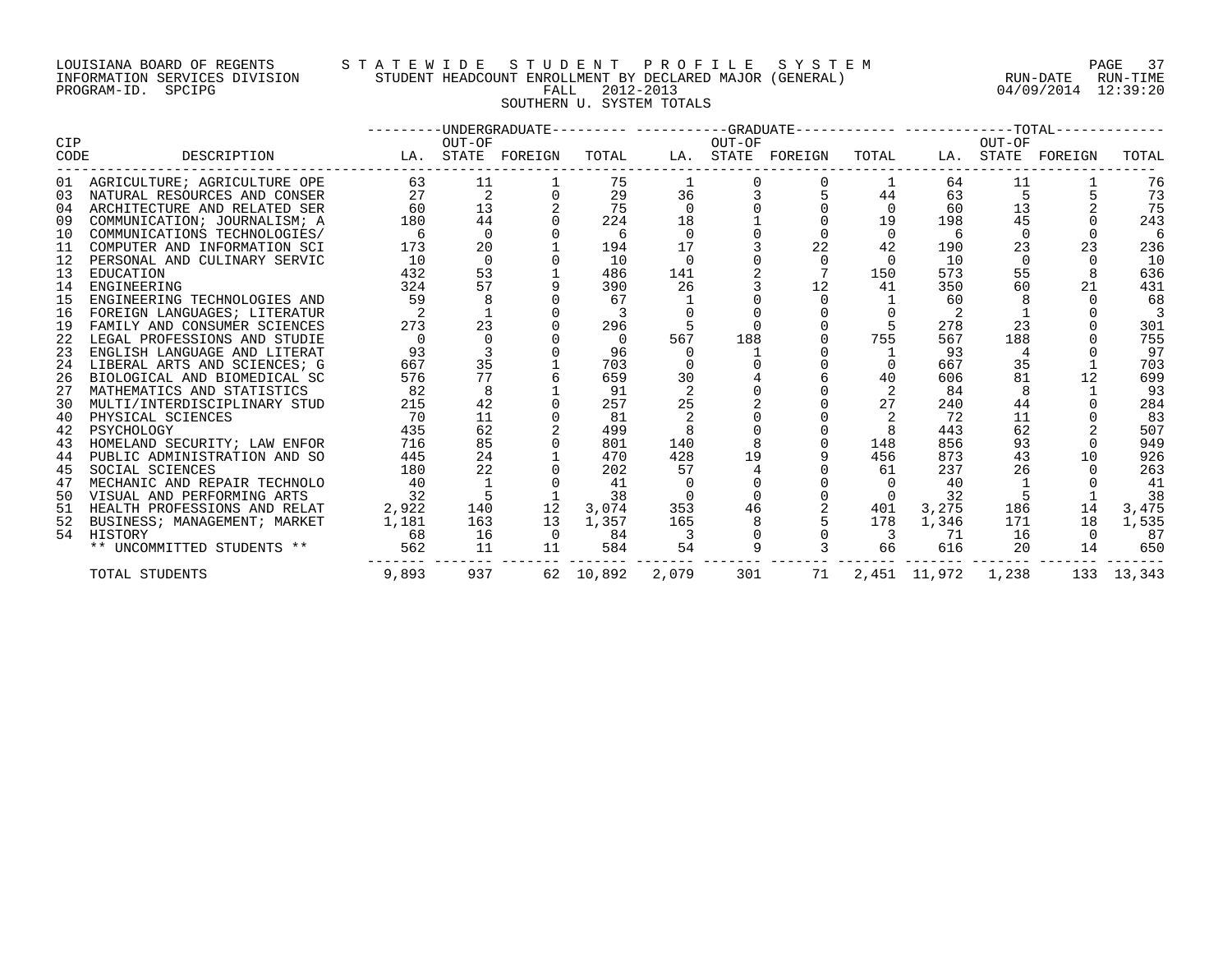LOUISIANA BOARD OF REGENTS — STATEWIDE STUDENT PROFILE SYSTEM
INFORMATION SERVICES DIVISION — STUDENT HEADCOUNT ENROLLMENT BY DECLARED MAJOR (GENERAL) — RUN-DATE 04/09/2014 RUN-TIME 12:39:20
PROGRAM-ID. SPCIPG — FALL 2012-2013

SOUTHERN U. SYSTEM TOTALS

| CIP CODE | DESCRIPTION | UNDERGRADUATE LA. | UNDERGRADUATE OUT-OF STATE | UNDERGRADUATE FOREIGN | UNDERGRADUATE TOTAL | GRADUATE LA. | GRADUATE OUT-OF STATE | GRADUATE FOREIGN | GRADUATE TOTAL | TOTAL LA. | TOTAL OUT-OF STATE | TOTAL FOREIGN | TOTAL TOTAL |
|---|---|---|---|---|---|---|---|---|---|---|---|---|---|
| 01 | AGRICULTURE; AGRICULTURE OPE | 63 | 11 | 1 | 75 | 1 | 0 | 0 | 1 | 64 | 11 | 1 | 76 |
| 03 | NATURAL RESOURCES AND CONSER | 27 | 2 | 0 | 29 | 36 | 3 | 5 | 44 | 63 | 5 | 5 | 73 |
| 04 | ARCHITECTURE AND RELATED SER | 60 | 13 | 2 | 75 | 0 | 0 | 0 | 0 | 60 | 13 | 2 | 75 |
| 09 | COMMUNICATION; JOURNALISM; A | 180 | 44 | 0 | 224 | 18 | 1 | 0 | 19 | 198 | 45 | 0 | 243 |
| 10 | COMMUNICATIONS TECHNOLOGIES/ | 6 | 0 | 0 | 6 | 0 | 0 | 0 | 0 | 6 | 0 | 0 | 6 |
| 11 | COMPUTER AND INFORMATION SCI | 173 | 20 | 1 | 194 | 17 | 3 | 22 | 42 | 190 | 23 | 23 | 236 |
| 12 | PERSONAL AND CULINARY SERVIC | 10 | 0 | 0 | 10 | 0 | 0 | 0 | 0 | 10 | 0 | 0 | 10 |
| 13 | EDUCATION | 432 | 53 | 1 | 486 | 141 | 2 | 7 | 150 | 573 | 55 | 8 | 636 |
| 14 | ENGINEERING | 324 | 57 | 9 | 390 | 26 | 3 | 12 | 41 | 350 | 60 | 21 | 431 |
| 15 | ENGINEERING TECHNOLOGIES AND | 59 | 8 | 0 | 67 | 1 | 0 | 0 | 1 | 60 | 8 | 0 | 68 |
| 16 | FOREIGN LANGUAGES; LITERATUR | 2 | 1 | 0 | 3 | 0 | 0 | 0 | 0 | 2 | 1 | 0 | 3 |
| 19 | FAMILY AND CONSUMER SCIENCES | 273 | 23 | 0 | 296 | 5 | 0 | 0 | 5 | 278 | 23 | 0 | 301 |
| 22 | LEGAL PROFESSIONS AND STUDIE | 0 | 0 | 0 | 0 | 567 | 188 | 0 | 755 | 567 | 188 | 0 | 755 |
| 23 | ENGLISH LANGUAGE AND LITERAT | 93 | 3 | 0 | 96 | 0 | 1 | 0 | 1 | 93 | 4 | 0 | 97 |
| 24 | LIBERAL ARTS AND SCIENCES; G | 667 | 35 | 1 | 703 | 0 | 0 | 0 | 0 | 667 | 35 | 1 | 703 |
| 26 | BIOLOGICAL AND BIOMEDICAL SC | 576 | 77 | 6 | 659 | 30 | 4 | 6 | 40 | 606 | 81 | 12 | 699 |
| 27 | MATHEMATICS AND STATISTICS | 82 | 8 | 1 | 91 | 2 | 0 | 0 | 2 | 84 | 8 | 1 | 93 |
| 30 | MULTI/INTERDISCIPLINARY STUD | 215 | 42 | 0 | 257 | 25 | 2 | 0 | 27 | 240 | 44 | 0 | 284 |
| 40 | PHYSICAL SCIENCES | 70 | 11 | 0 | 81 | 2 | 0 | 0 | 2 | 72 | 11 | 0 | 83 |
| 42 | PSYCHOLOGY | 435 | 62 | 2 | 499 | 8 | 0 | 0 | 8 | 443 | 62 | 2 | 507 |
| 43 | HOMELAND SECURITY; LAW ENFOR | 716 | 85 | 0 | 801 | 140 | 8 | 0 | 148 | 856 | 93 | 0 | 949 |
| 44 | PUBLIC ADMINISTRATION AND SO | 445 | 24 | 1 | 470 | 428 | 19 | 9 | 456 | 873 | 43 | 10 | 926 |
| 45 | SOCIAL SCIENCES | 180 | 22 | 0 | 202 | 57 | 4 | 0 | 61 | 237 | 26 | 0 | 263 |
| 47 | MECHANIC AND REPAIR TECHNOLO | 40 | 1 | 0 | 41 | 0 | 0 | 0 | 0 | 40 | 1 | 0 | 41 |
| 50 | VISUAL AND PERFORMING ARTS | 32 | 5 | 1 | 38 | 0 | 0 | 0 | 0 | 32 | 5 | 1 | 38 |
| 51 | HEALTH PROFESSIONS AND RELAT | 2,922 | 140 | 12 | 3,074 | 353 | 46 | 2 | 401 | 3,275 | 186 | 14 | 3,475 |
| 52 | BUSINESS; MANAGEMENT; MARKET | 1,181 | 163 | 13 | 1,357 | 165 | 8 | 5 | 178 | 1,346 | 171 | 18 | 1,535 |
| 54 | HISTORY | 68 | 16 | 0 | 84 | 3 | 0 | 0 | 3 | 71 | 16 | 0 | 87 |
| | ** UNCOMMITTED STUDENTS ** | 562 | 11 | 11 | 584 | 54 | 9 | 3 | 66 | 616 | 20 | 14 | 650 |
| | TOTAL STUDENTS | 9,893 | 937 | 62 | 10,892 | 2,079 | 301 | 71 | 2,451 | 11,972 | 1,238 | 133 | 13,343 |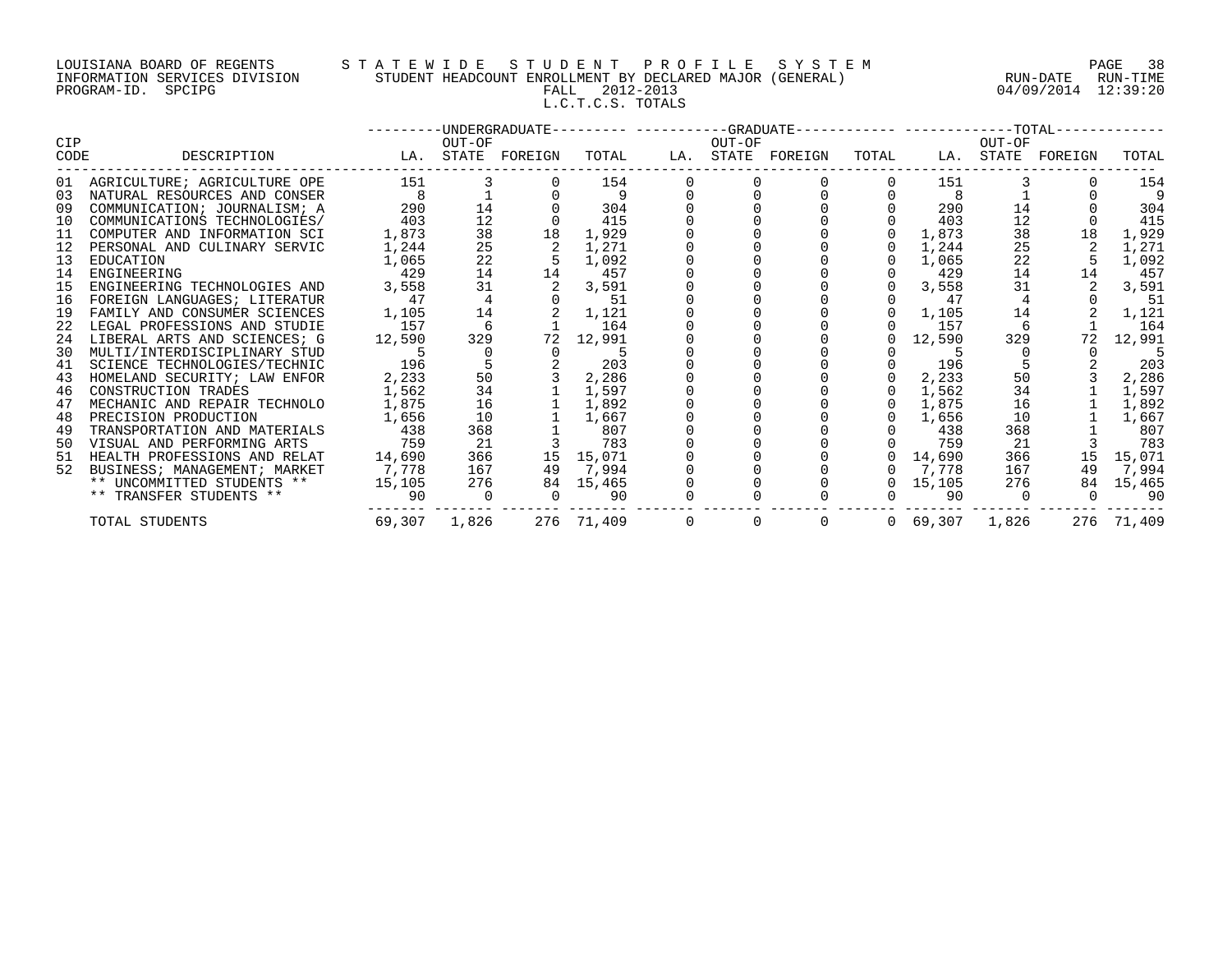LOUISIANA BOARD OF REGENTS
INFORMATION SERVICES DIVISION
PROGRAM-ID. SPCIPG

STATEWIDE STUDENT PROFILE SYSTEM
STUDENT HEADCOUNT ENROLLMENT BY DECLARED MAJOR (GENERAL)
FALL 2012-2013
L.C.T.C.S. TOTALS

RUN-DATE 04/09/2014 RUN-TIME 12:39:20

| CIP CODE | DESCRIPTION | UNDERGRADUATE LA. | OUT-OF STATE | FOREIGN | TOTAL | GRADUATE LA. | OUT-OF STATE | FOREIGN | TOTAL | TOTAL LA. | OUT-OF STATE | FOREIGN | TOTAL |
|---|---|---|---|---|---|---|---|---|---|---|---|---|---|
| 01 | AGRICULTURE; AGRICULTURE OPE | 151 | 3 | 0 | 154 | 0 | 0 | 0 | 0 | 151 | 3 | 0 | 154 |
| 03 | NATURAL RESOURCES AND CONSER | 8 | 1 | 0 | 9 | 0 | 0 | 0 | 0 | 8 | 1 | 0 | 9 |
| 09 | COMMUNICATION; JOURNALISM; A | 290 | 14 | 0 | 304 | 0 | 0 | 0 | 0 | 290 | 14 | 0 | 304 |
| 10 | COMMUNICATIONS TECHNOLOGIES/ | 403 | 12 | 0 | 415 | 0 | 0 | 0 | 0 | 403 | 12 | 0 | 415 |
| 11 | COMPUTER AND INFORMATION SCI | 1,873 | 38 | 18 | 1,929 | 0 | 0 | 0 | 0 | 1,873 | 38 | 18 | 1,929 |
| 12 | PERSONAL AND CULINARY SERVIC | 1,244 | 25 | 2 | 1,271 | 0 | 0 | 0 | 0 | 1,244 | 25 | 2 | 1,271 |
| 13 | EDUCATION | 1,065 | 22 | 5 | 1,092 | 0 | 0 | 0 | 0 | 1,065 | 22 | 5 | 1,092 |
| 14 | ENGINEERING | 429 | 14 | 14 | 457 | 0 | 0 | 0 | 0 | 429 | 14 | 14 | 457 |
| 15 | ENGINEERING TECHNOLOGIES AND | 3,558 | 31 | 2 | 3,591 | 0 | 0 | 0 | 0 | 3,558 | 31 | 2 | 3,591 |
| 16 | FOREIGN LANGUAGES; LITERATUR | 47 | 4 | 0 | 51 | 0 | 0 | 0 | 0 | 47 | 4 | 0 | 51 |
| 19 | FAMILY AND CONSUMER SCIENCES | 1,105 | 14 | 2 | 1,121 | 0 | 0 | 0 | 0 | 1,105 | 14 | 2 | 1,121 |
| 22 | LEGAL PROFESSIONS AND STUDIE | 157 | 6 | 1 | 164 | 0 | 0 | 0 | 0 | 157 | 6 | 1 | 164 |
| 24 | LIBERAL ARTS AND SCIENCES; G | 12,590 | 329 | 72 | 12,991 | 0 | 0 | 0 | 0 | 12,590 | 329 | 72 | 12,991 |
| 30 | MULTI/INTERDISCIPLINARY STUD | 5 | 0 | 0 | 5 | 0 | 0 | 0 | 0 | 5 | 0 | 0 | 5 |
| 41 | SCIENCE TECHNOLOGIES/TECHNIC | 196 | 5 | 2 | 203 | 0 | 0 | 0 | 0 | 196 | 5 | 2 | 203 |
| 43 | HOMELAND SECURITY; LAW ENFOR | 2,233 | 50 | 3 | 2,286 | 0 | 0 | 0 | 0 | 2,233 | 50 | 3 | 2,286 |
| 46 | CONSTRUCTION TRADES | 1,562 | 34 | 1 | 1,597 | 0 | 0 | 0 | 0 | 1,562 | 34 | 1 | 1,597 |
| 47 | MECHANIC AND REPAIR TECHNOLO | 1,875 | 16 | 1 | 1,892 | 0 | 0 | 0 | 0 | 1,875 | 16 | 1 | 1,892 |
| 48 | PRECISION PRODUCTION | 1,656 | 10 | 1 | 1,667 | 0 | 0 | 0 | 0 | 1,656 | 10 | 1 | 1,667 |
| 49 | TRANSPORTATION AND MATERIALS | 438 | 368 | 1 | 807 | 0 | 0 | 0 | 0 | 438 | 368 | 1 | 807 |
| 50 | VISUAL AND PERFORMING ARTS | 759 | 21 | 3 | 783 | 0 | 0 | 0 | 0 | 759 | 21 | 3 | 783 |
| 51 | HEALTH PROFESSIONS AND RELAT | 14,690 | 366 | 15 | 15,071 | 0 | 0 | 0 | 0 | 14,690 | 366 | 15 | 15,071 |
| 52 | BUSINESS; MANAGEMENT; MARKET | 7,778 | 167 | 49 | 7,994 | 0 | 0 | 0 | 0 | 7,778 | 167 | 49 | 7,994 |
| | ** UNCOMMITTED STUDENTS ** | 15,105 | 276 | 84 | 15,465 | 0 | 0 | 0 | 0 | 15,105 | 276 | 84 | 15,465 |
| | ** TRANSFER STUDENTS ** | 90 | 0 | 0 | 90 | 0 | 0 | 0 | 0 | 90 | 0 | 0 | 90 |
| | TOTAL STUDENTS | 69,307 | 1,826 | 276 | 71,409 | 0 | 0 | 0 | 0 | 69,307 | 1,826 | 276 | 71,409 |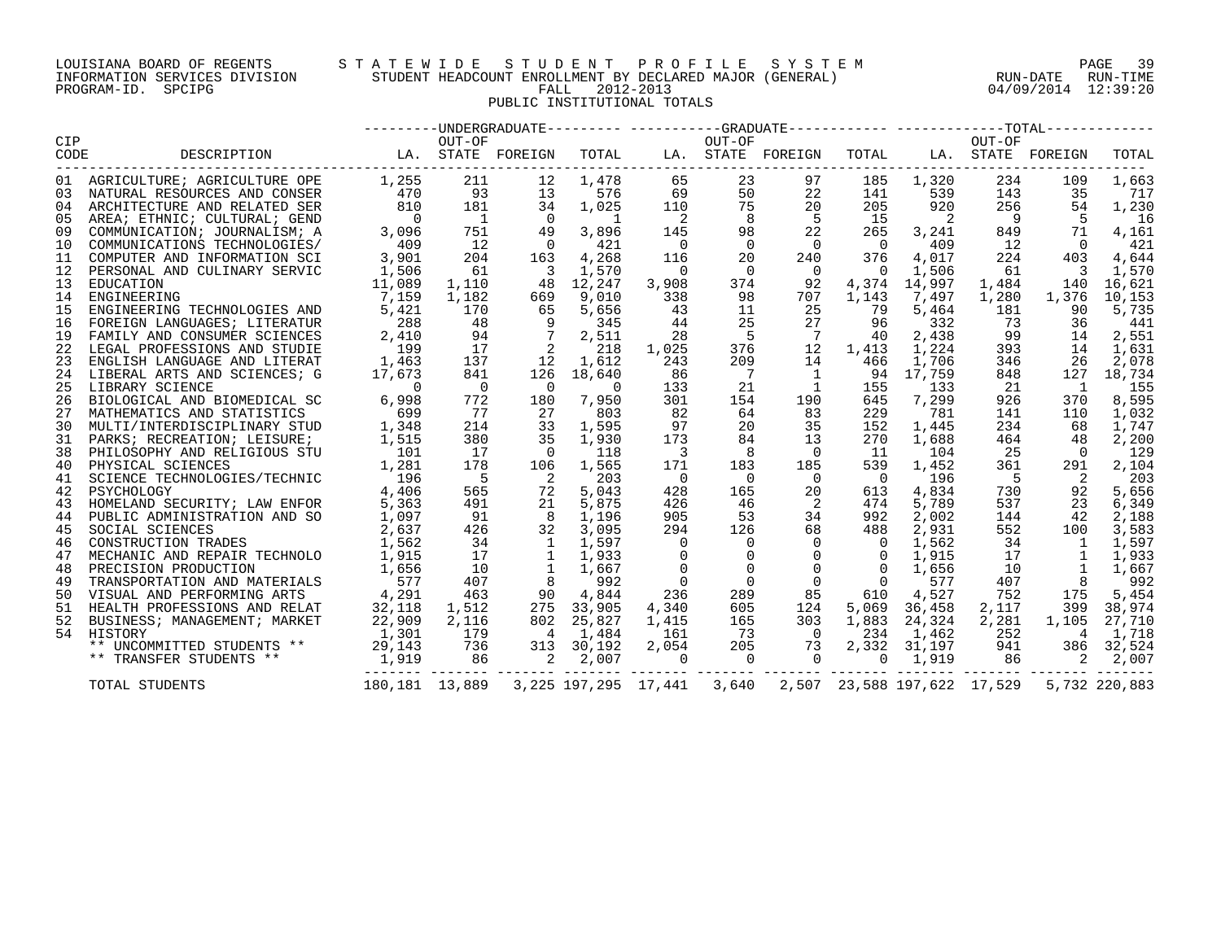LOUISIANA BOARD OF REGENTS — STATEWIDE STUDENT PROFILE SYSTEM

INFORMATION SERVICES DIVISION — STUDENT HEADCOUNT ENROLLMENT BY DECLARED MAJOR (GENERAL) — RUN-DATE 04/09/2014 RUN-TIME 12:39:20

PROGRAM-ID. SPCIPG — FALL 2012-2013

PUBLIC INSTITUTIONAL TOTALS

| CIP CODE | DESCRIPTION | UNDERGRADUATE LA. | UNDERGRADUATE OUT-OF STATE | UNDERGRADUATE FOREIGN | UNDERGRADUATE TOTAL | GRADUATE LA. | GRADUATE OUT-OF STATE | GRADUATE FOREIGN | GRADUATE TOTAL | TOTAL LA. | TOTAL OUT-OF STATE | TOTAL FOREIGN | TOTAL TOTAL |
|---|---|---|---|---|---|---|---|---|---|---|---|---|---|
| 01 | AGRICULTURE; AGRICULTURE OPE | 1,255 | 211 | 12 | 1,478 | 65 | 23 | 97 | 185 | 1,320 | 234 | 109 | 1,663 |
| 03 | NATURAL RESOURCES AND CONSER | 470 | 93 | 13 | 576 | 69 | 50 | 22 | 141 | 539 | 143 | 35 | 717 |
| 04 | ARCHITECTURE AND RELATED SER | 810 | 181 | 34 | 1,025 | 110 | 75 | 20 | 205 | 920 | 256 | 54 | 1,230 |
| 05 | AREA; ETHNIC; CULTURAL; GEND | 0 | 1 | 0 | 1 | 2 | 8 | 5 | 15 | 2 | 9 | 5 | 16 |
| 09 | COMMUNICATION; JOURNALISM; A | 3,096 | 751 | 49 | 3,896 | 145 | 98 | 22 | 265 | 3,241 | 849 | 71 | 4,161 |
| 10 | COMMUNICATIONS TECHNOLOGIES/ | 409 | 12 | 0 | 421 | 0 | 0 | 0 | 0 | 409 | 12 | 0 | 421 |
| 11 | COMPUTER AND INFORMATION SCI | 3,901 | 204 | 163 | 4,268 | 116 | 20 | 240 | 376 | 4,017 | 224 | 403 | 4,644 |
| 12 | PERSONAL AND CULINARY SERVIC | 1,506 | 61 | 3 | 1,570 | 0 | 0 | 0 | 0 | 1,506 | 61 | 3 | 1,570 |
| 13 | EDUCATION | 11,089 | 1,110 | 48 | 12,247 | 3,908 | 374 | 92 | 4,374 | 14,997 | 1,484 | 140 | 16,621 |
| 14 | ENGINEERING | 7,159 | 1,182 | 669 | 9,010 | 338 | 98 | 707 | 1,143 | 7,497 | 1,280 | 1,376 | 10,153 |
| 15 | ENGINEERING TECHNOLOGIES AND | 5,421 | 170 | 65 | 5,656 | 43 | 11 | 25 | 79 | 5,464 | 181 | 90 | 5,735 |
| 16 | FOREIGN LANGUAGES; LITERATUR | 288 | 48 | 9 | 345 | 44 | 25 | 27 | 96 | 332 | 73 | 36 | 441 |
| 19 | FAMILY AND CONSUMER SCIENCES | 2,410 | 94 | 7 | 2,511 | 28 | 5 | 7 | 40 | 2,438 | 99 | 14 | 2,551 |
| 22 | LEGAL PROFESSIONS AND STUDIE | 199 | 17 | 2 | 218 | 1,025 | 376 | 12 | 1,413 | 1,224 | 393 | 14 | 1,631 |
| 23 | ENGLISH LANGUAGE AND LITERAT | 1,463 | 137 | 12 | 1,612 | 243 | 209 | 14 | 466 | 1,706 | 346 | 26 | 2,078 |
| 24 | LIBERAL ARTS AND SCIENCES; G | 17,673 | 841 | 126 | 18,640 | 86 | 7 | 1 | 94 | 17,759 | 848 | 127 | 18,734 |
| 25 | LIBRARY SCIENCE | 0 | 0 | 0 | 0 | 133 | 21 | 1 | 155 | 133 | 21 | 1 | 155 |
| 26 | BIOLOGICAL AND BIOMEDICAL SC | 6,998 | 772 | 180 | 7,950 | 301 | 154 | 190 | 645 | 7,299 | 926 | 370 | 8,595 |
| 27 | MATHEMATICS AND STATISTICS | 699 | 77 | 27 | 803 | 82 | 64 | 83 | 229 | 781 | 141 | 110 | 1,032 |
| 30 | MULTI/INTERDISCIPLINARY STUD | 1,348 | 214 | 33 | 1,595 | 97 | 20 | 35 | 152 | 1,445 | 234 | 68 | 1,747 |
| 31 | PARKS; RECREATION; LEISURE; | 1,515 | 380 | 35 | 1,930 | 173 | 84 | 13 | 270 | 1,688 | 464 | 48 | 2,200 |
| 38 | PHILOSOPHY AND RELIGIOUS STU | 101 | 17 | 0 | 118 | 3 | 8 | 0 | 11 | 104 | 25 | 0 | 129 |
| 40 | PHYSICAL SCIENCES | 1,281 | 178 | 106 | 1,565 | 171 | 183 | 185 | 539 | 1,452 | 361 | 291 | 2,104 |
| 41 | SCIENCE TECHNOLOGIES/TECHNIC | 196 | 5 | 2 | 203 | 0 | 0 | 0 | 0 | 196 | 5 | 2 | 203 |
| 42 | PSYCHOLOGY | 4,406 | 565 | 72 | 5,043 | 428 | 165 | 20 | 613 | 4,834 | 730 | 92 | 5,656 |
| 43 | HOMELAND SECURITY; LAW ENFOR | 5,363 | 491 | 21 | 5,875 | 426 | 46 | 2 | 474 | 5,789 | 537 | 23 | 6,349 |
| 44 | PUBLIC ADMINISTRATION AND SO | 1,097 | 91 | 8 | 1,196 | 905 | 53 | 34 | 992 | 2,002 | 144 | 42 | 2,188 |
| 45 | SOCIAL SCIENCES | 2,637 | 426 | 32 | 3,095 | 294 | 126 | 68 | 488 | 2,931 | 552 | 100 | 3,583 |
| 46 | CONSTRUCTION TRADES | 1,562 | 34 | 1 | 1,597 | 0 | 0 | 0 | 0 | 1,562 | 34 | 1 | 1,597 |
| 47 | MECHANIC AND REPAIR TECHNOLO | 1,915 | 17 | 1 | 1,933 | 0 | 0 | 0 | 0 | 1,915 | 17 | 1 | 1,933 |
| 48 | PRECISION PRODUCTION | 1,656 | 10 | 1 | 1,667 | 0 | 0 | 0 | 0 | 1,656 | 10 | 1 | 1,667 |
| 49 | TRANSPORTATION AND MATERIALS | 577 | 407 | 8 | 992 | 0 | 0 | 0 | 0 | 577 | 407 | 8 | 992 |
| 50 | VISUAL AND PERFORMING ARTS | 4,291 | 463 | 90 | 4,844 | 236 | 289 | 85 | 610 | 4,527 | 752 | 175 | 5,454 |
| 51 | HEALTH PROFESSIONS AND RELAT | 32,118 | 1,512 | 275 | 33,905 | 4,340 | 605 | 124 | 5,069 | 36,458 | 2,117 | 399 | 38,974 |
| 52 | BUSINESS; MANAGEMENT; MARKET | 22,909 | 2,116 | 802 | 25,827 | 1,415 | 165 | 303 | 1,883 | 24,324 | 2,281 | 1,105 | 27,710 |
| 54 | HISTORY | 1,301 | 179 | 4 | 1,484 | 161 | 73 | 0 | 234 | 1,462 | 252 | 4 | 1,718 |
| | ** UNCOMMITTED STUDENTS ** | 29,143 | 736 | 313 | 30,192 | 2,054 | 205 | 73 | 2,332 | 31,197 | 941 | 386 | 32,524 |
| | ** TRANSFER STUDENTS ** | 1,919 | 86 | 2 | 2,007 | 0 | 0 | 0 | 0 | 1,919 | 86 | 2 | 2,007 |
| | TOTAL STUDENTS | 180,181 | 13,889 | 3,225 | 197,295 | 17,441 | 3,640 | 2,507 | 23,588 | 197,622 | 17,529 | 5,732 | 220,883 |